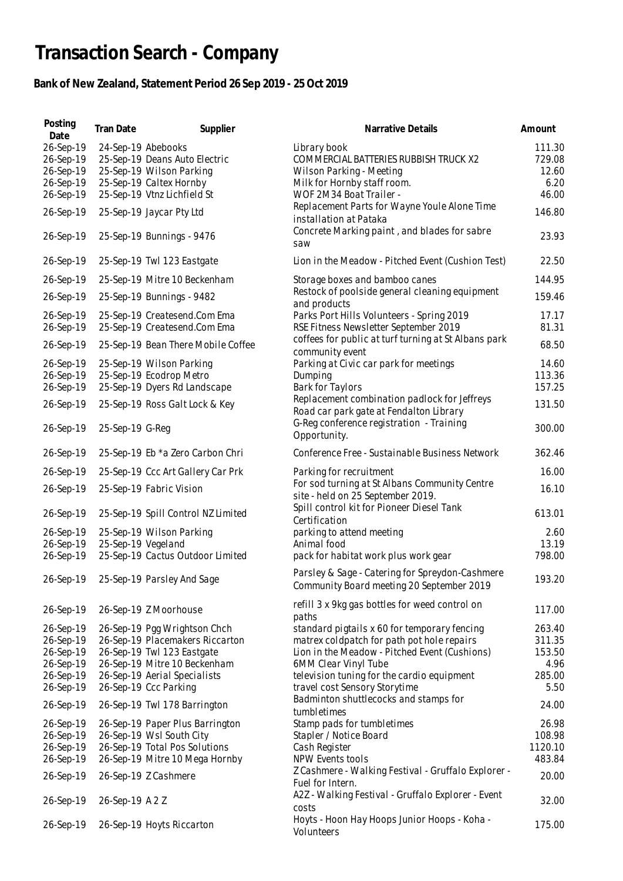# Transaction Search - Company

### Bank of New Zealand, Statement Period 26 Sep 2019 - 25 Oct 2019

| Posting Date | Tran Date | Supplier | Narrative Details | Amount |
|---|---|---|---|---|
| 26-Sep-19 | 24-Sep-19 | Abebooks | Library book | 111.30 |
| 26-Sep-19 | 25-Sep-19 | Deans Auto Electric | COMMERCIAL BATTERIES RUBBISH TRUCK X2 | 729.08 |
| 26-Sep-19 | 25-Sep-19 | Wilson Parking | Wilson Parking - Meeting | 12.60 |
| 26-Sep-19 | 25-Sep-19 | Caltex Hornby | Milk for Hornby staff room. | 6.20 |
| 26-Sep-19 | 25-Sep-19 | Vtnz Lichfield St | WOF 2M34 Boat Trailer - | 46.00 |
| 26-Sep-19 | 25-Sep-19 | Jaycar Pty Ltd | Replacement Parts for Wayne Youle Alone Time installation at Pataka | 146.80 |
| 26-Sep-19 | 25-Sep-19 | Bunnings - 9476 | Concrete Marking paint , and blades for sabre saw | 23.93 |
| 26-Sep-19 | 25-Sep-19 | Twl 123 Eastgate | Lion in the Meadow - Pitched Event (Cushion Test) | 22.50 |
| 26-Sep-19 | 25-Sep-19 | Mitre 10 Beckenham | Storage boxes and bamboo canes | 144.95 |
| 26-Sep-19 | 25-Sep-19 | Bunnings - 9482 | Restock of poolside general cleaning equipment and products | 159.46 |
| 26-Sep-19 | 25-Sep-19 | Createsend.Com Ema | Parks Port Hills Volunteers - Spring 2019 | 17.17 |
| 26-Sep-19 | 25-Sep-19 | Createsend.Com Ema | RSE Fitness Newsletter September 2019 | 81.31 |
| 26-Sep-19 | 25-Sep-19 | Bean There Mobile Coffee | coffees for public at turf turning at St Albans park community event | 68.50 |
| 26-Sep-19 | 25-Sep-19 | Wilson Parking | Parking at Civic car park for meetings | 14.60 |
| 26-Sep-19 | 25-Sep-19 | Ecodrop Metro | Dumping | 113.36 |
| 26-Sep-19 | 25-Sep-19 | Dyers Rd Landscape | Bark for Taylors | 157.25 |
| 26-Sep-19 | 25-Sep-19 | Ross Galt Lock & Key | Replacement combination padlock for Jeffreys Road car park gate at Fendalton Library | 131.50 |
| 26-Sep-19 | 25-Sep-19 | G-Reg | G-Reg conference registration - Training Opportunity. | 300.00 |
| 26-Sep-19 | 25-Sep-19 | Eb *a Zero Carbon Chri | Conference Free - Sustainable Business Network | 362.46 |
| 26-Sep-19 | 25-Sep-19 | Ccc Art Gallery Car Prk | Parking for recruitment | 16.00 |
| 26-Sep-19 | 25-Sep-19 | Fabric Vision | For sod turning at St Albans Community Centre site - held on 25 September 2019. | 16.10 |
| 26-Sep-19 | 25-Sep-19 | Spill Control NZ Limited | Spill control kit for Pioneer Diesel Tank Certification | 613.01 |
| 26-Sep-19 | 25-Sep-19 | Wilson Parking | parking to attend meeting | 2.60 |
| 26-Sep-19 | 25-Sep-19 | Vegeland | Animal food | 13.19 |
| 26-Sep-19 | 25-Sep-19 | Cactus Outdoor Limited | pack for habitat work plus work gear | 798.00 |
| 26-Sep-19 | 25-Sep-19 | Parsley And Sage | Parsley & Sage - Catering for Spreydon-Cashmere Community Board meeting 20 September 2019 | 193.20 |
| 26-Sep-19 | 26-Sep-19 | Z Moorhouse | refill 3 x 9kg gas bottles for weed control on paths | 117.00 |
| 26-Sep-19 | 26-Sep-19 | Pgg Wrightson Chch | standard pigtails x 60 for temporary fencing | 263.40 |
| 26-Sep-19 | 26-Sep-19 | Placemakers Riccarton | matrex coldpatch for path pot hole repairs | 311.35 |
| 26-Sep-19 | 26-Sep-19 | Twl 123 Eastgate | Lion in the Meadow - Pitched Event (Cushions) | 153.50 |
| 26-Sep-19 | 26-Sep-19 | Mitre 10 Beckenham | 6MM Clear Vinyl Tube | 4.96 |
| 26-Sep-19 | 26-Sep-19 | Aerial Specialists | television tuning for the cardio equipment | 285.00 |
| 26-Sep-19 | 26-Sep-19 | Ccc Parking | travel cost Sensory Storytime | 5.50 |
| 26-Sep-19 | 26-Sep-19 | Twl 178 Barrington | Badminton shuttlecocks and stamps for tumbletimes | 24.00 |
| 26-Sep-19 | 26-Sep-19 | Paper Plus Barrington | Stamp pads for tumbletimes | 26.98 |
| 26-Sep-19 | 26-Sep-19 | Wsl South City | Stapler / Notice Board | 108.98 |
| 26-Sep-19 | 26-Sep-19 | Total Pos Solutions | Cash Register | 1120.10 |
| 26-Sep-19 | 26-Sep-19 | Mitre 10 Mega Hornby | NPW Events tools | 483.84 |
| 26-Sep-19 | 26-Sep-19 | Z Cashmere | Z Cashmere - Walking Festival - Gruffalo Explorer - Fuel for Intern. | 20.00 |
| 26-Sep-19 | 26-Sep-19 | A 2 Z | A2Z - Walking Festival - Gruffalo Explorer - Event costs | 32.00 |
| 26-Sep-19 | 26-Sep-19 | Hoyts Riccarton | Hoyts - Hoon Hay Hoops Junior Hoops - Koha - Volunteers | 175.00 |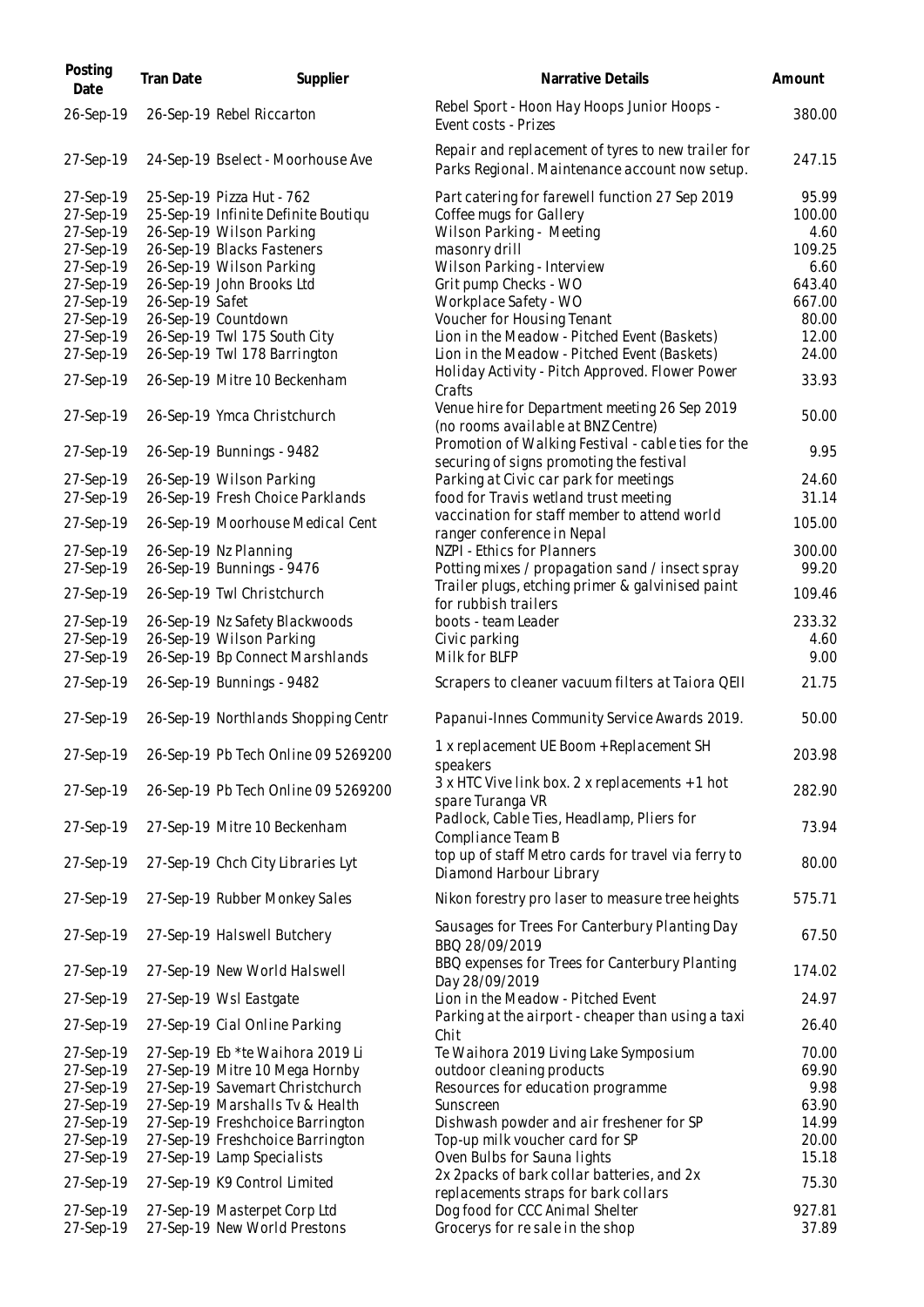| Posting Date | Tran Date | Supplier | Narrative Details | Amount |
|---|---|---|---|---|
| 26-Sep-19 | 26-Sep-19 | Rebel Riccarton | Rebel Sport - Hoon Hay Hoops Junior Hoops - Event costs - Prizes | 380.00 |
| 27-Sep-19 | 24-Sep-19 | Bselect - Moorhouse Ave | Repair and replacement of tyres to new trailer for Parks Regional. Maintenance account now setup. | 247.15 |
| 27-Sep-19 | 25-Sep-19 | Pizza Hut - 762 | Part catering for farewell function 27 Sep 2019 | 95.99 |
| 27-Sep-19 | 25-Sep-19 | Infinite Definite Boutiqu | Coffee mugs for Gallery | 100.00 |
| 27-Sep-19 | 26-Sep-19 | Wilson Parking | Wilson Parking - Meeting | 4.60 |
| 27-Sep-19 | 26-Sep-19 | Blacks Fasteners | masonry drill | 109.25 |
| 27-Sep-19 | 26-Sep-19 | Wilson Parking | Wilson Parking - Interview | 6.60 |
| 27-Sep-19 | 26-Sep-19 | John Brooks Ltd | Grit pump Checks - WO | 643.40 |
| 27-Sep-19 | 26-Sep-19 | Safet | Workplace Safety - WO | 667.00 |
| 27-Sep-19 | 26-Sep-19 | Countdown | Voucher for Housing Tenant | 80.00 |
| 27-Sep-19 | 26-Sep-19 | Twl 175 South City | Lion in the Meadow - Pitched Event (Baskets) | 12.00 |
| 27-Sep-19 | 26-Sep-19 | Twl 178 Barrington | Lion in the Meadow - Pitched Event (Baskets) | 24.00 |
| 27-Sep-19 | 26-Sep-19 | Mitre 10 Beckenham | Holiday Activity - Pitch Approved. Flower Power Crafts | 33.93 |
| 27-Sep-19 | 26-Sep-19 | Ymca Christchurch | Venue hire for Department meeting 26 Sep 2019 (no rooms available at BNZ Centre) | 50.00 |
| 27-Sep-19 | 26-Sep-19 | Bunnings - 9482 | Promotion of Walking Festival - cable ties for the securing of signs promoting the festival | 9.95 |
| 27-Sep-19 | 26-Sep-19 | Wilson Parking | Parking at Civic car park for meetings | 24.60 |
| 27-Sep-19 | 26-Sep-19 | Fresh Choice Parklands | food for Travis wetland trust meeting | 31.14 |
| 27-Sep-19 | 26-Sep-19 | Moorhouse Medical Cent | vaccination for staff member to attend world ranger conference in Nepal | 105.00 |
| 27-Sep-19 | 26-Sep-19 | Nz Planning | NZPI - Ethics for Planners | 300.00 |
| 27-Sep-19 | 26-Sep-19 | Bunnings - 9476 | Potting mixes / propagation sand / insect spray | 99.20 |
| 27-Sep-19 | 26-Sep-19 | Twl Christchurch | Trailer plugs, etching primer & galvinised paint for rubbish trailers | 109.46 |
| 27-Sep-19 | 26-Sep-19 | Nz Safety Blackwoods | boots - team Leader | 233.32 |
| 27-Sep-19 | 26-Sep-19 | Wilson Parking | Civic parking | 4.60 |
| 27-Sep-19 | 26-Sep-19 | Bp Connect Marshlands | Milk for BLFP | 9.00 |
| 27-Sep-19 | 26-Sep-19 | Bunnings - 9482 | Scrapers to cleaner vacuum filters at Taiora QEII | 21.75 |
| 27-Sep-19 | 26-Sep-19 | Northlands Shopping Centr | Papanui-Innes Community Service Awards 2019. | 50.00 |
| 27-Sep-19 | 26-Sep-19 | Pb Tech Online 09 5269200 | 1 x replacement UE Boom + Replacement SH speakers | 203.98 |
| 27-Sep-19 | 26-Sep-19 | Pb Tech Online 09 5269200 | 3 x HTC Vive link box. 2 x replacements + 1 hot spare Turanga VR | 282.90 |
| 27-Sep-19 | 27-Sep-19 | Mitre 10 Beckenham | Padlock, Cable Ties, Headlamp, Pliers for Compliance Team B | 73.94 |
| 27-Sep-19 | 27-Sep-19 | Chch City Libraries Lyt | top up of staff Metro cards for travel via ferry to Diamond Harbour Library | 80.00 |
| 27-Sep-19 | 27-Sep-19 | Rubber Monkey Sales | Nikon forestry pro laser to measure tree heights | 575.71 |
| 27-Sep-19 | 27-Sep-19 | Halswell Butchery | Sausages for Trees For Canterbury Planting Day BBQ 28/09/2019 | 67.50 |
| 27-Sep-19 | 27-Sep-19 | New World Halswell | BBQ expenses for Trees for Canterbury Planting Day 28/09/2019 | 174.02 |
| 27-Sep-19 | 27-Sep-19 | Wsl Eastgate | Lion in the Meadow - Pitched Event | 24.97 |
| 27-Sep-19 | 27-Sep-19 | Cial Online Parking | Parking at the airport - cheaper than using a taxi Chit | 26.40 |
| 27-Sep-19 | 27-Sep-19 | Eb *te Waihora 2019 Li | Te Waihora 2019 Living Lake Symposium | 70.00 |
| 27-Sep-19 | 27-Sep-19 | Mitre 10 Mega Hornby | outdoor cleaning products | 69.90 |
| 27-Sep-19 | 27-Sep-19 | Savemart Christchurch | Resources for education programme | 9.98 |
| 27-Sep-19 | 27-Sep-19 | Marshalls Tv & Health | Sunscreen | 63.90 |
| 27-Sep-19 | 27-Sep-19 | Freshchoice Barrington | Dishwash powder and air freshener for SP | 14.99 |
| 27-Sep-19 | 27-Sep-19 | Freshchoice Barrington | Top-up milk voucher card for SP | 20.00 |
| 27-Sep-19 | 27-Sep-19 | Lamp Specialists | Oven Bulbs for Sauna lights | 15.18 |
| 27-Sep-19 | 27-Sep-19 | K9 Control Limited | 2x 2packs of bark collar batteries, and 2x replacements straps for bark collars | 75.30 |
| 27-Sep-19 | 27-Sep-19 | Masterpet Corp Ltd | Dog food for CCC Animal Shelter | 927.81 |
| 27-Sep-19 | 27-Sep-19 | New World Prestons | Grocerys for re sale in the shop | 37.89 |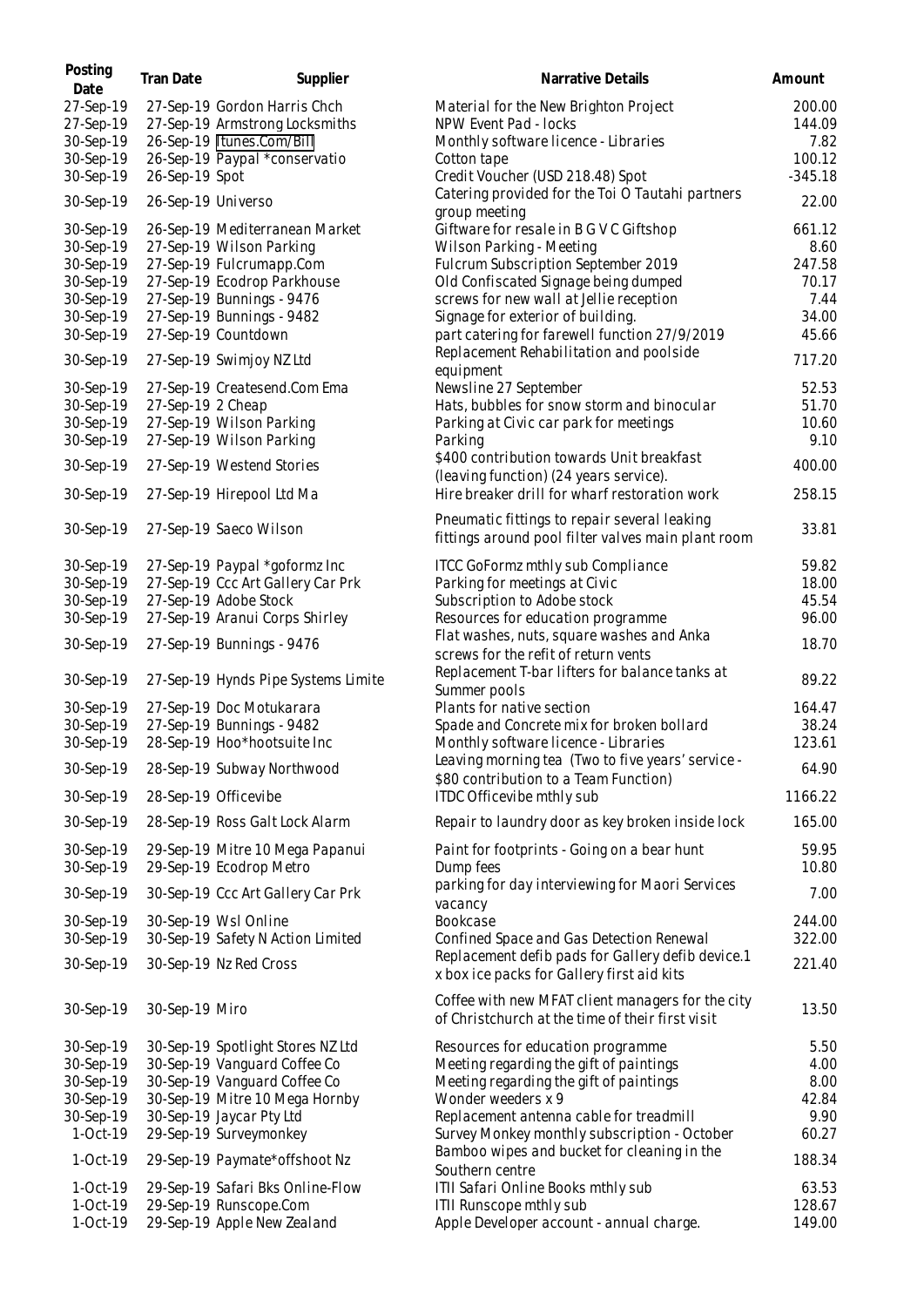| Posting Date | Tran Date | Supplier | Narrative Details | Amount |
|---|---|---|---|---|
| 27-Sep-19 | 27-Sep-19 | Gordon Harris Chch | Material for the New Brighton Project | 200.00 |
| 27-Sep-19 | 27-Sep-19 | Armstrong Locksmiths | NPW Event Pad - locks | 144.09 |
| 30-Sep-19 | 26-Sep-19 | Itunes.Com/Bill | Monthly software licence - Libraries | 7.82 |
| 30-Sep-19 | 26-Sep-19 | Paypal *conservatio | Cotton tape | 100.12 |
| 30-Sep-19 | 26-Sep-19 | Spot | Credit Voucher (USD 218.48) Spot | -345.18 |
| 30-Sep-19 | 26-Sep-19 | Universo | Catering provided for the Toi O Tautahi partners group meeting | 22.00 |
| 30-Sep-19 | 26-Sep-19 | Mediterranean Market | Giftware for resale in B G V C Giftshop | 661.12 |
| 30-Sep-19 | 27-Sep-19 | Wilson Parking | Wilson Parking - Meeting | 8.60 |
| 30-Sep-19 | 27-Sep-19 | Fulcrumapp.Com | Fulcrum Subscription September 2019 | 247.58 |
| 30-Sep-19 | 27-Sep-19 | Ecodrop Parkhouse | Old Confiscated Signage being dumped | 70.17 |
| 30-Sep-19 | 27-Sep-19 | Bunnings - 9476 | screws for new wall at Jellie reception | 7.44 |
| 30-Sep-19 | 27-Sep-19 | Bunnings - 9482 | Signage for exterior of building. | 34.00 |
| 30-Sep-19 | 27-Sep-19 | Countdown | part catering for farewell function 27/9/2019 | 45.66 |
| 30-Sep-19 | 27-Sep-19 | Swimjoy NZ Ltd | Replacement Rehabilitation and poolside equipment | 717.20 |
| 30-Sep-19 | 27-Sep-19 | Createsend.Com Ema | Newsline 27 September | 52.53 |
| 30-Sep-19 | 27-Sep-19 | 2 Cheap | Hats, bubbles for snow storm and binocular | 51.70 |
| 30-Sep-19 | 27-Sep-19 | Wilson Parking | Parking at Civic car park for meetings | 10.60 |
| 30-Sep-19 | 27-Sep-19 | Wilson Parking | Parking | 9.10 |
| 30-Sep-19 | 27-Sep-19 | Westend Stories | $400 contribution towards Unit breakfast (leaving function) (24 years service). | 400.00 |
| 30-Sep-19 | 27-Sep-19 | Hirepool Ltd Ma | Hire breaker drill for wharf restoration work | 258.15 |
| 30-Sep-19 | 27-Sep-19 | Saeco Wilson | Pneumatic fittings to repair several leaking fittings around pool filter valves main plant room | 33.81 |
| 30-Sep-19 | 27-Sep-19 | Paypal *goformz Inc | ITCC GoFormz mthly sub Compliance | 59.82 |
| 30-Sep-19 | 27-Sep-19 | Ccc Art Gallery Car Prk | Parking for meetings at Civic | 18.00 |
| 30-Sep-19 | 27-Sep-19 | Adobe Stock | Subscription to Adobe stock | 45.54 |
| 30-Sep-19 | 27-Sep-19 | Aranui Corps Shirley | Resources for education programme | 96.00 |
| 30-Sep-19 | 27-Sep-19 | Bunnings - 9476 | Flat washes, nuts, square washes and Anka screws for the refit of return vents | 18.70 |
| 30-Sep-19 | 27-Sep-19 | Hynds Pipe Systems Limite | Replacement T-bar lifters for balance tanks at Summer pools | 89.22 |
| 30-Sep-19 | 27-Sep-19 | Doc Motukarara | Plants for native section | 164.47 |
| 30-Sep-19 | 27-Sep-19 | Bunnings - 9482 | Spade and Concrete mix for broken bollard | 38.24 |
| 30-Sep-19 | 28-Sep-19 | Hoo*hootsuite Inc | Monthly software licence - Libraries | 123.61 |
| 30-Sep-19 | 28-Sep-19 | Subway Northwood | Leaving morning tea (Two to five years' service - $80 contribution to a Team Function) | 64.90 |
| 30-Sep-19 | 28-Sep-19 | Officevibe | ITDC Officevibe mthly sub | 1166.22 |
| 30-Sep-19 | 28-Sep-19 | Ross Galt Lock Alarm | Repair to laundry door as key broken inside lock | 165.00 |
| 30-Sep-19 | 29-Sep-19 | Mitre 10 Mega Papanui | Paint for footprints - Going on a bear hunt | 59.95 |
| 30-Sep-19 | 29-Sep-19 | Ecodrop Metro | Dump fees | 10.80 |
| 30-Sep-19 | 30-Sep-19 | Ccc Art Gallery Car Prk | parking for day interviewing for Maori Services vacancy | 7.00 |
| 30-Sep-19 | 30-Sep-19 | Wsl Online | Bookcase | 244.00 |
| 30-Sep-19 | 30-Sep-19 | Safety N Action Limited | Confined Space and Gas Detection Renewal | 322.00 |
| 30-Sep-19 | 30-Sep-19 | Nz Red Cross | Replacement defib pads for Gallery defib device.1 x box ice packs for Gallery first aid kits | 221.40 |
| 30-Sep-19 | 30-Sep-19 | Miro | Coffee with new MFAT client managers for the city of Christchurch at the time of their first visit | 13.50 |
| 30-Sep-19 | 30-Sep-19 | Spotlight Stores NZ Ltd | Resources for education programme | 5.50 |
| 30-Sep-19 | 30-Sep-19 | Vanguard Coffee Co | Meeting regarding the gift of paintings | 4.00 |
| 30-Sep-19 | 30-Sep-19 | Vanguard Coffee Co | Meeting regarding the gift of paintings | 8.00 |
| 30-Sep-19 | 30-Sep-19 | Mitre 10 Mega Hornby | Wonder weeders x 9 | 42.84 |
| 30-Sep-19 | 30-Sep-19 | Jaycar Pty Ltd | Replacement antenna cable for treadmill | 9.90 |
| 1-Oct-19 | 29-Sep-19 | Surveymonkey | Survey Monkey monthly subscription - October | 60.27 |
| 1-Oct-19 | 29-Sep-19 | Paymate*offshoot Nz | Bamboo wipes and bucket for cleaning in the Southern centre | 188.34 |
| 1-Oct-19 | 29-Sep-19 | Safari Bks Online-Flow | ITII Safari Online Books mthly sub | 63.53 |
| 1-Oct-19 | 29-Sep-19 | Runscope.Com | ITII Runscope mthly sub | 128.67 |
| 1-Oct-19 | 29-Sep-19 | Apple New Zealand | Apple Developer account - annual charge. | 149.00 |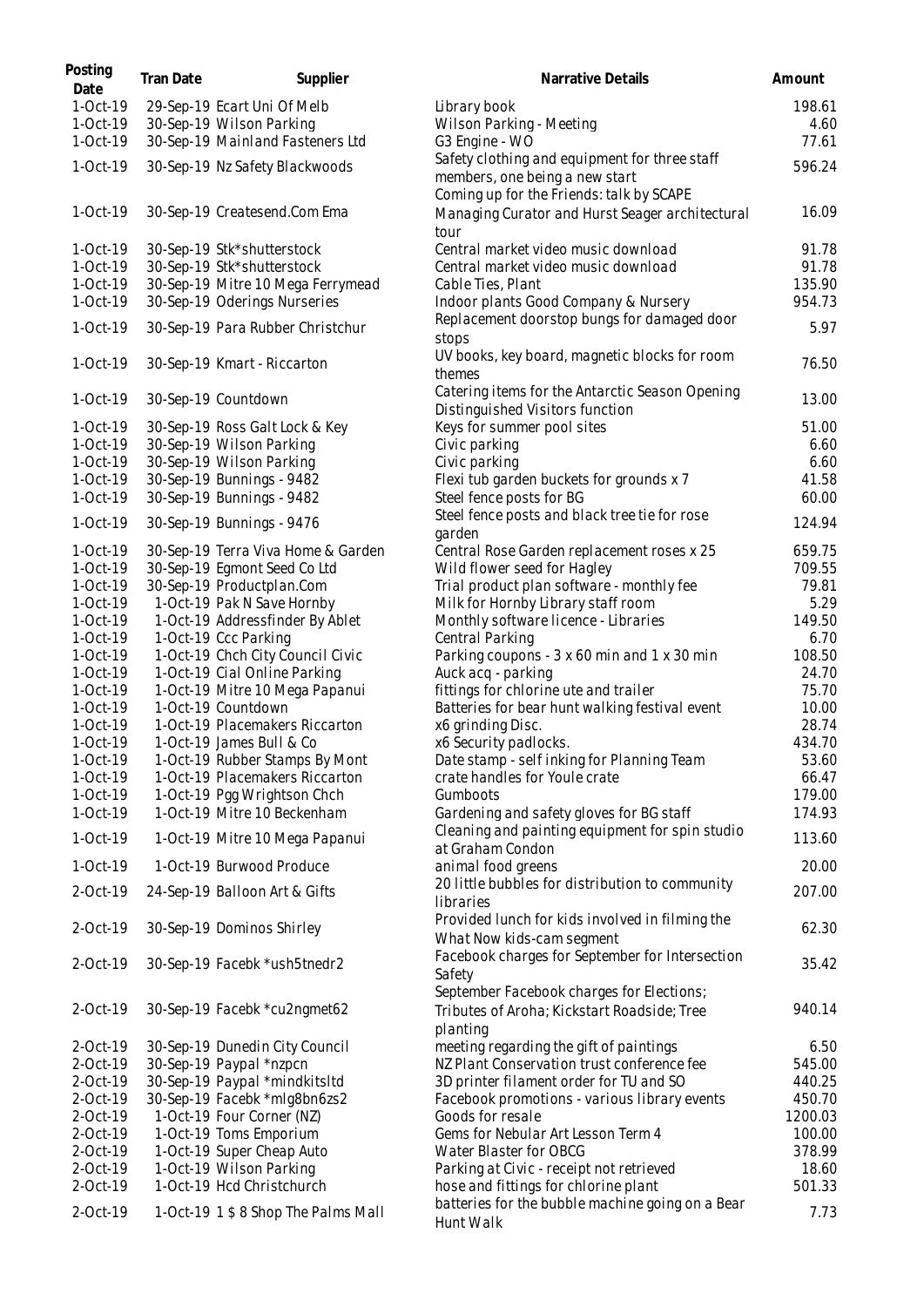| Posting Date | Tran Date | Supplier | Narrative Details | Amount |
|---|---|---|---|---|
| 1-Oct-19 | 29-Sep-19 | Ecart Uni Of Melb | Library book | 198.61 |
| 1-Oct-19 | 30-Sep-19 | Wilson Parking | Wilson Parking - Meeting | 4.60 |
| 1-Oct-19 | 30-Sep-19 | Mainland Fasteners Ltd | G3 Engine - WO | 77.61 |
| 1-Oct-19 | 30-Sep-19 | Nz Safety Blackwoods | Safety clothing and equipment for three staff members, one being a new start | 596.24 |
| 1-Oct-19 | 30-Sep-19 | Createsend.Com Ema | Coming up for the Friends: talk by SCAPE Managing Curator and Hurst Seager architectural tour | 16.09 |
| 1-Oct-19 | 30-Sep-19 | Stk*shutterstock | Central market video music download | 91.78 |
| 1-Oct-19 | 30-Sep-19 | Stk*shutterstock | Central market video music download | 91.78 |
| 1-Oct-19 | 30-Sep-19 | Mitre 10 Mega Ferrymead | Cable Ties, Plant | 135.90 |
| 1-Oct-19 | 30-Sep-19 | Oderings Nurseries | Indoor plants Good Company & Nursery | 954.73 |
| 1-Oct-19 | 30-Sep-19 | Para Rubber Christchur | Replacement doorstop bungs for damaged door stops | 5.97 |
| 1-Oct-19 | 30-Sep-19 | Kmart - Riccarton | UV books, key board, magnetic blocks for room themes | 76.50 |
| 1-Oct-19 | 30-Sep-19 | Countdown | Catering items for the Antarctic Season Opening Distinguished Visitors function | 13.00 |
| 1-Oct-19 | 30-Sep-19 | Ross Galt Lock & Key | Keys for summer pool sites | 51.00 |
| 1-Oct-19 | 30-Sep-19 | Wilson Parking | Civic parking | 6.60 |
| 1-Oct-19 | 30-Sep-19 | Wilson Parking | Civic parking | 6.60 |
| 1-Oct-19 | 30-Sep-19 | Bunnings - 9482 | Flexi tub garden buckets for grounds x 7 | 41.58 |
| 1-Oct-19 | 30-Sep-19 | Bunnings - 9482 | Steel fence posts for BG | 60.00 |
| 1-Oct-19 | 30-Sep-19 | Bunnings - 9476 | Steel fence posts and black tree tie for rose garden | 124.94 |
| 1-Oct-19 | 30-Sep-19 | Terra Viva Home & Garden | Central Rose Garden replacement roses x 25 | 659.75 |
| 1-Oct-19 | 30-Sep-19 | Egmont Seed Co Ltd | Wild flower seed for Hagley | 709.55 |
| 1-Oct-19 | 30-Sep-19 | Productplan.Com | Trial product plan software - monthly fee | 79.81 |
| 1-Oct-19 | 1-Oct-19 | Pak N Save Hornby | Milk for Hornby Library staff room | 5.29 |
| 1-Oct-19 | 1-Oct-19 | Addressfinder By Ablet | Monthly software licence - Libraries | 149.50 |
| 1-Oct-19 | 1-Oct-19 | Ccc Parking | Central Parking | 6.70 |
| 1-Oct-19 | 1-Oct-19 | Chch City Council Civic | Parking coupons - 3 x 60 min and 1 x 30 min | 108.50 |
| 1-Oct-19 | 1-Oct-19 | Cial Online Parking | Auck acq - parking | 24.70 |
| 1-Oct-19 | 1-Oct-19 | Mitre 10 Mega Papanui | fittings for chlorine ute and trailer | 75.70 |
| 1-Oct-19 | 1-Oct-19 | Countdown | Batteries for bear hunt walking festival event | 10.00 |
| 1-Oct-19 | 1-Oct-19 | Placemakers Riccarton | x6 grinding Disc. | 28.74 |
| 1-Oct-19 | 1-Oct-19 | James Bull & Co | x6 Security padlocks. | 434.70 |
| 1-Oct-19 | 1-Oct-19 | Rubber Stamps By Mont | Date stamp - self inking for Planning Team | 53.60 |
| 1-Oct-19 | 1-Oct-19 | Placemakers Riccarton | crate handles for Youle crate | 66.47 |
| 1-Oct-19 | 1-Oct-19 | Pgg Wrightson Chch | Gumboots | 179.00 |
| 1-Oct-19 | 1-Oct-19 | Mitre 10 Beckenham | Gardening and safety gloves for BG staff | 174.93 |
| 1-Oct-19 | 1-Oct-19 | Mitre 10 Mega Papanui | Cleaning and painting equipment for spin studio at Graham Condon | 113.60 |
| 1-Oct-19 | 1-Oct-19 | Burwood Produce | animal food greens | 20.00 |
| 2-Oct-19 | 24-Sep-19 | Balloon Art & Gifts | 20 little bubbles for distribution to community libraries | 207.00 |
| 2-Oct-19 | 30-Sep-19 | Dominos Shirley | Provided lunch for kids involved in filming the What Now kids-cam segment | 62.30 |
| 2-Oct-19 | 30-Sep-19 | Facebk *ush5tnedr2 | Facebook charges for September for Intersection Safety | 35.42 |
| 2-Oct-19 | 30-Sep-19 | Facebk *cu2ngmet62 | September Facebook charges for Elections; Tributes of Aroha; Kickstart Roadside; Tree planting | 940.14 |
| 2-Oct-19 | 30-Sep-19 | Dunedin City Council | meeting regarding the gift of paintings | 6.50 |
| 2-Oct-19 | 30-Sep-19 | Paypal *nzpcn | NZ Plant Conservation trust conference fee | 545.00 |
| 2-Oct-19 | 30-Sep-19 | Paypal *mindkitsltd | 3D printer filament order for TU and SO | 440.25 |
| 2-Oct-19 | 30-Sep-19 | Facebk *mlg8bn6zs2 | Facebook promotions - various library events | 450.70 |
| 2-Oct-19 | 1-Oct-19 | Four Corner (NZ) | Goods for resale | 1200.03 |
| 2-Oct-19 | 1-Oct-19 | Toms Emporium | Gems for Nebular Art Lesson Term 4 | 100.00 |
| 2-Oct-19 | 1-Oct-19 | Super Cheap Auto | Water Blaster for OBCG | 378.99 |
| 2-Oct-19 | 1-Oct-19 | Wilson Parking | Parking at Civic - receipt not retrieved | 18.60 |
| 2-Oct-19 | 1-Oct-19 | Hcd Christchurch | hose and fittings for chlorine plant | 501.33 |
| 2-Oct-19 | 1-Oct-19 | 1 $ 8 Shop The Palms Mall | batteries for the bubble machine going on a Bear Hunt Walk | 7.73 |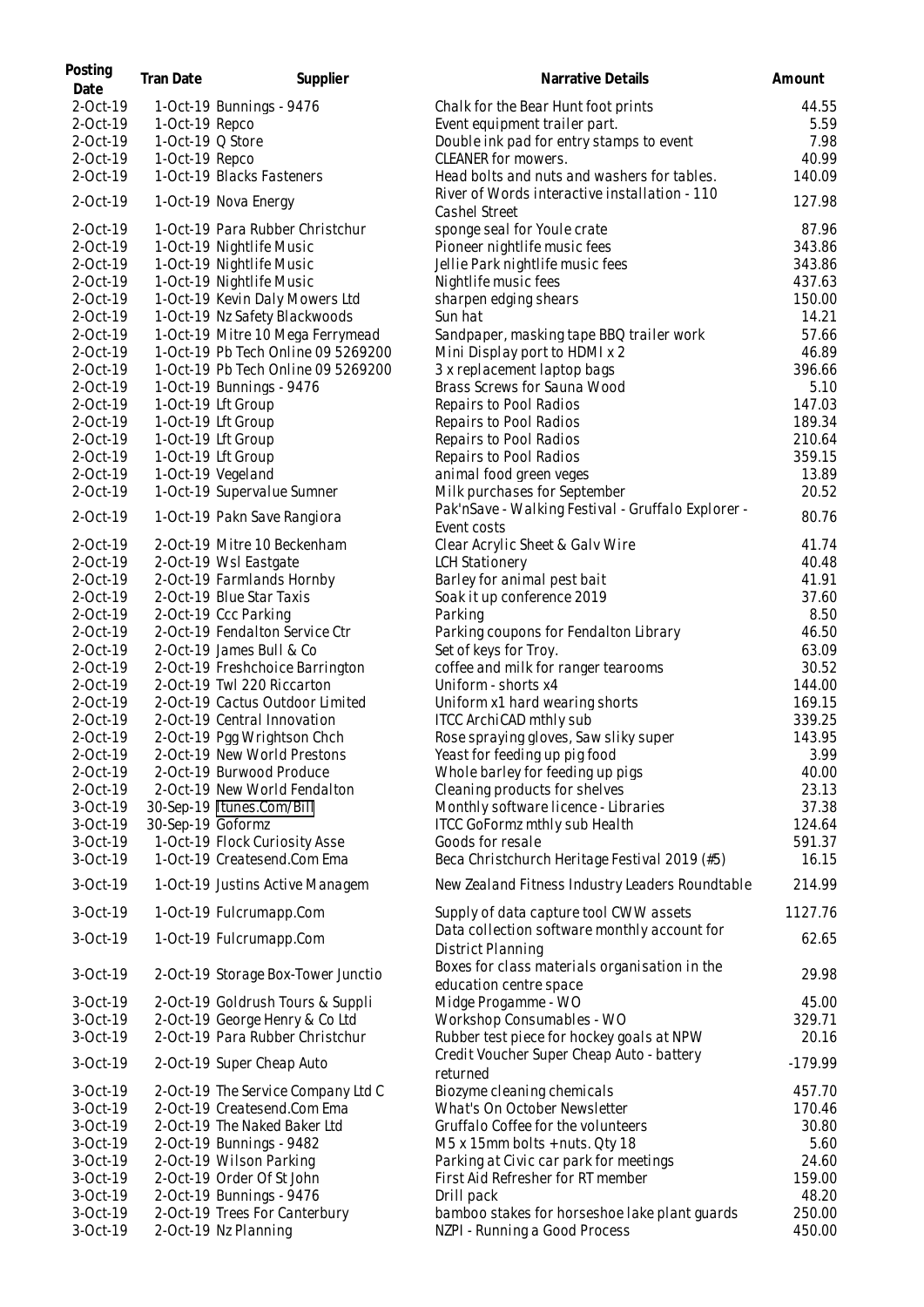| Posting Date | Tran Date | Supplier | Narrative Details | Amount |
|---|---|---|---|---|
| 2-Oct-19 | 1-Oct-19 | Bunnings - 9476 | Chalk for the Bear Hunt foot prints | 44.55 |
| 2-Oct-19 | 1-Oct-19 | Repco | Event equipment trailer part. | 5.59 |
| 2-Oct-19 | 1-Oct-19 | Q Store | Double ink pad for entry stamps to event | 7.98 |
| 2-Oct-19 | 1-Oct-19 | Repco | CLEANER for mowers. | 40.99 |
| 2-Oct-19 | 1-Oct-19 | Blacks Fasteners | Head bolts and nuts and washers for tables. | 140.09 |
| 2-Oct-19 | 1-Oct-19 | Nova Energy | River of Words interactive installation - 110 Cashel Street | 127.98 |
| 2-Oct-19 | 1-Oct-19 | Para Rubber Christchur | sponge seal for Youle crate | 87.96 |
| 2-Oct-19 | 1-Oct-19 | Nightlife Music | Pioneer nightlife music fees | 343.86 |
| 2-Oct-19 | 1-Oct-19 | Nightlife Music | Jellie Park nightlife music fees | 343.86 |
| 2-Oct-19 | 1-Oct-19 | Nightlife Music | Nightlife music fees | 437.63 |
| 2-Oct-19 | 1-Oct-19 | Kevin Daly Mowers Ltd | sharpen edging shears | 150.00 |
| 2-Oct-19 | 1-Oct-19 | Nz Safety Blackwoods | Sun hat | 14.21 |
| 2-Oct-19 | 1-Oct-19 | Mitre 10 Mega Ferrymead | Sandpaper, masking tape BBQ trailer work | 57.66 |
| 2-Oct-19 | 1-Oct-19 | Pb Tech Online 09 5269200 | Mini Display port to HDMI x 2 | 46.89 |
| 2-Oct-19 | 1-Oct-19 | Pb Tech Online 09 5269200 | 3 x replacement laptop bags | 396.66 |
| 2-Oct-19 | 1-Oct-19 | Bunnings - 9476 | Brass Screws for Sauna Wood | 5.10 |
| 2-Oct-19 | 1-Oct-19 | Lft Group | Repairs to Pool Radios | 147.03 |
| 2-Oct-19 | 1-Oct-19 | Lft Group | Repairs to Pool Radios | 189.34 |
| 2-Oct-19 | 1-Oct-19 | Lft Group | Repairs to Pool Radios | 210.64 |
| 2-Oct-19 | 1-Oct-19 | Lft Group | Repairs to Pool Radios | 359.15 |
| 2-Oct-19 | 1-Oct-19 | Vegeland | animal food green veges | 13.89 |
| 2-Oct-19 | 1-Oct-19 | Supervalue Sumner | Milk purchases for September | 20.52 |
| 2-Oct-19 | 1-Oct-19 | Pakn Save Rangiora | Pak'nSave - Walking Festival - Gruffalo Explorer - Event costs | 80.76 |
| 2-Oct-19 | 2-Oct-19 | Mitre 10 Beckenham | Clear Acrylic Sheet & Galv Wire | 41.74 |
| 2-Oct-19 | 2-Oct-19 | Wsl Eastgate | LCH Stationery | 40.48 |
| 2-Oct-19 | 2-Oct-19 | Farmlands Hornby | Barley for animal pest bait | 41.91 |
| 2-Oct-19 | 2-Oct-19 | Blue Star Taxis | Soak it up conference 2019 | 37.60 |
| 2-Oct-19 | 2-Oct-19 | Ccc Parking | Parking | 8.50 |
| 2-Oct-19 | 2-Oct-19 | Fendalton Service Ctr | Parking coupons for Fendalton Library | 46.50 |
| 2-Oct-19 | 2-Oct-19 | James Bull & Co | Set of keys for Troy. | 63.09 |
| 2-Oct-19 | 2-Oct-19 | Freshchoice Barrington | coffee and milk for ranger tearooms | 30.52 |
| 2-Oct-19 | 2-Oct-19 | Twl 220 Riccarton | Uniform - shorts x4 | 144.00 |
| 2-Oct-19 | 2-Oct-19 | Cactus Outdoor Limited | Uniform x1 hard wearing shorts | 169.15 |
| 2-Oct-19 | 2-Oct-19 | Central Innovation | ITCC ArchiCAD mthly sub | 339.25 |
| 2-Oct-19 | 2-Oct-19 | Pgg Wrightson Chch | Rose spraying gloves, Saw sliky super | 143.95 |
| 2-Oct-19 | 2-Oct-19 | New World Prestons | Yeast for feeding up pig food | 3.99 |
| 2-Oct-19 | 2-Oct-19 | Burwood Produce | Whole barley for feeding up pigs | 40.00 |
| 2-Oct-19 | 2-Oct-19 | New World Fendalton | Cleaning products for shelves | 23.13 |
| 3-Oct-19 | 30-Sep-19 | Itunes.Com/Bill | Monthly software licence - Libraries | 37.38 |
| 3-Oct-19 | 30-Sep-19 | Goformz | ITCC GoFormz mthly sub Health | 124.64 |
| 3-Oct-19 | 1-Oct-19 | Flock Curiosity Asse | Goods for resale | 591.37 |
| 3-Oct-19 | 1-Oct-19 | Createsend.Com Ema | Beca Christchurch Heritage Festival 2019 (#5) | 16.15 |
| 3-Oct-19 | 1-Oct-19 | Justins Active Managem | New Zealand Fitness Industry Leaders Roundtable | 214.99 |
| 3-Oct-19 | 1-Oct-19 | Fulcrumapp.Com | Supply of data capture tool CWW assets | 1127.76 |
| 3-Oct-19 | 1-Oct-19 | Fulcrumapp.Com | Data collection software monthly account for District Planning | 62.65 |
| 3-Oct-19 | 2-Oct-19 | Storage Box-Tower Junctio | Boxes for class materials organisation in the education centre space | 29.98 |
| 3-Oct-19 | 2-Oct-19 | Goldrush Tours & Suppli | Midge Progamme - WO | 45.00 |
| 3-Oct-19 | 2-Oct-19 | George Henry & Co Ltd | Workshop Consumables - WO | 329.71 |
| 3-Oct-19 | 2-Oct-19 | Para Rubber Christchur | Rubber test piece for hockey goals at NPW | 20.16 |
| 3-Oct-19 | 2-Oct-19 | Super Cheap Auto | Credit Voucher Super Cheap Auto - battery returned | -179.99 |
| 3-Oct-19 | 2-Oct-19 | The Service Company Ltd C | Biozyme cleaning chemicals | 457.70 |
| 3-Oct-19 | 2-Oct-19 | Createsend.Com Ema | What's On October Newsletter | 170.46 |
| 3-Oct-19 | 2-Oct-19 | The Naked Baker Ltd | Gruffalo Coffee for the volunteers | 30.80 |
| 3-Oct-19 | 2-Oct-19 | Bunnings - 9482 | M5 x 15mm bolts + nuts. Qty 18 | 5.60 |
| 3-Oct-19 | 2-Oct-19 | Wilson Parking | Parking at Civic car park for meetings | 24.60 |
| 3-Oct-19 | 2-Oct-19 | Order Of St John | First Aid Refresher for RT member | 159.00 |
| 3-Oct-19 | 2-Oct-19 | Bunnings - 9476 | Drill pack | 48.20 |
| 3-Oct-19 | 2-Oct-19 | Trees For Canterbury | bamboo stakes for horseshoe lake plant guards | 250.00 |
| 3-Oct-19 | 2-Oct-19 | Nz Planning | NZPI - Running a Good Process | 450.00 |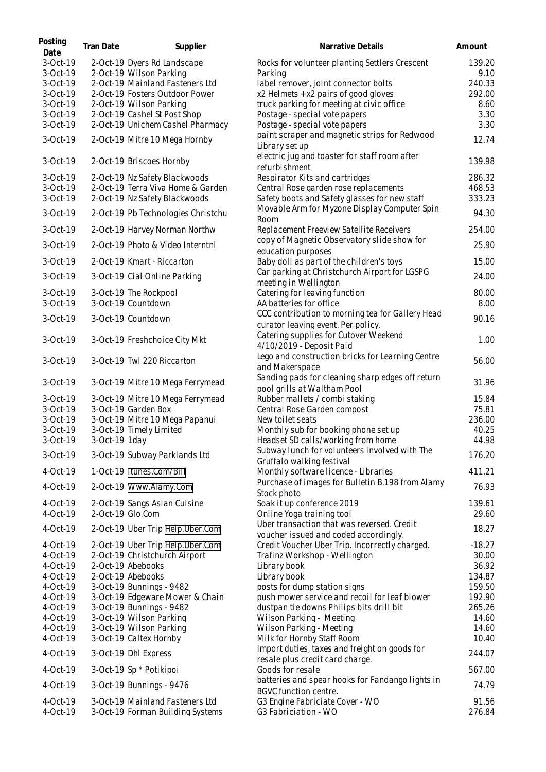| Posting Date | Tran Date | Supplier | Narrative Details | Amount |
|---|---|---|---|---|
| 3-Oct-19 | 2-Oct-19 | Dyers Rd Landscape | Rocks for volunteer planting Settlers Crescent | 139.20 |
| 3-Oct-19 | 2-Oct-19 | Wilson Parking | Parking | 9.10 |
| 3-Oct-19 | 2-Oct-19 | Mainland Fasteners Ltd | label remover, joint connector bolts | 240.33 |
| 3-Oct-19 | 2-Oct-19 | Fosters Outdoor Power | x2 Helmets + x2 pairs of good gloves | 292.00 |
| 3-Oct-19 | 2-Oct-19 | Wilson Parking | truck parking for meeting at civic office | 8.60 |
| 3-Oct-19 | 2-Oct-19 | Cashel St Post Shop | Postage - special vote papers | 3.30 |
| 3-Oct-19 | 2-Oct-19 | Unichem Cashel Pharmacy | Postage - special vote papers | 3.30 |
| 3-Oct-19 | 2-Oct-19 | Mitre 10 Mega Hornby | paint scraper and magnetic strips for Redwood Library set up | 12.74 |
| 3-Oct-19 | 2-Oct-19 | Briscoes Hornby | electric jug and toaster for staff room after refurbishment | 139.98 |
| 3-Oct-19 | 2-Oct-19 | Nz Safety Blackwoods | Respirator Kits and cartridges | 286.32 |
| 3-Oct-19 | 2-Oct-19 | Terra Viva Home & Garden | Central Rose garden rose replacements | 468.53 |
| 3-Oct-19 | 2-Oct-19 | Nz Safety Blackwoods | Safety boots and Safety glasses for new staff | 333.23 |
| 3-Oct-19 | 2-Oct-19 | Pb Technologies Christchu | Movable Arm for Myzone Display Computer Spin Room | 94.30 |
| 3-Oct-19 | 2-Oct-19 | Harvey Norman Northw | Replacement Freeview Satellite Receivers | 254.00 |
| 3-Oct-19 | 2-Oct-19 | Photo & Video Interntnl | copy of Magnetic Observatory slide show for education purposes | 25.90 |
| 3-Oct-19 | 2-Oct-19 | Kmart - Riccarton | Baby doll as part of the children's toys | 15.00 |
| 3-Oct-19 | 3-Oct-19 | Cial Online Parking | Car parking at Christchurch Airport for LGSPG meeting in Wellington | 24.00 |
| 3-Oct-19 | 3-Oct-19 | The Rockpool | Catering for leaving function | 80.00 |
| 3-Oct-19 | 3-Oct-19 | Countdown | AA batteries for office | 8.00 |
| 3-Oct-19 | 3-Oct-19 | Countdown | CCC contribution to morning tea for Gallery Head curator leaving event. Per policy. | 90.16 |
| 3-Oct-19 | 3-Oct-19 | Freshchoice City Mkt | Catering supplies for Cutover Weekend 4/10/2019 - Deposit Paid | 1.00 |
| 3-Oct-19 | 3-Oct-19 | Twl 220 Riccarton | Lego and construction bricks for Learning Centre and Makerspace | 56.00 |
| 3-Oct-19 | 3-Oct-19 | Mitre 10 Mega Ferrymead | Sanding pads for cleaning sharp edges off return pool grills at Waltham Pool | 31.96 |
| 3-Oct-19 | 3-Oct-19 | Mitre 10 Mega Ferrymead | Rubber mallets / combi staking | 15.84 |
| 3-Oct-19 | 3-Oct-19 | Garden Box | Central Rose Garden compost | 75.81 |
| 3-Oct-19 | 3-Oct-19 | Mitre 10 Mega Papanui | New toilet seats | 236.00 |
| 3-Oct-19 | 3-Oct-19 | Timely Limited | Monthly sub for booking phone set up | 40.25 |
| 3-Oct-19 | 3-Oct-19 | 1day | Headset SD calls/working from home | 44.98 |
| 3-Oct-19 | 3-Oct-19 | Subway Parklands Ltd | Subway lunch for volunteers involved with The Gruffalo walking festival | 176.20 |
| 4-Oct-19 | 1-Oct-19 | Itunes.Com/Bill | Monthly software licence - Libraries | 411.21 |
| 4-Oct-19 | 2-Oct-19 | Www.Alamy.Com | Purchase of images for Bulletin B.198 from Alamy Stock photo | 76.93 |
| 4-Oct-19 | 2-Oct-19 | Sangs Asian Cuisine | Soak it up conference 2019 | 139.61 |
| 4-Oct-19 | 2-Oct-19 | Glo.Com | Online Yoga training tool | 29.60 |
| 4-Oct-19 | 2-Oct-19 | Uber Trip Help.Uber.Com | Uber transaction that was reversed. Credit voucher issued and coded accordingly. | 18.27 |
| 4-Oct-19 | 2-Oct-19 | Uber Trip Help.Uber.Com | Credit Voucher Uber Trip. Incorrectly charged. | -18.27 |
| 4-Oct-19 | 2-Oct-19 | Christchurch Airport | Trafinz Workshop - Wellington | 30.00 |
| 4-Oct-19 | 2-Oct-19 | Abebooks | Library book | 36.92 |
| 4-Oct-19 | 2-Oct-19 | Abebooks | Library book | 134.87 |
| 4-Oct-19 | 3-Oct-19 | Bunnings - 9482 | posts for dump station signs | 159.50 |
| 4-Oct-19 | 3-Oct-19 | Edgeware Mower & Chain | push mower service and recoil for leaf blower | 192.90 |
| 4-Oct-19 | 3-Oct-19 | Bunnings - 9482 | dustpan tie downs Philips bits drill bit | 265.26 |
| 4-Oct-19 | 3-Oct-19 | Wilson Parking | Wilson Parking - Meeting | 14.60 |
| 4-Oct-19 | 3-Oct-19 | Wilson Parking | Wilson Parking - Meeting | 14.60 |
| 4-Oct-19 | 3-Oct-19 | Caltex Hornby | Milk for Hornby Staff Room | 10.40 |
| 4-Oct-19 | 3-Oct-19 | Dhl Express | Import duties, taxes and freight on goods for resale plus credit card charge. | 244.07 |
| 4-Oct-19 | 3-Oct-19 | Sp * Potikipoi | Goods for resale | 567.00 |
| 4-Oct-19 | 3-Oct-19 | Bunnings - 9476 | batteries and spear hooks for Fandango lights in BGVC function centre. | 74.79 |
| 4-Oct-19 | 3-Oct-19 | Mainland Fasteners Ltd | G3 Engine Fabriciate Cover - WO | 91.56 |
| 4-Oct-19 | 3-Oct-19 | Forman Building Systems | G3 Fabriciation - WO | 276.84 |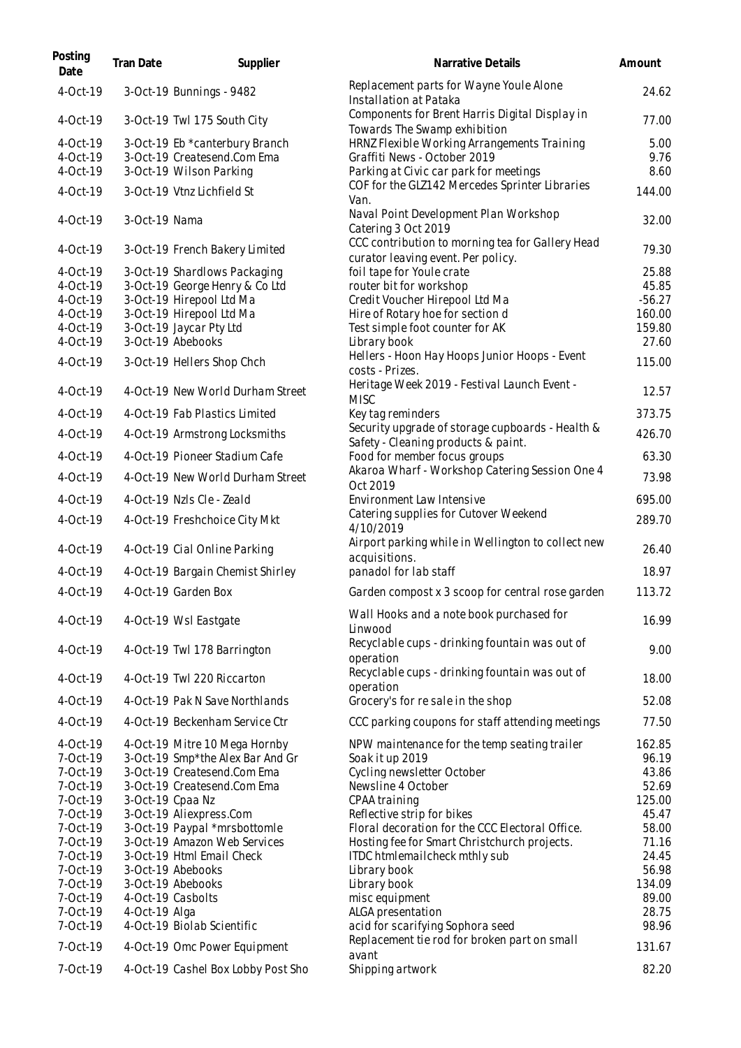| Posting Date | Tran Date | Supplier | Narrative Details | Amount |
|---|---|---|---|---|
| 4-Oct-19 | 3-Oct-19 | Bunnings - 9482 | Replacement parts for Wayne Youle Alone Installation at Pataka | 24.62 |
| 4-Oct-19 | 3-Oct-19 | Twl 175 South City | Components for Brent Harris Digital Display in Towards The Swamp exhibition | 77.00 |
| 4-Oct-19 | 3-Oct-19 | Eb *canterbury Branch | HRNZ Flexible Working Arrangements Training | 5.00 |
| 4-Oct-19 | 3-Oct-19 | Createsend.Com Ema | Graffiti News - October 2019 | 9.76 |
| 4-Oct-19 | 3-Oct-19 | Wilson Parking | Parking at Civic car park for meetings | 8.60 |
| 4-Oct-19 | 3-Oct-19 | Vtnz Lichfield St | COF for the GLZ142 Mercedes Sprinter Libraries Van. | 144.00 |
| 4-Oct-19 | 3-Oct-19 | Nama | Naval Point Development Plan Workshop Catering 3 Oct 2019 | 32.00 |
| 4-Oct-19 | 3-Oct-19 | French Bakery Limited | CCC contribution to morning tea for Gallery Head curator leaving event. Per policy. | 79.30 |
| 4-Oct-19 | 3-Oct-19 | Shardlows Packaging | foil tape for Youle crate | 25.88 |
| 4-Oct-19 | 3-Oct-19 | George Henry & Co Ltd | router bit for workshop | 45.85 |
| 4-Oct-19 | 3-Oct-19 | Hirepool Ltd Ma | Credit Voucher Hirepool Ltd Ma | -56.27 |
| 4-Oct-19 | 3-Oct-19 | Hirepool Ltd Ma | Hire of Rotary hoe for section d | 160.00 |
| 4-Oct-19 | 3-Oct-19 | Jaycar Pty Ltd | Test simple foot counter for AK | 159.80 |
| 4-Oct-19 | 3-Oct-19 | Abebooks | Library book | 27.60 |
| 4-Oct-19 | 3-Oct-19 | Hellers Shop Chch | Hellers - Hoon Hay Hoops Junior Hoops - Event costs - Prizes. | 115.00 |
| 4-Oct-19 | 4-Oct-19 | New World Durham Street | Heritage Week 2019 - Festival Launch Event - MISC | 12.57 |
| 4-Oct-19 | 4-Oct-19 | Fab Plastics Limited | Key tag reminders | 373.75 |
| 4-Oct-19 | 4-Oct-19 | Armstrong Locksmiths | Security upgrade of storage cupboards - Health & Safety - Cleaning products & paint. | 426.70 |
| 4-Oct-19 | 4-Oct-19 | Pioneer Stadium Cafe | Food for member focus groups | 63.30 |
| 4-Oct-19 | 4-Oct-19 | New World Durham Street | Akaroa Wharf - Workshop Catering Session One 4 Oct 2019 | 73.98 |
| 4-Oct-19 | 4-Oct-19 | Nzls Cle - Zeald | Environment Law Intensive | 695.00 |
| 4-Oct-19 | 4-Oct-19 | Freshchoice City Mkt | Catering supplies for Cutover Weekend 4/10/2019 | 289.70 |
| 4-Oct-19 | 4-Oct-19 | Cial Online Parking | Airport parking while in Wellington to collect new acquisitions. | 26.40 |
| 4-Oct-19 | 4-Oct-19 | Bargain Chemist Shirley | panadol for lab staff | 18.97 |
| 4-Oct-19 | 4-Oct-19 | Garden Box | Garden compost x 3 scoop for central rose garden | 113.72 |
| 4-Oct-19 | 4-Oct-19 | Wsl Eastgate | Wall Hooks and a note book purchased for Linwood | 16.99 |
| 4-Oct-19 | 4-Oct-19 | Twl 178 Barrington | Recyclable cups - drinking fountain was out of operation | 9.00 |
| 4-Oct-19 | 4-Oct-19 | Twl 220 Riccarton | Recyclable cups - drinking fountain was out of operation | 18.00 |
| 4-Oct-19 | 4-Oct-19 | Pak N Save Northlands | Grocery's for re sale in the shop | 52.08 |
| 4-Oct-19 | 4-Oct-19 | Beckenham Service Ctr | CCC parking coupons for staff attending meetings | 77.50 |
| 4-Oct-19 | 4-Oct-19 | Mitre 10 Mega Hornby | NPW maintenance for the temp seating trailer | 162.85 |
| 7-Oct-19 | 3-Oct-19 | Smp*the Alex Bar And Gr | Soak it up 2019 | 96.19 |
| 7-Oct-19 | 3-Oct-19 | Createsend.Com Ema | Cycling newsletter October | 43.86 |
| 7-Oct-19 | 3-Oct-19 | Createsend.Com Ema | Newsline 4 October | 52.69 |
| 7-Oct-19 | 3-Oct-19 | Cpaa Nz | CPAA training | 125.00 |
| 7-Oct-19 | 3-Oct-19 | Aliexpress.Com | Reflective strip for bikes | 45.47 |
| 7-Oct-19 | 3-Oct-19 | Paypal *mrsbottomle | Floral decoration for the CCC Electoral Office. | 58.00 |
| 7-Oct-19 | 3-Oct-19 | Amazon Web Services | Hosting fee for Smart Christchurch projects. | 71.16 |
| 7-Oct-19 | 3-Oct-19 | Html Email Check | ITDC htmlemailcheck mthly sub | 24.45 |
| 7-Oct-19 | 3-Oct-19 | Abebooks | Library book | 56.98 |
| 7-Oct-19 | 3-Oct-19 | Abebooks | Library book | 134.09 |
| 7-Oct-19 | 4-Oct-19 | Casbolts | misc equipment | 89.00 |
| 7-Oct-19 | 4-Oct-19 | Alga | ALGA presentation | 28.75 |
| 7-Oct-19 | 4-Oct-19 | Biolab Scientific | acid for scarifying Sophora seed | 98.96 |
| 7-Oct-19 | 4-Oct-19 | Omc Power Equipment | Replacement tie rod for broken part on small avant | 131.67 |
| 7-Oct-19 | 4-Oct-19 | Cashel Box Lobby Post Sho | Shipping artwork | 82.20 |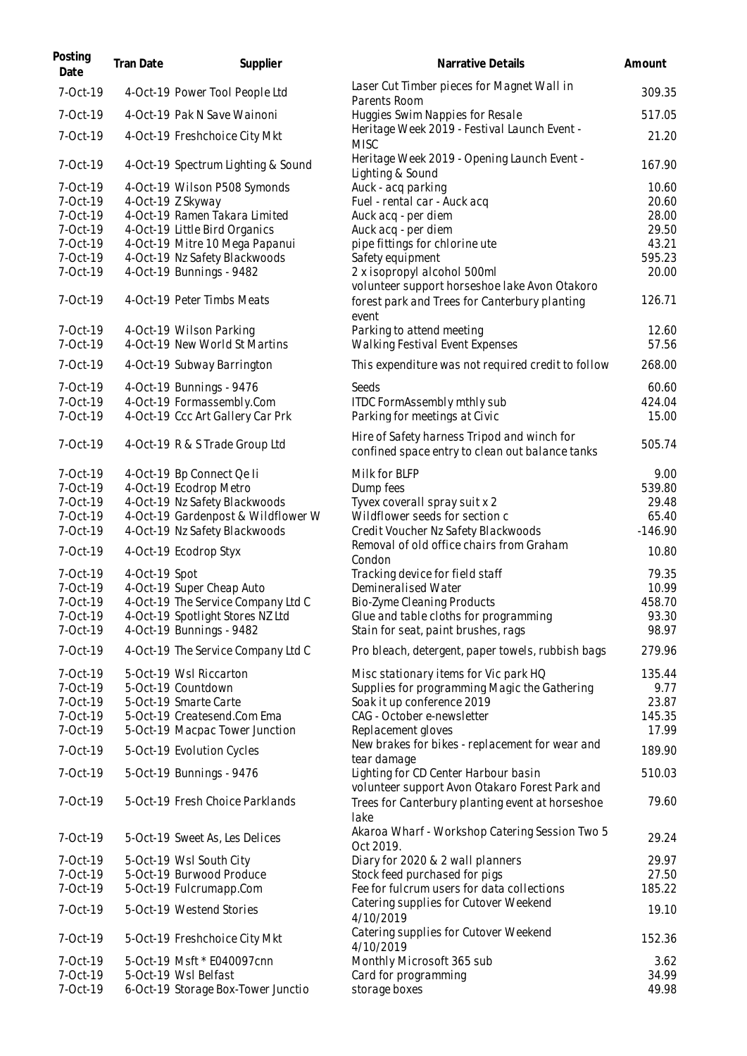| Posting Date | Tran Date | Supplier | Narrative Details | Amount |
|---|---|---|---|---|
| 7-Oct-19 | 4-Oct-19 | Power Tool People Ltd | Laser Cut Timber pieces for Magnet Wall in Parents Room | 309.35 |
| 7-Oct-19 | 4-Oct-19 | Pak N Save Wainoni | Huggies Swim Nappies for Resale | 517.05 |
| 7-Oct-19 | 4-Oct-19 | Freshchoice City Mkt | Heritage Week 2019 - Festival Launch Event - MISC | 21.20 |
| 7-Oct-19 | 4-Oct-19 | Spectrum Lighting & Sound | Heritage Week 2019 - Opening Launch Event - Lighting & Sound | 167.90 |
| 7-Oct-19 | 4-Oct-19 | Wilson P508 Symonds | Auck - acq parking | 10.60 |
| 7-Oct-19 | 4-Oct-19 | Z Skyway | Fuel - rental car - Auck acq | 20.60 |
| 7-Oct-19 | 4-Oct-19 | Ramen Takara Limited | Auck acq - per diem | 28.00 |
| 7-Oct-19 | 4-Oct-19 | Little Bird Organics | Auck acq - per diem | 29.50 |
| 7-Oct-19 | 4-Oct-19 | Mitre 10 Mega Papanui | pipe fittings for chlorine ute | 43.21 |
| 7-Oct-19 | 4-Oct-19 | Nz Safety Blackwoods | Safety equipment | 595.23 |
| 7-Oct-19 | 4-Oct-19 | Bunnings - 9482 | 2 x isopropyl alcohol 500ml | 20.00 |
| 7-Oct-19 | 4-Oct-19 | Peter Timbs Meats | volunteer support horseshoe lake Avon Otakoro forest park and Trees for Canterbury planting event | 126.71 |
| 7-Oct-19 | 4-Oct-19 | Wilson Parking | Parking to attend meeting | 12.60 |
| 7-Oct-19 | 4-Oct-19 | New World St Martins | Walking Festival Event Expenses | 57.56 |
| 7-Oct-19 | 4-Oct-19 | Subway Barrington | This expenditure was not required credit to follow | 268.00 |
| 7-Oct-19 | 4-Oct-19 | Bunnings - 9476 | Seeds | 60.60 |
| 7-Oct-19 | 4-Oct-19 | Formassembly.Com | ITDC FormAssembly mthly sub | 424.04 |
| 7-Oct-19 | 4-Oct-19 | Ccc Art Gallery Car Prk | Parking for meetings at Civic | 15.00 |
| 7-Oct-19 | 4-Oct-19 | R & S Trade Group Ltd | Hire of Safety harness Tripod and winch for confined space entry to clean out balance tanks | 505.74 |
| 7-Oct-19 | 4-Oct-19 | Bp Connect Qe Ii | Milk for BLFP | 9.00 |
| 7-Oct-19 | 4-Oct-19 | Ecodrop Metro | Dump fees | 539.80 |
| 7-Oct-19 | 4-Oct-19 | Nz Safety Blackwoods | Tyvex coverall spray suit x 2 | 29.48 |
| 7-Oct-19 | 4-Oct-19 | Gardenpost & Wildflower W | Wildflower seeds for section c | 65.40 |
| 7-Oct-19 | 4-Oct-19 | Nz Safety Blackwoods | Credit Voucher Nz Safety Blackwoods | -146.90 |
| 7-Oct-19 | 4-Oct-19 | Ecodrop Styx | Removal of old office chairs from Graham Condon | 10.80 |
| 7-Oct-19 | 4-Oct-19 | Spot | Tracking device for field staff | 79.35 |
| 7-Oct-19 | 4-Oct-19 | Super Cheap Auto | Demineralised Water | 10.99 |
| 7-Oct-19 | 4-Oct-19 | The Service Company Ltd C | Bio-Zyme Cleaning Products | 458.70 |
| 7-Oct-19 | 4-Oct-19 | Spotlight Stores NZ Ltd | Glue and table cloths for programming | 93.30 |
| 7-Oct-19 | 4-Oct-19 | Bunnings - 9482 | Stain for seat, paint brushes, rags | 98.97 |
| 7-Oct-19 | 4-Oct-19 | The Service Company Ltd C | Pro bleach, detergent, paper towels, rubbish bags | 279.96 |
| 7-Oct-19 | 5-Oct-19 | Wsl Riccarton | Misc stationary items for Vic park HQ | 135.44 |
| 7-Oct-19 | 5-Oct-19 | Countdown | Supplies for programming Magic the Gathering | 9.77 |
| 7-Oct-19 | 5-Oct-19 | Smarte Carte | Soak it up conference 2019 | 23.87 |
| 7-Oct-19 | 5-Oct-19 | Createsend.Com Ema | CAG - October e-newsletter | 145.35 |
| 7-Oct-19 | 5-Oct-19 | Macpac Tower Junction | Replacement gloves | 17.99 |
| 7-Oct-19 | 5-Oct-19 | Evolution Cycles | New brakes for bikes - replacement for wear and tear damage | 189.90 |
| 7-Oct-19 | 5-Oct-19 | Bunnings - 9476 | Lighting for CD Center Harbour basin | 510.03 |
| 7-Oct-19 | 5-Oct-19 | Fresh Choice Parklands | volunteer support Avon Otakaro Forest Park and Trees for Canterbury planting event at horseshoe lake | 79.60 |
| 7-Oct-19 | 5-Oct-19 | Sweet As, Les Delices | Akaroa Wharf - Workshop Catering Session Two 5 Oct 2019. | 29.24 |
| 7-Oct-19 | 5-Oct-19 | Wsl South City | Diary for 2020 & 2 wall planners | 29.97 |
| 7-Oct-19 | 5-Oct-19 | Burwood Produce | Stock feed purchased for pigs | 27.50 |
| 7-Oct-19 | 5-Oct-19 | Fulcrumapp.Com | Fee for fulcrum users for data collections | 185.22 |
| 7-Oct-19 | 5-Oct-19 | Westend Stories | Catering supplies for Cutover Weekend 4/10/2019 | 19.10 |
| 7-Oct-19 | 5-Oct-19 | Freshchoice City Mkt | Catering supplies for Cutover Weekend 4/10/2019 | 152.36 |
| 7-Oct-19 | 5-Oct-19 | Msft * E040097cnn | Monthly Microsoft 365 sub | 3.62 |
| 7-Oct-19 | 5-Oct-19 | Wsl Belfast | Card for programming | 34.99 |
| 7-Oct-19 | 6-Oct-19 | Storage Box-Tower Junctio | storage boxes | 49.98 |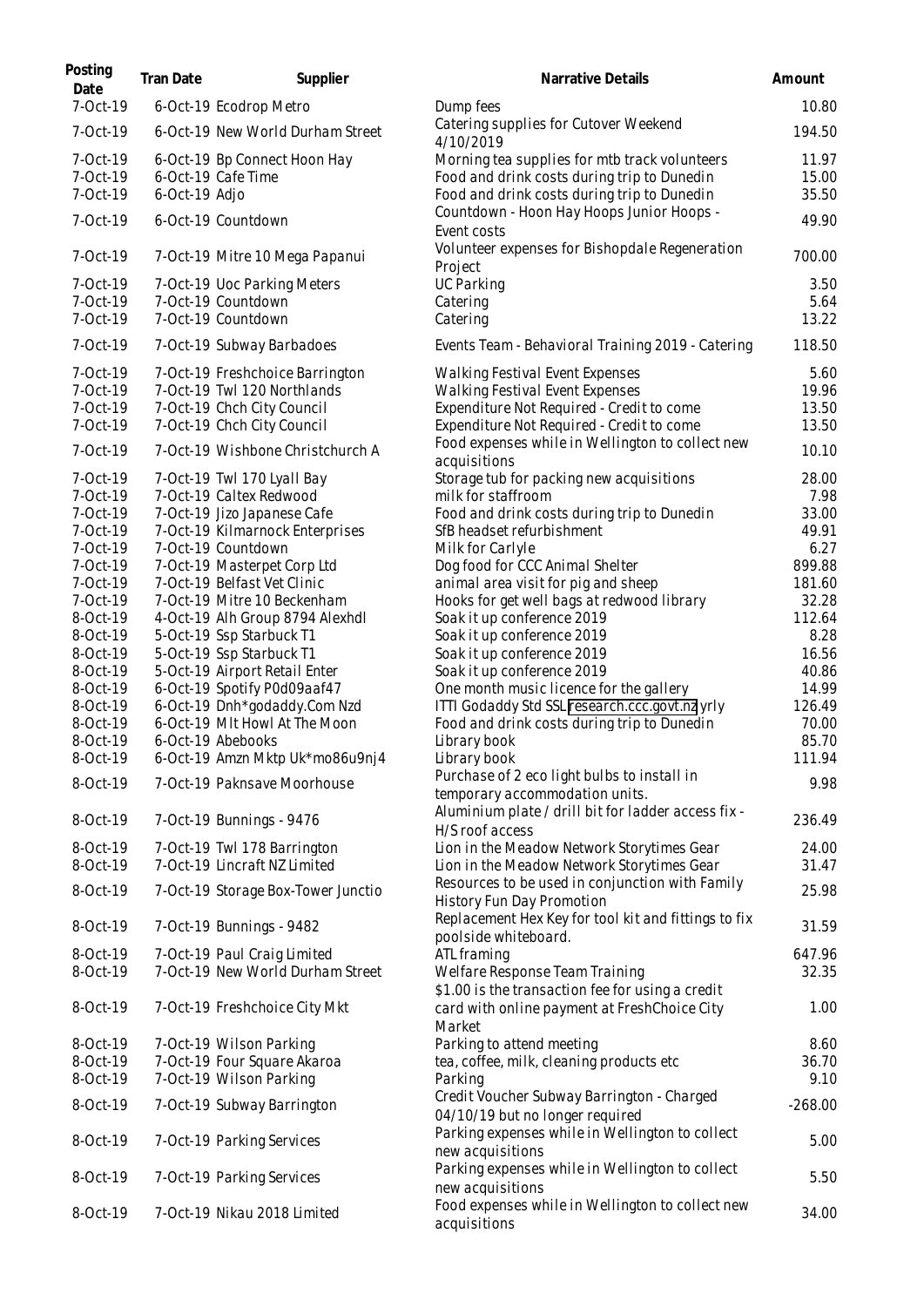| Posting Date | Tran Date | Supplier | Narrative Details | Amount |
| --- | --- | --- | --- | --- |
| 7-Oct-19 | 6-Oct-19 | Ecodrop Metro | Dump fees | 10.80 |
| 7-Oct-19 | 6-Oct-19 | New World Durham Street | Catering supplies for Cutover Weekend 4/10/2019 | 194.50 |
| 7-Oct-19 | 6-Oct-19 | Bp Connect Hoon Hay | Morning tea supplies for mtb track volunteers | 11.97 |
| 7-Oct-19 | 6-Oct-19 | Cafe Time | Food and drink costs during trip to Dunedin | 15.00 |
| 7-Oct-19 | 6-Oct-19 | Adjo | Food and drink costs during trip to Dunedin | 35.50 |
| 7-Oct-19 | 6-Oct-19 | Countdown | Countdown - Hoon Hay Hoops Junior Hoops - Event costs | 49.90 |
| 7-Oct-19 | 7-Oct-19 | Mitre 10 Mega Papanui | Volunteer expenses for Bishopdale Regeneration Project | 700.00 |
| 7-Oct-19 | 7-Oct-19 | Uoc Parking Meters | UC Parking | 3.50 |
| 7-Oct-19 | 7-Oct-19 | Countdown | Catering | 5.64 |
| 7-Oct-19 | 7-Oct-19 | Countdown | Catering | 13.22 |
| 7-Oct-19 | 7-Oct-19 | Subway Barbadoes | Events Team - Behavioral Training 2019 - Catering | 118.50 |
| 7-Oct-19 | 7-Oct-19 | Freshchoice Barrington | Walking Festival Event Expenses | 5.60 |
| 7-Oct-19 | 7-Oct-19 | Twl 120 Northlands | Walking Festival Event Expenses | 19.96 |
| 7-Oct-19 | 7-Oct-19 | Chch City Council | Expenditure Not Required - Credit to come | 13.50 |
| 7-Oct-19 | 7-Oct-19 | Chch City Council | Expenditure Not Required - Credit to come | 13.50 |
| 7-Oct-19 | 7-Oct-19 | Wishbone Christchurch A | Food expenses while in Wellington to collect new acquisitions | 10.10 |
| 7-Oct-19 | 7-Oct-19 | Twl 170 Lyall Bay | Storage tub for packing new acquisitions | 28.00 |
| 7-Oct-19 | 7-Oct-19 | Caltex Redwood | milk for staffroom | 7.98 |
| 7-Oct-19 | 7-Oct-19 | Jizo Japanese Cafe | Food and drink costs during trip to Dunedin | 33.00 |
| 7-Oct-19 | 7-Oct-19 | Kilmarnock Enterprises | SfB headset refurbishment | 49.91 |
| 7-Oct-19 | 7-Oct-19 | Countdown | Milk for Carlyle | 6.27 |
| 7-Oct-19 | 7-Oct-19 | Masterpet Corp Ltd | Dog food for CCC Animal Shelter | 899.88 |
| 7-Oct-19 | 7-Oct-19 | Belfast Vet Clinic | animal area visit for pig and sheep | 181.60 |
| 7-Oct-19 | 7-Oct-19 | Mitre 10 Beckenham | Hooks for get well bags at redwood library | 32.28 |
| 8-Oct-19 | 4-Oct-19 | Alh Group 8794 Alexhdl | Soak it up conference 2019 | 112.64 |
| 8-Oct-19 | 5-Oct-19 | Ssp Starbuck T1 | Soak it up conference 2019 | 8.28 |
| 8-Oct-19 | 5-Oct-19 | Ssp Starbuck T1 | Soak it up conference 2019 | 16.56 |
| 8-Oct-19 | 5-Oct-19 | Airport Retail Enter | Soak it up conference 2019 | 40.86 |
| 8-Oct-19 | 6-Oct-19 | Spotify P0d09aaf47 | One month music licence for the gallery | 14.99 |
| 8-Oct-19 | 6-Oct-19 | Dnh*godaddy.Com Nzd | ITTI Godaddy Std SSL research.ccc.govt.nz yrly | 126.49 |
| 8-Oct-19 | 6-Oct-19 | Mlt Howl At The Moon | Food and drink costs during trip to Dunedin | 70.00 |
| 8-Oct-19 | 6-Oct-19 | Abebooks | Library book | 85.70 |
| 8-Oct-19 | 6-Oct-19 | Amzn Mktp Uk*mo86u9nj4 | Library book | 111.94 |
| 8-Oct-19 | 7-Oct-19 | Paknsave Moorhouse | Purchase of 2 eco light bulbs to install in temporary accommodation units. | 9.98 |
| 8-Oct-19 | 7-Oct-19 | Bunnings - 9476 | Aluminium plate / drill bit for ladder access fix - H/S roof access | 236.49 |
| 8-Oct-19 | 7-Oct-19 | Twl 178 Barrington | Lion in the Meadow Network Storytimes Gear | 24.00 |
| 8-Oct-19 | 7-Oct-19 | Lincraft NZ Limited | Lion in the Meadow Network Storytimes Gear | 31.47 |
| 8-Oct-19 | 7-Oct-19 | Storage Box-Tower Junctio | Resources to be used in conjunction with Family History Fun Day Promotion | 25.98 |
| 8-Oct-19 | 7-Oct-19 | Bunnings - 9482 | Replacement Hex Key for tool kit and fittings to fix poolside whiteboard. | 31.59 |
| 8-Oct-19 | 7-Oct-19 | Paul Craig Limited | ATL framing | 647.96 |
| 8-Oct-19 | 7-Oct-19 | New World Durham Street | Welfare Response Team Training | 32.35 |
| 8-Oct-19 | 7-Oct-19 | Freshchoice City Mkt | $1.00 is the transaction fee for using a credit card with online payment at FreshChoice City Market | 1.00 |
| 8-Oct-19 | 7-Oct-19 | Wilson Parking | Parking to attend meeting | 8.60 |
| 8-Oct-19 | 7-Oct-19 | Four Square Akaroa | tea, coffee, milk, cleaning products etc | 36.70 |
| 8-Oct-19 | 7-Oct-19 | Wilson Parking | Parking | 9.10 |
| 8-Oct-19 | 7-Oct-19 | Subway Barrington | Credit Voucher Subway Barrington - Charged 04/10/19 but no longer required | -268.00 |
| 8-Oct-19 | 7-Oct-19 | Parking Services | Parking expenses while in Wellington to collect new acquisitions | 5.00 |
| 8-Oct-19 | 7-Oct-19 | Parking Services | Parking expenses while in Wellington to collect new acquisitions | 5.50 |
| 8-Oct-19 | 7-Oct-19 | Nikau 2018 Limited | Food expenses while in Wellington to collect new acquisitions | 34.00 |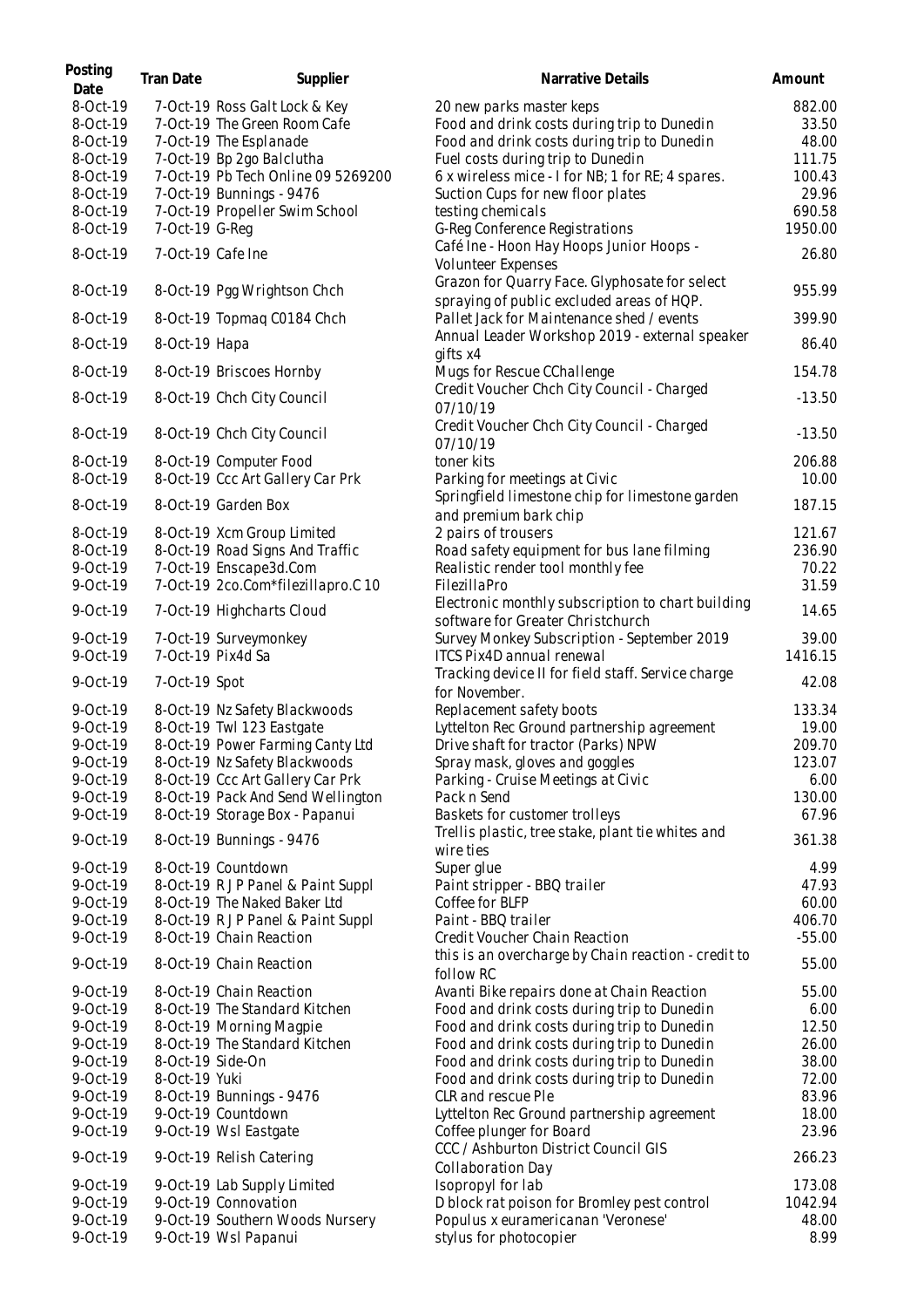| Posting Date | Tran Date | Supplier | Narrative Details | Amount |
|---|---|---|---|---|
| 8-Oct-19 | 7-Oct-19 | Ross Galt Lock & Key | 20 new parks master keps | 882.00 |
| 8-Oct-19 | 7-Oct-19 | The Green Room Cafe | Food and drink costs during trip to Dunedin | 33.50 |
| 8-Oct-19 | 7-Oct-19 | The Esplanade | Food and drink costs during trip to Dunedin | 48.00 |
| 8-Oct-19 | 7-Oct-19 | Bp 2go Balclutha | Fuel costs during trip to Dunedin | 111.75 |
| 8-Oct-19 | 7-Oct-19 | Pb Tech Online 09 5269200 | 6 x wireless mice - I for NB; 1 for RE; 4 spares. | 100.43 |
| 8-Oct-19 | 7-Oct-19 | Bunnings - 9476 | Suction Cups for new floor plates | 29.96 |
| 8-Oct-19 | 7-Oct-19 | Propeller Swim School | testing chemicals | 690.58 |
| 8-Oct-19 | 7-Oct-19 | G-Reg | G-Reg Conference Registrations | 1950.00 |
| 8-Oct-19 | 7-Oct-19 | Cafe Ine | Café Ine - Hoon Hay Hoops Junior Hoops - Volunteer Expenses | 26.80 |
| 8-Oct-19 | 8-Oct-19 | Pgg Wrightson Chch | Grazon for Quarry Face. Glyphosate for select spraying of public excluded areas of HQP. | 955.99 |
| 8-Oct-19 | 8-Oct-19 | Topmaq C0184 Chch | Pallet Jack for Maintenance shed / events | 399.90 |
| 8-Oct-19 | 8-Oct-19 | Hapa | Annual Leader Workshop 2019 - external speaker gifts x4 | 86.40 |
| 8-Oct-19 | 8-Oct-19 | Briscoes Hornby | Mugs for Rescue CChallenge | 154.78 |
| 8-Oct-19 | 8-Oct-19 | Chch City Council | Credit Voucher Chch City Council - Charged 07/10/19 | -13.50 |
| 8-Oct-19 | 8-Oct-19 | Chch City Council | Credit Voucher Chch City Council - Charged 07/10/19 | -13.50 |
| 8-Oct-19 | 8-Oct-19 | Computer Food | toner kits | 206.88 |
| 8-Oct-19 | 8-Oct-19 | Ccc Art Gallery Car Prk | Parking for meetings at Civic | 10.00 |
| 8-Oct-19 | 8-Oct-19 | Garden Box | Springfield limestone chip for limestone garden and premium bark chip | 187.15 |
| 8-Oct-19 | 8-Oct-19 | Xcm Group Limited | 2 pairs of trousers | 121.67 |
| 8-Oct-19 | 8-Oct-19 | Road Signs And Traffic | Road safety equipment for bus lane filming | 236.90 |
| 9-Oct-19 | 7-Oct-19 | Enscape3d.Com | Realistic render tool monthly fee | 70.22 |
| 9-Oct-19 | 7-Oct-19 | 2co.Com*filezillapro.C 10 | FilezillaPro | 31.59 |
| 9-Oct-19 | 7-Oct-19 | Highcharts Cloud | Electronic monthly subscription to chart building software for Greater Christchurch | 14.65 |
| 9-Oct-19 | 7-Oct-19 | Surveymonkey | Survey Monkey Subscription - September 2019 | 39.00 |
| 9-Oct-19 | 7-Oct-19 | Pix4d Sa | ITCS Pix4D annual renewal | 1416.15 |
| 9-Oct-19 | 7-Oct-19 | Spot | Tracking device II for field staff. Service charge for November. | 42.08 |
| 9-Oct-19 | 8-Oct-19 | Nz Safety Blackwoods | Replacement safety boots | 133.34 |
| 9-Oct-19 | 8-Oct-19 | Twl 123 Eastgate | Lyttelton Rec Ground partnership agreement | 19.00 |
| 9-Oct-19 | 8-Oct-19 | Power Farming Canty Ltd | Drive shaft for tractor (Parks) NPW | 209.70 |
| 9-Oct-19 | 8-Oct-19 | Nz Safety Blackwoods | Spray mask, gloves and goggles | 123.07 |
| 9-Oct-19 | 8-Oct-19 | Ccc Art Gallery Car Prk | Parking - Cruise Meetings at Civic | 6.00 |
| 9-Oct-19 | 8-Oct-19 | Pack And Send Wellington | Pack n Send | 130.00 |
| 9-Oct-19 | 8-Oct-19 | Storage Box - Papanui | Baskets for customer trolleys | 67.96 |
| 9-Oct-19 | 8-Oct-19 | Bunnings - 9476 | Trellis plastic, tree stake, plant tie whites and wire ties | 361.38 |
| 9-Oct-19 | 8-Oct-19 | Countdown | Super glue | 4.99 |
| 9-Oct-19 | 8-Oct-19 | R J P Panel & Paint Suppl | Paint stripper - BBQ trailer | 47.93 |
| 9-Oct-19 | 8-Oct-19 | The Naked Baker Ltd | Coffee for BLFP | 60.00 |
| 9-Oct-19 | 8-Oct-19 | R J P Panel & Paint Suppl | Paint - BBQ trailer | 406.70 |
| 9-Oct-19 | 8-Oct-19 | Chain Reaction | Credit Voucher Chain Reaction | -55.00 |
| 9-Oct-19 | 8-Oct-19 | Chain Reaction | this is an overcharge by Chain reaction - credit to follow RC | 55.00 |
| 9-Oct-19 | 8-Oct-19 | Chain Reaction | Avanti Bike repairs done at Chain Reaction | 55.00 |
| 9-Oct-19 | 8-Oct-19 | The Standard Kitchen | Food and drink costs during trip to Dunedin | 6.00 |
| 9-Oct-19 | 8-Oct-19 | Morning Magpie | Food and drink costs during trip to Dunedin | 12.50 |
| 9-Oct-19 | 8-Oct-19 | The Standard Kitchen | Food and drink costs during trip to Dunedin | 26.00 |
| 9-Oct-19 | 8-Oct-19 | Side-On | Food and drink costs during trip to Dunedin | 38.00 |
| 9-Oct-19 | 8-Oct-19 | Yuki | Food and drink costs during trip to Dunedin | 72.00 |
| 9-Oct-19 | 8-Oct-19 | Bunnings - 9476 | CLR and rescue Ple | 83.96 |
| 9-Oct-19 | 9-Oct-19 | Countdown | Lyttelton Rec Ground partnership agreement | 18.00 |
| 9-Oct-19 | 9-Oct-19 | Wsl Eastgate | Coffee plunger for Board | 23.96 |
| 9-Oct-19 | 9-Oct-19 | Relish Catering | CCC / Ashburton District Council GIS Collaboration Day | 266.23 |
| 9-Oct-19 | 9-Oct-19 | Lab Supply Limited | Isopropyl for lab | 173.08 |
| 9-Oct-19 | 9-Oct-19 | Connovation | D block rat poison for Bromley pest control | 1042.94 |
| 9-Oct-19 | 9-Oct-19 | Southern Woods Nursery | Populus x euramericanan 'Veronese' | 48.00 |
| 9-Oct-19 | 9-Oct-19 | Wsl Papanui | stylus for photocopier | 8.99 |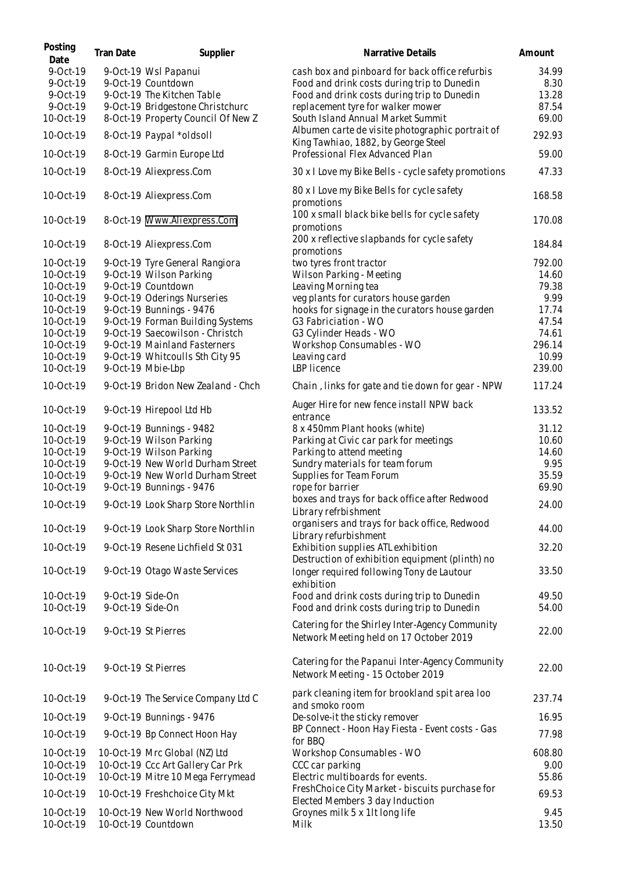| Posting Date | Tran Date | Supplier | Narrative Details | Amount |
|---|---|---|---|---|
| 9-Oct-19 | 9-Oct-19 | Wsl Papanui | cash box and pinboard for back office refurbis | 34.99 |
| 9-Oct-19 | 9-Oct-19 | Countdown | Food and drink costs during trip to Dunedin | 8.30 |
| 9-Oct-19 | 9-Oct-19 | The Kitchen Table | Food and drink costs during trip to Dunedin | 13.28 |
| 9-Oct-19 | 9-Oct-19 | Bridgestone Christchurc | replacement tyre for walker mower | 87.54 |
| 10-Oct-19 | 8-Oct-19 | Property Council Of New Z | South Island Annual Market Summit | 69.00 |
| 10-Oct-19 | 8-Oct-19 | Paypal *oldsoll | Albumen carte de visite photographic portrait of King Tawhiao, 1882, by George Steel | 292.93 |
| 10-Oct-19 | 8-Oct-19 | Garmin Europe Ltd | Professional Flex Advanced Plan | 59.00 |
| 10-Oct-19 | 8-Oct-19 | Aliexpress.Com | 30 x I Love my Bike Bells - cycle safety promotions | 47.33 |
| 10-Oct-19 | 8-Oct-19 | Aliexpress.Com | 80 x I Love my Bike Bells for cycle safety promotions | 168.58 |
| 10-Oct-19 | 8-Oct-19 | Www.Aliexpress.Com | 100 x small black bike bells for cycle safety promotions | 170.08 |
| 10-Oct-19 | 8-Oct-19 | Aliexpress.Com | 200 x reflective slapbands for cycle safety promotions | 184.84 |
| 10-Oct-19 | 9-Oct-19 | Tyre General Rangiora | two tyres front tractor | 792.00 |
| 10-Oct-19 | 9-Oct-19 | Wilson Parking | Wilson Parking - Meeting | 14.60 |
| 10-Oct-19 | 9-Oct-19 | Countdown | Leaving Morning tea | 79.38 |
| 10-Oct-19 | 9-Oct-19 | Oderings Nurseries | veg plants for curators house garden | 9.99 |
| 10-Oct-19 | 9-Oct-19 | Bunnings - 9476 | hooks for signage in the curators house garden | 17.74 |
| 10-Oct-19 | 9-Oct-19 | Forman Building Systems | G3 Fabriciation - WO | 47.54 |
| 10-Oct-19 | 9-Oct-19 | Saecowilson - Christch | G3 Cylinder Heads - WO | 74.61 |
| 10-Oct-19 | 9-Oct-19 | Mainland Fasterners | Workshop Consumables - WO | 296.14 |
| 10-Oct-19 | 9-Oct-19 | Whitcoulls Sth City 95 | Leaving card | 10.99 |
| 10-Oct-19 | 9-Oct-19 | Mbie-Lbp | LBP licence | 239.00 |
| 10-Oct-19 | 9-Oct-19 | Bridon New Zealand - Chch | Chain , links for gate and tie down for gear - NPW | 117.24 |
| 10-Oct-19 | 9-Oct-19 | Hirepool Ltd Hb | Auger Hire for new fence install NPW back entrance | 133.52 |
| 10-Oct-19 | 9-Oct-19 | Bunnings - 9482 | 8 x 450mm Plant hooks (white) | 31.12 |
| 10-Oct-19 | 9-Oct-19 | Wilson Parking | Parking at Civic car park for meetings | 10.60 |
| 10-Oct-19 | 9-Oct-19 | Wilson Parking | Parking to attend meeting | 14.60 |
| 10-Oct-19 | 9-Oct-19 | New World Durham Street | Sundry materials for team forum | 9.95 |
| 10-Oct-19 | 9-Oct-19 | New World Durham Street | Supplies for Team Forum | 35.59 |
| 10-Oct-19 | 9-Oct-19 | Bunnings - 9476 | rope for barrier | 69.90 |
| 10-Oct-19 | 9-Oct-19 | Look Sharp Store Northlin | boxes and trays for back office after Redwood Library refrbishment | 24.00 |
| 10-Oct-19 | 9-Oct-19 | Look Sharp Store Northlin | organisers and trays for back office, Redwood Library refurbishment | 44.00 |
| 10-Oct-19 | 9-Oct-19 | Resene Lichfield St 031 | Exhibition supplies ATL exhibition | 32.20 |
| 10-Oct-19 | 9-Oct-19 | Otago Waste Services | Destruction of exhibition equipment (plinth) no longer required following Tony de Lautour exhibition | 33.50 |
| 10-Oct-19 | 9-Oct-19 | Side-On | Food and drink costs during trip to Dunedin | 49.50 |
| 10-Oct-19 | 9-Oct-19 | Side-On | Food and drink costs during trip to Dunedin | 54.00 |
| 10-Oct-19 | 9-Oct-19 | St Pierres | Catering for the Shirley Inter-Agency Community Network Meeting held on 17 October 2019 | 22.00 |
| 10-Oct-19 | 9-Oct-19 | St Pierres | Catering for the Papanui Inter-Agency Community Network Meeting - 15 October 2019 | 22.00 |
| 10-Oct-19 | 9-Oct-19 | The Service Company Ltd C | park cleaning item for brookland spit area loo and smoko room | 237.74 |
| 10-Oct-19 | 9-Oct-19 | Bunnings - 9476 | De-solve-it the sticky remover | 16.95 |
| 10-Oct-19 | 9-Oct-19 | Bp Connect Hoon Hay | BP Connect - Hoon Hay Fiesta - Event costs - Gas for BBQ | 77.98 |
| 10-Oct-19 | 10-Oct-19 | Mrc Global (NZ) Ltd | Workshop Consumables - WO | 608.80 |
| 10-Oct-19 | 10-Oct-19 | Ccc Art Gallery Car Prk | CCC car parking | 9.00 |
| 10-Oct-19 | 10-Oct-19 | Mitre 10 Mega Ferrymead | Electric multiboards for events. | 55.86 |
| 10-Oct-19 | 10-Oct-19 | Freshchoice City Mkt | FreshChoice City Market - biscuits purchase for Elected Members 3 day Induction | 69.53 |
| 10-Oct-19 | 10-Oct-19 | New World Northwood | Groynes milk 5 x 1lt long life | 9.45 |
| 10-Oct-19 | 10-Oct-19 | Countdown | Milk | 13.50 |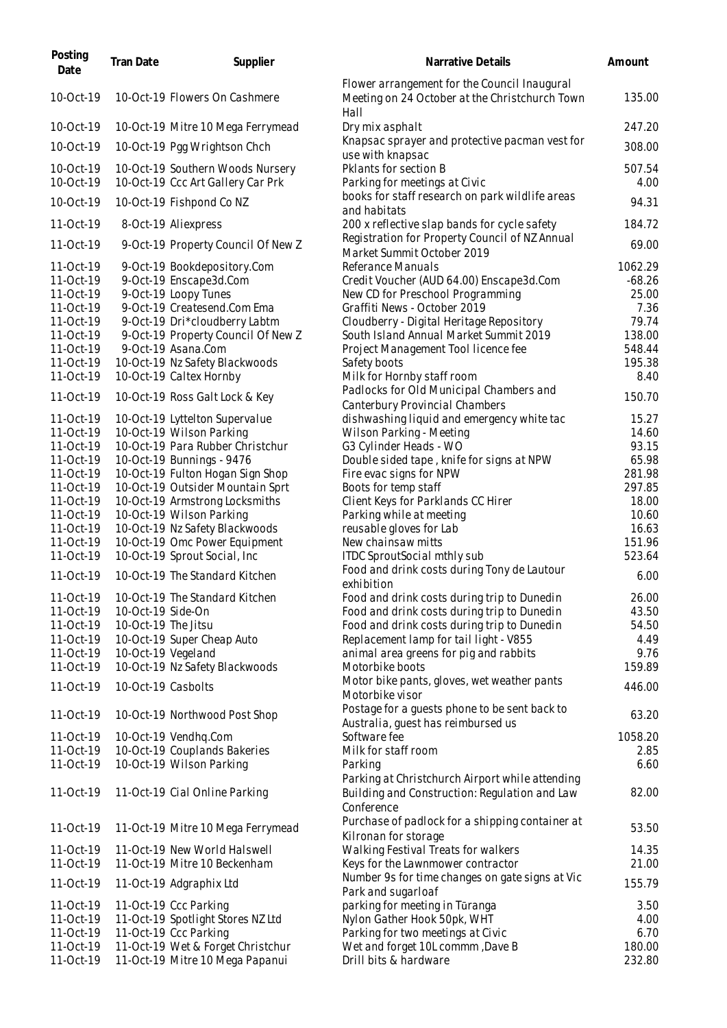| Posting Date | Tran Date | Supplier | Narrative Details | Amount |
|---|---|---|---|---|
| 10-Oct-19 | 10-Oct-19 | Flowers On Cashmere | Flower arrangement for the Council Inaugural Meeting on 24 October at the Christchurch Town Hall | 135.00 |
| 10-Oct-19 | 10-Oct-19 | Mitre 10 Mega Ferrymead | Dry mix asphalt | 247.20 |
| 10-Oct-19 | 10-Oct-19 | Pgg Wrightson Chch | Knapsac sprayer and protective pacman vest for use with knapsac | 308.00 |
| 10-Oct-19 | 10-Oct-19 | Southern Woods Nursery | Pklants for section B | 507.54 |
| 10-Oct-19 | 10-Oct-19 | Ccc Art Gallery Car Prk | Parking for meetings at Civic | 4.00 |
| 10-Oct-19 | 10-Oct-19 | Fishpond Co NZ | books for staff research on park wildlife areas and habitats | 94.31 |
| 11-Oct-19 | 8-Oct-19 | Aliexpress | 200 x reflective slap bands for cycle safety | 184.72 |
| 11-Oct-19 | 9-Oct-19 | Property Council Of New Z | Registration for Property Council of NZ Annual Market Summit October 2019 | 69.00 |
| 11-Oct-19 | 9-Oct-19 | Bookdepository.Com | Referance Manuals | 1062.29 |
| 11-Oct-19 | 9-Oct-19 | Enscape3d.Com | Credit Voucher (AUD 64.00) Enscape3d.Com | -68.26 |
| 11-Oct-19 | 9-Oct-19 | Loopy Tunes | New CD for Preschool Programming | 25.00 |
| 11-Oct-19 | 9-Oct-19 | Createsend.Com Ema | Graffiti News - October 2019 | 7.36 |
| 11-Oct-19 | 9-Oct-19 | Dri*cloudberry Labtm | Cloudberry - Digital Heritage Repository | 79.74 |
| 11-Oct-19 | 9-Oct-19 | Property Council Of New Z | South Island Annual Market Summit 2019 | 138.00 |
| 11-Oct-19 | 9-Oct-19 | Asana.Com | Project Management Tool licence fee | 548.44 |
| 11-Oct-19 | 10-Oct-19 | Nz Safety Blackwoods | Safety boots | 195.38 |
| 11-Oct-19 | 10-Oct-19 | Caltex Hornby | Milk for Hornby staff room | 8.40 |
| 11-Oct-19 | 10-Oct-19 | Ross Galt Lock & Key | Padlocks for Old Municipal Chambers and Canterbury Provincial Chambers | 150.70 |
| 11-Oct-19 | 10-Oct-19 | Lyttelton Supervalue | dishwashing liquid and emergency white tac | 15.27 |
| 11-Oct-19 | 10-Oct-19 | Wilson Parking | Wilson Parking - Meeting | 14.60 |
| 11-Oct-19 | 10-Oct-19 | Para Rubber Christchur | G3 Cylinder Heads - WO | 93.15 |
| 11-Oct-19 | 10-Oct-19 | Bunnings - 9476 | Double sided tape , knife for signs at NPW | 65.98 |
| 11-Oct-19 | 10-Oct-19 | Fulton Hogan Sign Shop | Fire evac signs for NPW | 281.98 |
| 11-Oct-19 | 10-Oct-19 | Outsider Mountain Sprt | Boots for temp staff | 297.85 |
| 11-Oct-19 | 10-Oct-19 | Armstrong Locksmiths | Client Keys for Parklands CC Hirer | 18.00 |
| 11-Oct-19 | 10-Oct-19 | Wilson Parking | Parking while at meeting | 10.60 |
| 11-Oct-19 | 10-Oct-19 | Nz Safety Blackwoods | reusable gloves for Lab | 16.63 |
| 11-Oct-19 | 10-Oct-19 | Omc Power Equipment | New chainsaw mitts | 151.96 |
| 11-Oct-19 | 10-Oct-19 | Sprout Social, Inc | ITDC SproutSocial mthly sub | 523.64 |
| 11-Oct-19 | 10-Oct-19 | The Standard Kitchen | Food and drink costs during Tony de Lautour exhibition | 6.00 |
| 11-Oct-19 | 10-Oct-19 | The Standard Kitchen | Food and drink costs during trip to Dunedin | 26.00 |
| 11-Oct-19 | 10-Oct-19 | Side-On | Food and drink costs during trip to Dunedin | 43.50 |
| 11-Oct-19 | 10-Oct-19 | The Jitsu | Food and drink costs during trip to Dunedin | 54.50 |
| 11-Oct-19 | 10-Oct-19 | Super Cheap Auto | Replacement lamp for tail light - V855 | 4.49 |
| 11-Oct-19 | 10-Oct-19 | Vegeland | animal area greens for pig and rabbits | 9.76 |
| 11-Oct-19 | 10-Oct-19 | Nz Safety Blackwoods | Motorbike boots | 159.89 |
| 11-Oct-19 | 10-Oct-19 | Casbolts | Motor bike pants, gloves, wet weather pants Motorbike visor | 446.00 |
| 11-Oct-19 | 10-Oct-19 | Northwood Post Shop | Postage for a guests phone to be sent back to Australia, guest has reimbursed us | 63.20 |
| 11-Oct-19 | 10-Oct-19 | Vendhq.Com | Software fee | 1058.20 |
| 11-Oct-19 | 10-Oct-19 | Couplands Bakeries | Milk for staff room | 2.85 |
| 11-Oct-19 | 10-Oct-19 | Wilson Parking | Parking | 6.60 |
| 11-Oct-19 | 11-Oct-19 | Cial Online Parking | Parking at Christchurch Airport while attending Building and Construction: Regulation and Law Conference | 82.00 |
| 11-Oct-19 | 11-Oct-19 | Mitre 10 Mega Ferrymead | Purchase of padlock for a shipping container at Kilronan for storage | 53.50 |
| 11-Oct-19 | 11-Oct-19 | New World Halswell | Walking Festival Treats for walkers | 14.35 |
| 11-Oct-19 | 11-Oct-19 | Mitre 10 Beckenham | Keys for the Lawnmower contractor | 21.00 |
| 11-Oct-19 | 11-Oct-19 | Adgraphix Ltd | Number 9s for time changes on gate signs at Vic Park and sugarloaf | 155.79 |
| 11-Oct-19 | 11-Oct-19 | Ccc Parking | parking for meeting in Tūranga | 3.50 |
| 11-Oct-19 | 11-Oct-19 | Spotlight Stores NZ Ltd | Nylon Gather Hook 50pk, WHT | 4.00 |
| 11-Oct-19 | 11-Oct-19 | Ccc Parking | Parking for two meetings at Civic | 6.70 |
| 11-Oct-19 | 11-Oct-19 | Wet & Forget Christchur | Wet and forget 10L commm ,Dave B | 180.00 |
| 11-Oct-19 | 11-Oct-19 | Mitre 10 Mega Papanui | Drill bits & hardware | 232.80 |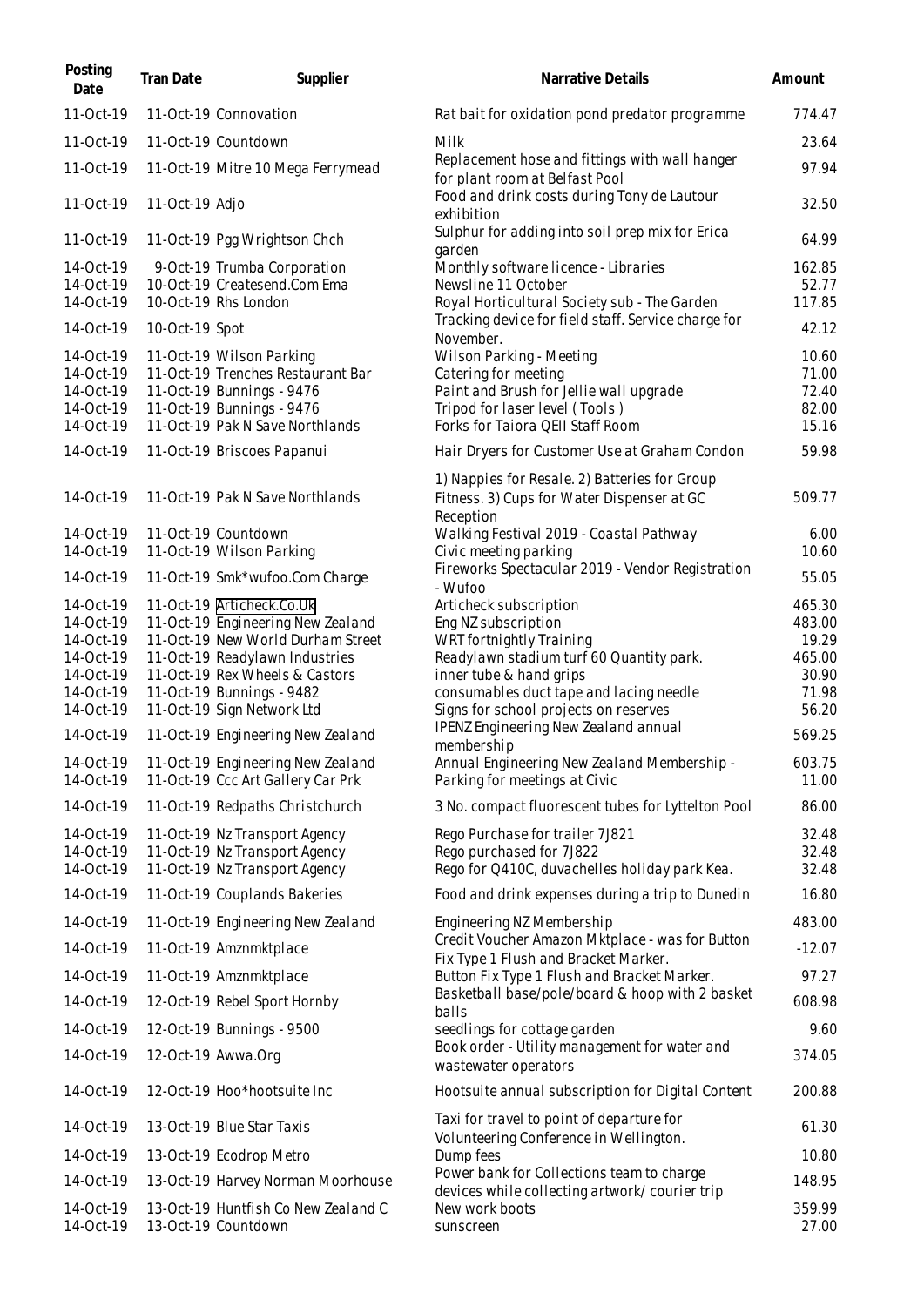| Posting Date | Tran Date | Supplier | Narrative Details | Amount |
|---|---|---|---|---|
| 11-Oct-19 | 11-Oct-19 | Connovation | Rat bait for oxidation pond predator programme | 774.47 |
| 11-Oct-19 | 11-Oct-19 | Countdown | Milk | 23.64 |
| 11-Oct-19 | 11-Oct-19 | Mitre 10 Mega Ferrymead | Replacement hose and fittings with wall hanger for plant room at Belfast Pool | 97.94 |
| 11-Oct-19 | 11-Oct-19 | Adjo | Food and drink costs during Tony de Lautour exhibition | 32.50 |
| 11-Oct-19 | 11-Oct-19 | Pgg Wrightson Chch | Sulphur for adding into soil prep mix for Erica garden | 64.99 |
| 14-Oct-19 | 9-Oct-19 | Trumba Corporation | Monthly software licence - Libraries | 162.85 |
| 14-Oct-19 | 10-Oct-19 | Createsend.Com Ema | Newsline 11 October | 52.77 |
| 14-Oct-19 | 10-Oct-19 | Rhs London | Royal Horticultural Society sub - The Garden | 117.85 |
| 14-Oct-19 | 10-Oct-19 | Spot | Tracking device for field staff. Service charge for November. | 42.12 |
| 14-Oct-19 | 11-Oct-19 | Wilson Parking | Wilson Parking - Meeting | 10.60 |
| 14-Oct-19 | 11-Oct-19 | Trenches Restaurant Bar | Catering for meeting | 71.00 |
| 14-Oct-19 | 11-Oct-19 | Bunnings - 9476 | Paint and Brush for Jellie wall upgrade | 72.40 |
| 14-Oct-19 | 11-Oct-19 | Bunnings - 9476 | Tripod for laser level ( Tools ) | 82.00 |
| 14-Oct-19 | 11-Oct-19 | Pak N Save Northlands | Forks for Taiora QEII Staff Room | 15.16 |
| 14-Oct-19 | 11-Oct-19 | Briscoes Papanui | Hair Dryers for Customer Use at Graham Condon | 59.98 |
| 14-Oct-19 | 11-Oct-19 | Pak N Save Northlands | 1) Nappies for Resale. 2) Batteries for Group Fitness. 3) Cups for Water Dispenser at GC Reception | 509.77 |
| 14-Oct-19 | 11-Oct-19 | Countdown | Walking Festival 2019 - Coastal Pathway | 6.00 |
| 14-Oct-19 | 11-Oct-19 | Wilson Parking | Civic meeting parking | 10.60 |
| 14-Oct-19 | 11-Oct-19 | Smk*wufoo.Com Charge | Fireworks Spectacular 2019 - Vendor Registration - Wufoo | 55.05 |
| 14-Oct-19 | 11-Oct-19 | Articheck.Co.Uk | Articheck subscription | 465.30 |
| 14-Oct-19 | 11-Oct-19 | Engineering New Zealand | Eng NZ subscription | 483.00 |
| 14-Oct-19 | 11-Oct-19 | New World Durham Street | WRT fortnightly Training | 19.29 |
| 14-Oct-19 | 11-Oct-19 | Readylawn Industries | Readylawn stadium turf 60 Quantity park. | 465.00 |
| 14-Oct-19 | 11-Oct-19 | Rex Wheels & Castors | inner tube & hand grips | 30.90 |
| 14-Oct-19 | 11-Oct-19 | Bunnings - 9482 | consumables duct tape and lacing needle | 71.98 |
| 14-Oct-19 | 11-Oct-19 | Sign Network Ltd | Signs for school projects on reserves | 56.20 |
| 14-Oct-19 | 11-Oct-19 | Engineering New Zealand | IPENZ Engineering New Zealand annual membership | 569.25 |
| 14-Oct-19 | 11-Oct-19 | Engineering New Zealand | Annual Engineering New Zealand Membership - | 603.75 |
| 14-Oct-19 | 11-Oct-19 | Ccc Art Gallery Car Prk | Parking for meetings at Civic | 11.00 |
| 14-Oct-19 | 11-Oct-19 | Redpaths Christchurch | 3 No. compact fluorescent tubes for Lyttelton Pool | 86.00 |
| 14-Oct-19 | 11-Oct-19 | Nz Transport Agency | Rego Purchase for trailer 7J821 | 32.48 |
| 14-Oct-19 | 11-Oct-19 | Nz Transport Agency | Rego purchased for 7J822 | 32.48 |
| 14-Oct-19 | 11-Oct-19 | Nz Transport Agency | Rego for Q410C, duvachelles holiday park Kea. | 32.48 |
| 14-Oct-19 | 11-Oct-19 | Couplands Bakeries | Food and drink expenses during a trip to Dunedin | 16.80 |
| 14-Oct-19 | 11-Oct-19 | Engineering New Zealand | Engineering NZ Membership | 483.00 |
| 14-Oct-19 | 11-Oct-19 | Amznmktplace | Credit Voucher Amazon Mktplace - was for Button Fix Type 1 Flush and Bracket Marker. | -12.07 |
| 14-Oct-19 | 11-Oct-19 | Amznmktplace | Button Fix Type 1 Flush and Bracket Marker. | 97.27 |
| 14-Oct-19 | 12-Oct-19 | Rebel Sport Hornby | Basketball base/pole/board & hoop with 2 basket balls | 608.98 |
| 14-Oct-19 | 12-Oct-19 | Bunnings - 9500 | seedlings for cottage garden | 9.60 |
| 14-Oct-19 | 12-Oct-19 | Awwa.Org | Book order - Utility management for water and wastewater operators | 374.05 |
| 14-Oct-19 | 12-Oct-19 | Hoo*hootsuite Inc | Hootsuite annual subscription for Digital Content | 200.88 |
| 14-Oct-19 | 13-Oct-19 | Blue Star Taxis | Taxi for travel to point of departure for Volunteering Conference in Wellington. | 61.30 |
| 14-Oct-19 | 13-Oct-19 | Ecodrop Metro | Dump fees | 10.80 |
| 14-Oct-19 | 13-Oct-19 | Harvey Norman Moorhouse | Power bank for Collections team to charge devices while collecting artwork/ courier trip | 148.95 |
| 14-Oct-19 | 13-Oct-19 | Huntfish Co New Zealand C | New work boots | 359.99 |
| 14-Oct-19 | 13-Oct-19 | Countdown | sunscreen | 27.00 |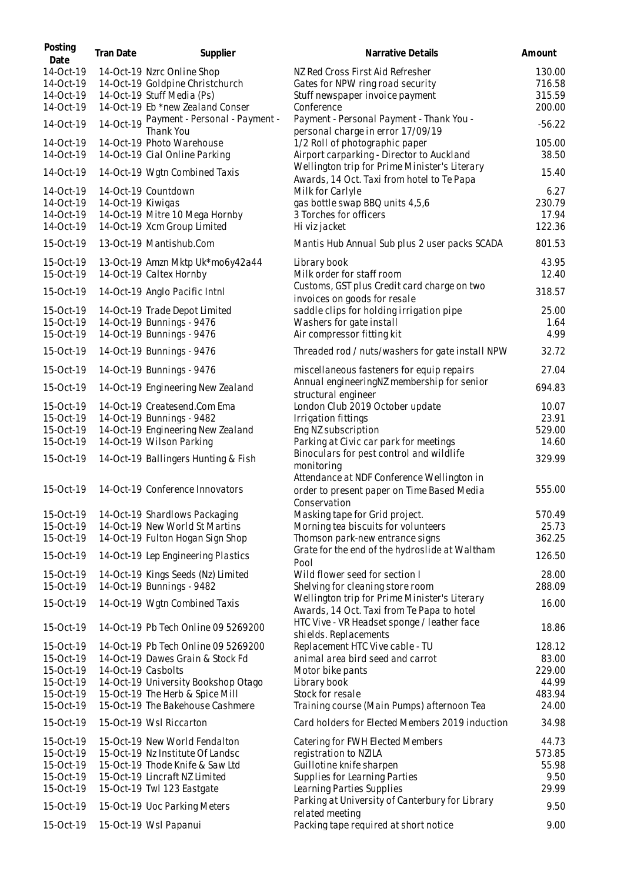| Posting Date | Tran Date | Supplier | Narrative Details | Amount |
|---|---|---|---|---|
| 14-Oct-19 | 14-Oct-19 | Nzrc Online Shop | NZ Red Cross First Aid Refresher | 130.00 |
| 14-Oct-19 | 14-Oct-19 | Goldpine Christchurch | Gates for NPW ring road security | 716.58 |
| 14-Oct-19 | 14-Oct-19 | Stuff Media (Ps) | Stuff newspaper invoice payment | 315.59 |
| 14-Oct-19 | 14-Oct-19 | Eb *new Zealand Conser | Conference | 200.00 |
| 14-Oct-19 | 14-Oct-19 | Payment - Personal - Payment - Thank You | Payment - Personal Payment - Thank You - personal charge in error 17/09/19 | -56.22 |
| 14-Oct-19 | 14-Oct-19 | Photo Warehouse | 1/2 Roll of photographic paper | 105.00 |
| 14-Oct-19 | 14-Oct-19 | Cial Online Parking | Airport carparking - Director to Auckland | 38.50 |
| 14-Oct-19 | 14-Oct-19 | Wgtn Combined Taxis | Wellington trip for Prime Minister's Literary Awards, 14 Oct. Taxi from hotel to Te Papa | 15.40 |
| 14-Oct-19 | 14-Oct-19 | Countdown | Milk for Carlyle | 6.27 |
| 14-Oct-19 | 14-Oct-19 | Kiwigas | gas bottle swap BBQ units 4,5,6 | 230.79 |
| 14-Oct-19 | 14-Oct-19 | Mitre 10 Mega Hornby | 3 Torches for officers | 17.94 |
| 14-Oct-19 | 14-Oct-19 | Xcm Group Limited | Hi viz jacket | 122.36 |
| 15-Oct-19 | 13-Oct-19 | Mantishub.Com | Mantis Hub Annual Sub plus 2 user packs SCADA | 801.53 |
| 15-Oct-19 | 13-Oct-19 | Amzn Mktp Uk*mo6y42a44 | Library book | 43.95 |
| 15-Oct-19 | 14-Oct-19 | Caltex Hornby | Milk order for staff room | 12.40 |
| 15-Oct-19 | 14-Oct-19 | Anglo Pacific Intnl | Customs, GST plus Credit card charge on two invoices on goods for resale | 318.57 |
| 15-Oct-19 | 14-Oct-19 | Trade Depot Limited | saddle clips for holding irrigation pipe | 25.00 |
| 15-Oct-19 | 14-Oct-19 | Bunnings - 9476 | Washers for gate install | 1.64 |
| 15-Oct-19 | 14-Oct-19 | Bunnings - 9476 | Air compressor fitting kit | 4.99 |
| 15-Oct-19 | 14-Oct-19 | Bunnings - 9476 | Threaded rod / nuts/washers for gate install NPW | 32.72 |
| 15-Oct-19 | 14-Oct-19 | Bunnings - 9476 | miscellaneous fasteners for equip repairs | 27.04 |
| 15-Oct-19 | 14-Oct-19 | Engineering New Zealand | Annual engineeringNZ membership for senior structural engineer | 694.83 |
| 15-Oct-19 | 14-Oct-19 | Createsend.Com Ema | London Club 2019 October update | 10.07 |
| 15-Oct-19 | 14-Oct-19 | Bunnings - 9482 | Irrigation fittings | 23.91 |
| 15-Oct-19 | 14-Oct-19 | Engineering New Zealand | Eng NZ subscription | 529.00 |
| 15-Oct-19 | 14-Oct-19 | Wilson Parking | Parking at Civic car park for meetings | 14.60 |
| 15-Oct-19 | 14-Oct-19 | Ballingers Hunting & Fish | Binoculars for pest control and wildlife monitoring | 329.99 |
| 15-Oct-19 | 14-Oct-19 | Conference Innovators | Attendance at NDF Conference Wellington in order to present paper on Time Based Media Conservation | 555.00 |
| 15-Oct-19 | 14-Oct-19 | Shardlows Packaging | Masking tape for Grid project. | 570.49 |
| 15-Oct-19 | 14-Oct-19 | New World St Martins | Morning tea biscuits for volunteers | 25.73 |
| 15-Oct-19 | 14-Oct-19 | Fulton Hogan Sign Shop | Thomson park-new entrance signs | 362.25 |
| 15-Oct-19 | 14-Oct-19 | Lep Engineering Plastics | Grate for the end of the hydroslide at Waltham Pool | 126.50 |
| 15-Oct-19 | 14-Oct-19 | Kings Seeds (Nz) Limited | Wild flower seed for section I | 28.00 |
| 15-Oct-19 | 14-Oct-19 | Bunnings - 9482 | Shelving for cleaning store room | 288.09 |
| 15-Oct-19 | 14-Oct-19 | Wgtn Combined Taxis | Wellington trip for Prime Minister's Literary Awards, 14 Oct. Taxi from Te Papa to hotel | 16.00 |
| 15-Oct-19 | 14-Oct-19 | Pb Tech Online 09 5269200 | HTC Vive - VR Headset sponge / leather face shields. Replacements | 18.86 |
| 15-Oct-19 | 14-Oct-19 | Pb Tech Online 09 5269200 | Replacement HTC Vive cable - TU | 128.12 |
| 15-Oct-19 | 14-Oct-19 | Dawes Grain & Stock Fd | animal area bird seed and carrot | 83.00 |
| 15-Oct-19 | 14-Oct-19 | Casbolts | Motor bike pants | 229.00 |
| 15-Oct-19 | 14-Oct-19 | University Bookshop Otago | Library book | 44.99 |
| 15-Oct-19 | 15-Oct-19 | The Herb & Spice Mill | Stock for resale | 483.94 |
| 15-Oct-19 | 15-Oct-19 | The Bakehouse Cashmere | Training course (Main Pumps) afternoon Tea | 24.00 |
| 15-Oct-19 | 15-Oct-19 | Wsl Riccarton | Card holders for Elected Members 2019 induction | 34.98 |
| 15-Oct-19 | 15-Oct-19 | New World Fendalton | Catering for FWH Elected Members | 44.73 |
| 15-Oct-19 | 15-Oct-19 | Nz Institute Of Landsc | registration to NZILA | 573.85 |
| 15-Oct-19 | 15-Oct-19 | Thode Knife & Saw Ltd | Guillotine knife sharpen | 55.98 |
| 15-Oct-19 | 15-Oct-19 | Lincraft NZ Limited | Supplies for Learning Parties | 9.50 |
| 15-Oct-19 | 15-Oct-19 | Twl 123 Eastgate | Learning Parties Supplies | 29.99 |
| 15-Oct-19 | 15-Oct-19 | Uoc Parking Meters | Parking at University of Canterbury for Library related meeting | 9.50 |
| 15-Oct-19 | 15-Oct-19 | Wsl Papanui | Packing tape required at short notice | 9.00 |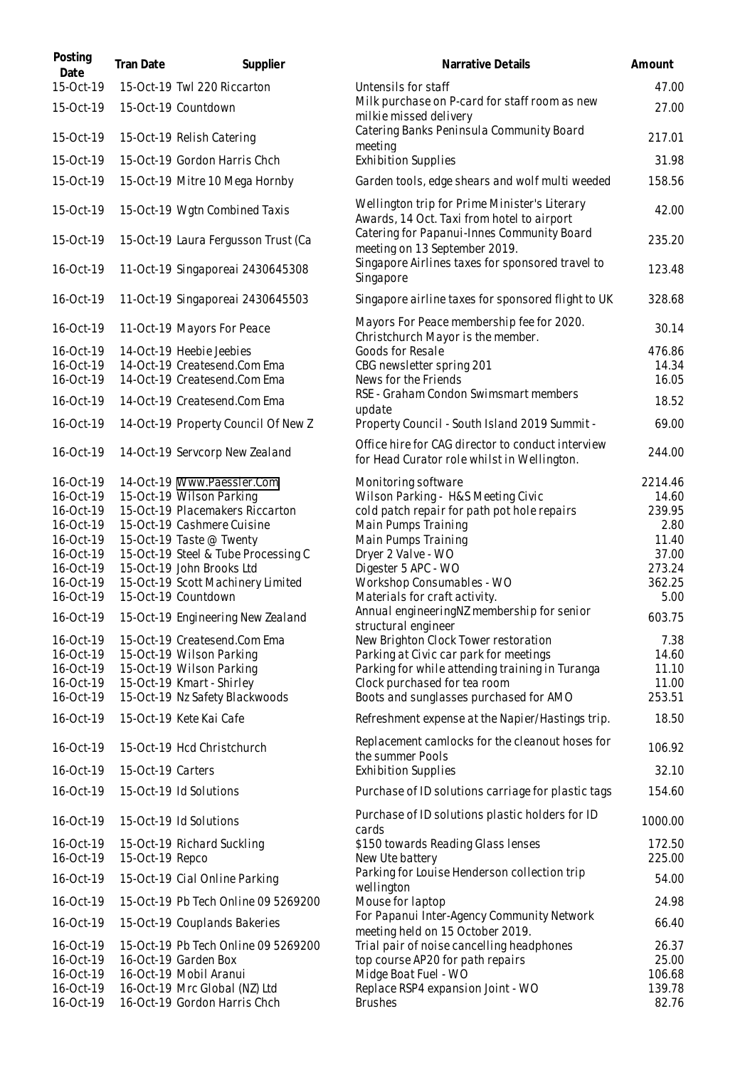| Posting Date | Tran Date | Supplier | Narrative Details | Amount |
|---|---|---|---|---|
| 15-Oct-19 | 15-Oct-19 | Twl 220 Riccarton | Untensils for staff | 47.00 |
| 15-Oct-19 | 15-Oct-19 | Countdown | Milk purchase on P-card for staff room as new milkie missed delivery | 27.00 |
| 15-Oct-19 | 15-Oct-19 | Relish Catering | Catering Banks Peninsula Community Board meeting | 217.01 |
| 15-Oct-19 | 15-Oct-19 | Gordon Harris Chch | Exhibition Supplies | 31.98 |
| 15-Oct-19 | 15-Oct-19 | Mitre 10 Mega Hornby | Garden tools, edge shears and wolf multi weeded | 158.56 |
| 15-Oct-19 | 15-Oct-19 | Wgtn Combined Taxis | Wellington trip for Prime Minister's Literary Awards, 14 Oct. Taxi from hotel to airport | 42.00 |
| 15-Oct-19 | 15-Oct-19 | Laura Fergusson Trust (Ca | Catering for Papanui-Innes Community Board meeting on 13 September 2019. | 235.20 |
| 16-Oct-19 | 11-Oct-19 | Singaporeai 2430645308 | Singapore Airlines taxes for sponsored travel to Singapore | 123.48 |
| 16-Oct-19 | 11-Oct-19 | Singaporeai 2430645503 | Singapore airline taxes for sponsored flight to UK | 328.68 |
| 16-Oct-19 | 11-Oct-19 | Mayors For Peace | Mayors For Peace membership fee for 2020. Christchurch Mayor is the member. | 30.14 |
| 16-Oct-19 | 14-Oct-19 | Heebie Jeebies | Goods for Resale | 476.86 |
| 16-Oct-19 | 14-Oct-19 | Createsend.Com Ema | CBG newsletter spring 201 | 14.34 |
| 16-Oct-19 | 14-Oct-19 | Createsend.Com Ema | News for the Friends | 16.05 |
| 16-Oct-19 | 14-Oct-19 | Createsend.Com Ema | RSE - Graham Condon Swimsmart members update | 18.52 |
| 16-Oct-19 | 14-Oct-19 | Property Council Of New Z | Property Council - South Island 2019 Summit - | 69.00 |
| 16-Oct-19 | 14-Oct-19 | Servcorp New Zealand | Office hire for CAG director to conduct interview for Head Curator role whilst in Wellington. | 244.00 |
| 16-Oct-19 | 14-Oct-19 | Www.Paessler.Com | Monitoring software | 2214.46 |
| 16-Oct-19 | 15-Oct-19 | Wilson Parking | Wilson Parking - H&S Meeting Civic | 14.60 |
| 16-Oct-19 | 15-Oct-19 | Placemakers Riccarton | cold patch repair for path pot hole repairs | 239.95 |
| 16-Oct-19 | 15-Oct-19 | Cashmere Cuisine | Main Pumps Training | 2.80 |
| 16-Oct-19 | 15-Oct-19 | Taste @ Twenty | Main Pumps Training | 11.40 |
| 16-Oct-19 | 15-Oct-19 | Steel & Tube Processing C | Dryer 2 Valve - WO | 37.00 |
| 16-Oct-19 | 15-Oct-19 | John Brooks Ltd | Digester 5 APC - WO | 273.24 |
| 16-Oct-19 | 15-Oct-19 | Scott Machinery Limited | Workshop Consumables - WO | 362.25 |
| 16-Oct-19 | 15-Oct-19 | Countdown | Materials for craft activity. | 5.00 |
| 16-Oct-19 | 15-Oct-19 | Engineering New Zealand | Annual engineeringNZ membership for senior structural engineer | 603.75 |
| 16-Oct-19 | 15-Oct-19 | Createsend.Com Ema | New Brighton Clock Tower restoration | 7.38 |
| 16-Oct-19 | 15-Oct-19 | Wilson Parking | Parking at Civic car park for meetings | 14.60 |
| 16-Oct-19 | 15-Oct-19 | Wilson Parking | Parking for while attending training in Turanga | 11.10 |
| 16-Oct-19 | 15-Oct-19 | Kmart - Shirley | Clock purchased for tea room | 11.00 |
| 16-Oct-19 | 15-Oct-19 | Nz Safety Blackwoods | Boots and sunglasses purchased for AMO | 253.51 |
| 16-Oct-19 | 15-Oct-19 | Kete Kai Cafe | Refreshment expense at the Napier/Hastings trip. | 18.50 |
| 16-Oct-19 | 15-Oct-19 | Hcd Christchurch | Replacement camlocks for the cleanout hoses for the summer Pools | 106.92 |
| 16-Oct-19 | 15-Oct-19 | Carters | Exhibition Supplies | 32.10 |
| 16-Oct-19 | 15-Oct-19 | Id Solutions | Purchase of ID solutions carriage for plastic tags | 154.60 |
| 16-Oct-19 | 15-Oct-19 | Id Solutions | Purchase of ID solutions plastic holders for ID cards | 1000.00 |
| 16-Oct-19 | 15-Oct-19 | Richard Suckling | $150 towards Reading Glass lenses | 172.50 |
| 16-Oct-19 | 15-Oct-19 | Repco | New Ute battery | 225.00 |
| 16-Oct-19 | 15-Oct-19 | Cial Online Parking | Parking for Louise Henderson collection trip wellington | 54.00 |
| 16-Oct-19 | 15-Oct-19 | Pb Tech Online 09 5269200 | Mouse for laptop | 24.98 |
| 16-Oct-19 | 15-Oct-19 | Couplands Bakeries | For Papanui Inter-Agency Community Network meeting held on 15 October 2019. | 66.40 |
| 16-Oct-19 | 15-Oct-19 | Pb Tech Online 09 5269200 | Trial pair of noise cancelling headphones | 26.37 |
| 16-Oct-19 | 16-Oct-19 | Garden Box | top course AP20 for path repairs | 25.00 |
| 16-Oct-19 | 16-Oct-19 | Mobil Aranui | Midge Boat Fuel - WO | 106.68 |
| 16-Oct-19 | 16-Oct-19 | Mrc Global (NZ) Ltd | Replace RSP4 expansion Joint - WO | 139.78 |
| 16-Oct-19 | 16-Oct-19 | Gordon Harris Chch | Brushes | 82.76 |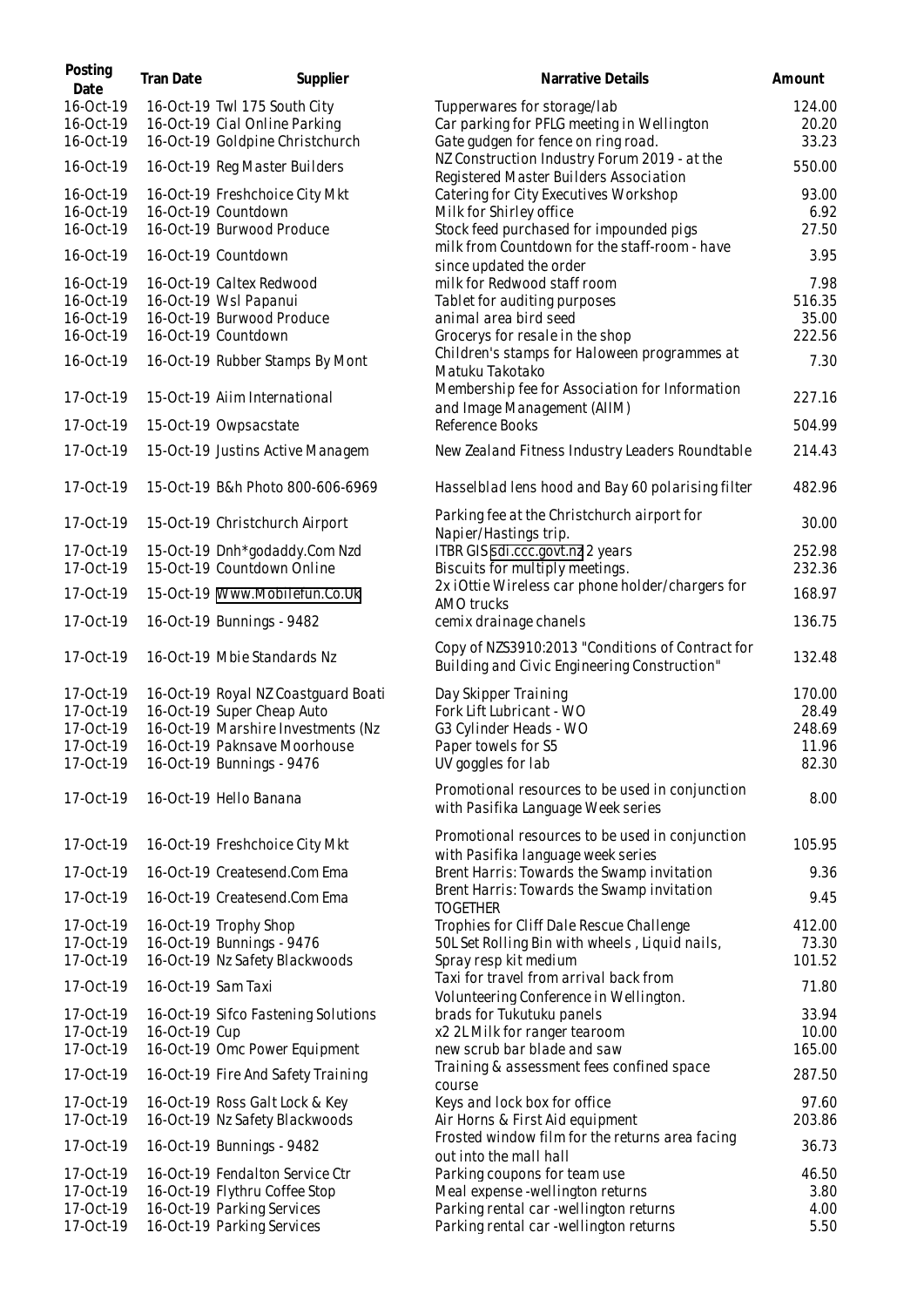| Posting Date | Tran Date | Supplier | Narrative Details | Amount |
|---|---|---|---|---|
| 16-Oct-19 | 16-Oct-19 | Twl 175 South City | Tupperwares for storage/lab | 124.00 |
| 16-Oct-19 | 16-Oct-19 | Cial Online Parking | Car parking for PFLG meeting in Wellington | 20.20 |
| 16-Oct-19 | 16-Oct-19 | Goldpine Christchurch | Gate gudgen for fence on ring road. | 33.23 |
| 16-Oct-19 | 16-Oct-19 | Reg Master Builders | NZ Construction Industry Forum 2019 - at the Registered Master Builders Association | 550.00 |
| 16-Oct-19 | 16-Oct-19 | Freshchoice City Mkt | Catering for City Executives Workshop | 93.00 |
| 16-Oct-19 | 16-Oct-19 | Countdown | Milk for Shirley office | 6.92 |
| 16-Oct-19 | 16-Oct-19 | Burwood Produce | Stock feed purchased for impounded pigs | 27.50 |
| 16-Oct-19 | 16-Oct-19 | Countdown | milk from Countdown for the staff-room - have since updated the order | 3.95 |
| 16-Oct-19 | 16-Oct-19 | Caltex Redwood | milk for Redwood staff room | 7.98 |
| 16-Oct-19 | 16-Oct-19 | Wsl Papanui | Tablet for auditing purposes | 516.35 |
| 16-Oct-19 | 16-Oct-19 | Burwood Produce | animal area bird seed | 35.00 |
| 16-Oct-19 | 16-Oct-19 | Countdown | Grocerys for resale in the shop | 222.56 |
| 16-Oct-19 | 16-Oct-19 | Rubber Stamps By Mont | Children's stamps for Haloween programmes at Matuku Takotako | 7.30 |
| 17-Oct-19 | 15-Oct-19 | Aiim International | Membership fee for Association for Information and Image Management (AIIM) | 227.16 |
| 17-Oct-19 | 15-Oct-19 | Owpsacstate | Reference Books | 504.99 |
| 17-Oct-19 | 15-Oct-19 | Justins Active Managem | New Zealand Fitness Industry Leaders Roundtable | 214.43 |
| 17-Oct-19 | 15-Oct-19 | B&h Photo 800-606-6969 | Hasselblad lens hood and Bay 60 polarising filter | 482.96 |
| 17-Oct-19 | 15-Oct-19 | Christchurch Airport | Parking fee at the Christchurch airport for Napier/Hastings trip. | 30.00 |
| 17-Oct-19 | 15-Oct-19 | Dnh*godaddy.Com Nzd | ITBR GIS sdi.ccc.govt.nz 2 years | 252.98 |
| 17-Oct-19 | 15-Oct-19 | Countdown Online | Biscuits for multiply meetings. | 232.36 |
| 17-Oct-19 | 15-Oct-19 | Www.Mobilefun.Co.Uk | 2x iOttie Wireless car phone holder/chargers for AMO trucks | 168.97 |
| 17-Oct-19 | 16-Oct-19 | Bunnings - 9482 | cemix drainage chanels | 136.75 |
| 17-Oct-19 | 16-Oct-19 | Mbie Standards Nz | Copy of NZS3910:2013 "Conditions of Contract for Building and Civic Engineering Construction" | 132.48 |
| 17-Oct-19 | 16-Oct-19 | Royal NZ Coastguard Boati | Day Skipper Training | 170.00 |
| 17-Oct-19 | 16-Oct-19 | Super Cheap Auto | Fork Lift Lubricant - WO | 28.49 |
| 17-Oct-19 | 16-Oct-19 | Marshire Investments (Nz | G3 Cylinder Heads - WO | 248.69 |
| 17-Oct-19 | 16-Oct-19 | Paknsave Moorhouse | Paper towels for S5 | 11.96 |
| 17-Oct-19 | 16-Oct-19 | Bunnings - 9476 | UV goggles for lab | 82.30 |
| 17-Oct-19 | 16-Oct-19 | Hello Banana | Promotional resources to be used in conjunction with Pasifika Language Week series | 8.00 |
| 17-Oct-19 | 16-Oct-19 | Freshchoice City Mkt | Promotional resources to be used in conjunction with Pasifika language week series | 105.95 |
| 17-Oct-19 | 16-Oct-19 | Createsend.Com Ema | Brent Harris: Towards the Swamp invitation | 9.36 |
| 17-Oct-19 | 16-Oct-19 | Createsend.Com Ema | Brent Harris: Towards the Swamp invitation TOGETHER | 9.45 |
| 17-Oct-19 | 16-Oct-19 | Trophy Shop | Trophies for Cliff Dale Rescue Challenge | 412.00 |
| 17-Oct-19 | 16-Oct-19 | Bunnings - 9476 | 50L Set Rolling Bin with wheels , Liquid nails, | 73.30 |
| 17-Oct-19 | 16-Oct-19 | Nz Safety Blackwoods | Spray resp kit medium | 101.52 |
| 17-Oct-19 | 16-Oct-19 | Sam Taxi | Taxi for travel from arrival back from Volunteering Conference in Wellington. | 71.80 |
| 17-Oct-19 | 16-Oct-19 | Sifco Fastening Solutions | brads for Tukutuku panels | 33.94 |
| 17-Oct-19 | 16-Oct-19 | Cup | x2 2L Milk for ranger tearoom | 10.00 |
| 17-Oct-19 | 16-Oct-19 | Omc Power Equipment | new scrub bar blade and saw | 165.00 |
| 17-Oct-19 | 16-Oct-19 | Fire And Safety Training | Training & assessment fees confined space course | 287.50 |
| 17-Oct-19 | 16-Oct-19 | Ross Galt Lock & Key | Keys and lock box for office | 97.60 |
| 17-Oct-19 | 16-Oct-19 | Nz Safety Blackwoods | Air Horns & First Aid equipment | 203.86 |
| 17-Oct-19 | 16-Oct-19 | Bunnings - 9482 | Frosted window film for the returns area facing out into the mall hall | 36.73 |
| 17-Oct-19 | 16-Oct-19 | Fendalton Service Ctr | Parking coupons for team use | 46.50 |
| 17-Oct-19 | 16-Oct-19 | Flythru Coffee Stop | Meal expense -wellington returns | 3.80 |
| 17-Oct-19 | 16-Oct-19 | Parking Services | Parking rental car -wellington returns | 4.00 |
| 17-Oct-19 | 16-Oct-19 | Parking Services | Parking rental car -wellington returns | 5.50 |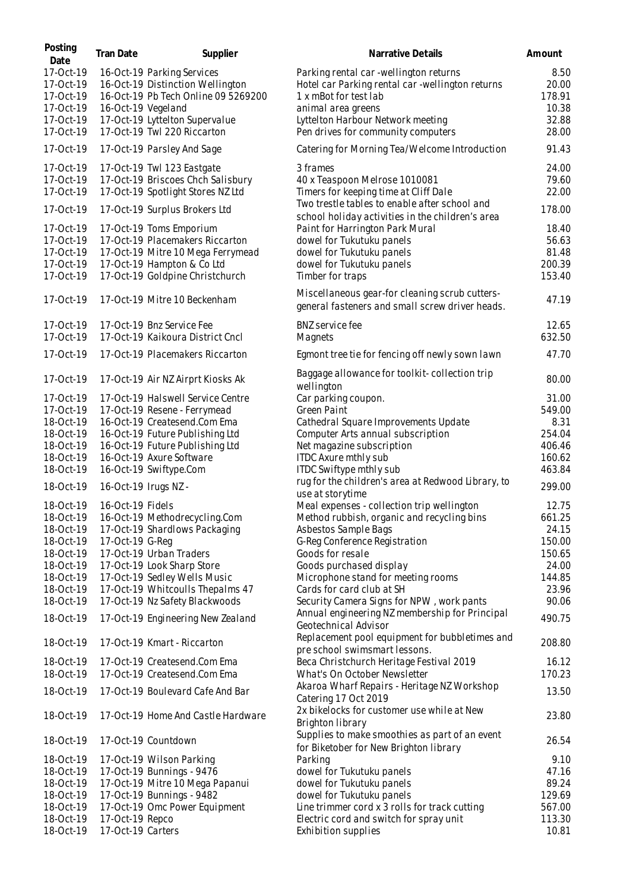| Posting Date | Tran Date | Supplier | Narrative Details | Amount |
|---|---|---|---|---|
| 17-Oct-19 | 16-Oct-19 | Parking Services | Parking rental car -wellington returns | 8.50 |
| 17-Oct-19 | 16-Oct-19 | Distinction Wellington | Hotel car Parking rental car -wellington returns | 20.00 |
| 17-Oct-19 | 16-Oct-19 | Pb Tech Online 09 5269200 | 1 x mBot for test lab | 178.91 |
| 17-Oct-19 | 16-Oct-19 | Vegeland | animal area greens | 10.38 |
| 17-Oct-19 | 17-Oct-19 | Lyttelton Supervalue | Lyttelton Harbour Network meeting | 32.88 |
| 17-Oct-19 | 17-Oct-19 | Twl 220 Riccarton | Pen drives for community computers | 28.00 |
| 17-Oct-19 | 17-Oct-19 | Parsley And Sage | Catering for Morning Tea/Welcome Introduction | 91.43 |
| 17-Oct-19 | 17-Oct-19 | Twl 123 Eastgate | 3 frames | 24.00 |
| 17-Oct-19 | 17-Oct-19 | Briscoes Chch Salisbury | 40 x Teaspoon Melrose 1010081 | 79.60 |
| 17-Oct-19 | 17-Oct-19 | Spotlight Stores NZ Ltd | Timers for keeping time at Cliff Dale | 22.00 |
| 17-Oct-19 | 17-Oct-19 | Surplus Brokers Ltd | Two trestle tables to enable after school and school holiday activities in the children's area | 178.00 |
| 17-Oct-19 | 17-Oct-19 | Toms Emporium | Paint for Harrington Park Mural | 18.40 |
| 17-Oct-19 | 17-Oct-19 | Placemakers Riccarton | dowel for Tukutuku panels | 56.63 |
| 17-Oct-19 | 17-Oct-19 | Mitre 10 Mega Ferrymead | dowel for Tukutuku panels | 81.48 |
| 17-Oct-19 | 17-Oct-19 | Hampton & Co Ltd | dowel for Tukutuku panels | 200.39 |
| 17-Oct-19 | 17-Oct-19 | Goldpine Christchurch | Timber for traps | 153.40 |
| 17-Oct-19 | 17-Oct-19 | Mitre 10 Beckenham | Miscellaneous gear-for cleaning scrub cutters-general fasteners and small screw driver heads. | 47.19 |
| 17-Oct-19 | 17-Oct-19 | Bnz Service Fee | BNZ service fee | 12.65 |
| 17-Oct-19 | 17-Oct-19 | Kaikoura District Cncl | Magnets | 632.50 |
| 17-Oct-19 | 17-Oct-19 | Placemakers Riccarton | Egmont tree tie for fencing off newly sown lawn | 47.70 |
| 17-Oct-19 | 17-Oct-19 | Air NZ Airprt Kiosks Ak | Baggage allowance for toolkit- collection trip wellington | 80.00 |
| 17-Oct-19 | 17-Oct-19 | Halswell Service Centre | Car parking coupon. | 31.00 |
| 17-Oct-19 | 17-Oct-19 | Resene - Ferrymead | Green Paint | 549.00 |
| 18-Oct-19 | 16-Oct-19 | Createsend.Com Ema | Cathedral Square Improvements Update | 8.31 |
| 18-Oct-19 | 16-Oct-19 | Future Publishing Ltd | Computer Arts annual subscription | 254.04 |
| 18-Oct-19 | 16-Oct-19 | Future Publishing Ltd | Net magazine subscription | 406.46 |
| 18-Oct-19 | 16-Oct-19 | Axure Software | ITDC Axure mthly sub | 160.62 |
| 18-Oct-19 | 16-Oct-19 | Swiftype.Com | ITDC Swiftype mthly sub | 463.84 |
| 18-Oct-19 | 16-Oct-19 | Irugs NZ - | rug for the children's area at Redwood Library, to use at storytime | 299.00 |
| 18-Oct-19 | 16-Oct-19 | Fidels | Meal expenses - collection trip wellington | 12.75 |
| 18-Oct-19 | 16-Oct-19 | Methodrecycling.Com | Method rubbish, organic and recycling bins | 661.25 |
| 18-Oct-19 | 17-Oct-19 | Shardlows Packaging | Asbestos Sample Bags | 24.15 |
| 18-Oct-19 | 17-Oct-19 | G-Reg | G-Reg Conference Registration | 150.00 |
| 18-Oct-19 | 17-Oct-19 | Urban Traders | Goods for resale | 150.65 |
| 18-Oct-19 | 17-Oct-19 | Look Sharp Store | Goods purchased display | 24.00 |
| 18-Oct-19 | 17-Oct-19 | Sedley Wells Music | Microphone stand for meeting rooms | 144.85 |
| 18-Oct-19 | 17-Oct-19 | Whitcoulls Thepalms 47 | Cards for card club at SH | 23.96 |
| 18-Oct-19 | 17-Oct-19 | Nz Safety Blackwoods | Security Camera Signs for NPW , work pants | 90.06 |
| 18-Oct-19 | 17-Oct-19 | Engineering New Zealand | Annual engineering NZ membership for Principal Geotechnical Advisor | 490.75 |
| 18-Oct-19 | 17-Oct-19 | Kmart - Riccarton | Replacement pool equipment for bubbletimes and pre school swimsmart lessons. | 208.80 |
| 18-Oct-19 | 17-Oct-19 | Createsend.Com Ema | Beca Christchurch Heritage Festival 2019 | 16.12 |
| 18-Oct-19 | 17-Oct-19 | Createsend.Com Ema | What's On October Newsletter | 170.23 |
| 18-Oct-19 | 17-Oct-19 | Boulevard Cafe And Bar | Akaroa Wharf Repairs - Heritage NZ Workshop Catering 17 Oct 2019 | 13.50 |
| 18-Oct-19 | 17-Oct-19 | Home And Castle Hardware | 2x bikelocks for customer use while at New Brighton library | 23.80 |
| 18-Oct-19 | 17-Oct-19 | Countdown | Supplies to make smoothies as part of an event for Biketober for New Brighton library | 26.54 |
| 18-Oct-19 | 17-Oct-19 | Wilson Parking | Parking | 9.10 |
| 18-Oct-19 | 17-Oct-19 | Bunnings - 9476 | dowel for Tukutuku panels | 47.16 |
| 18-Oct-19 | 17-Oct-19 | Mitre 10 Mega Papanui | dowel for Tukutuku panels | 89.24 |
| 18-Oct-19 | 17-Oct-19 | Bunnings - 9482 | dowel for Tukutuku panels | 129.69 |
| 18-Oct-19 | 17-Oct-19 | Omc Power Equipment | Line trimmer cord x 3 rolls for track cutting | 567.00 |
| 18-Oct-19 | 17-Oct-19 | Repco | Electric cord and switch for spray unit | 113.30 |
| 18-Oct-19 | 17-Oct-19 | Carters | Exhibition supplies | 10.81 |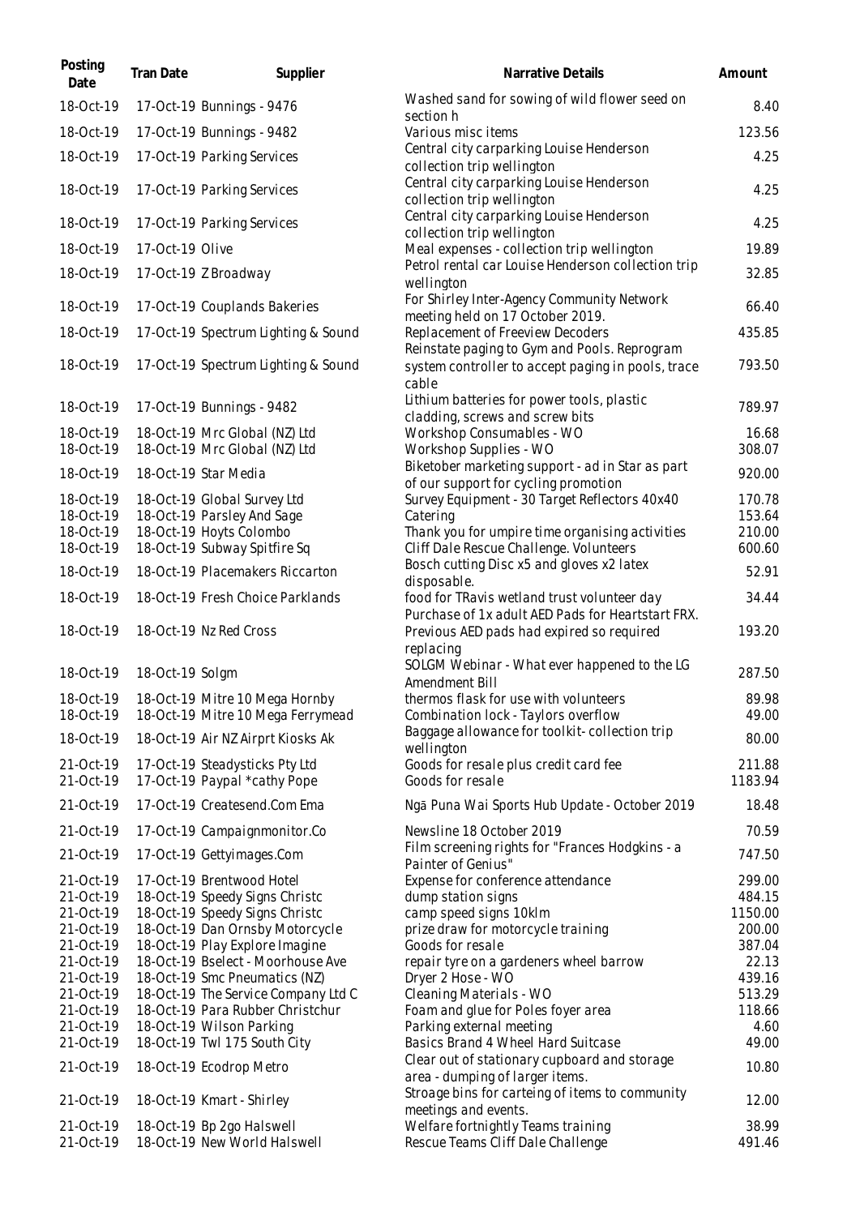| Posting Date | Tran Date | Supplier | Narrative Details | Amount |
|---|---|---|---|---|
| 18-Oct-19 | 17-Oct-19 | Bunnings - 9476 | Washed sand for sowing of wild flower seed on section h | 8.40 |
| 18-Oct-19 | 17-Oct-19 | Bunnings - 9482 | Various misc items | 123.56 |
| 18-Oct-19 | 17-Oct-19 | Parking Services | Central city carparking Louise Henderson collection trip wellington | 4.25 |
| 18-Oct-19 | 17-Oct-19 | Parking Services | Central city carparking Louise Henderson collection trip wellington | 4.25 |
| 18-Oct-19 | 17-Oct-19 | Parking Services | Central city carparking Louise Henderson collection trip wellington | 4.25 |
| 18-Oct-19 | 17-Oct-19 | Olive | Meal expenses - collection trip wellington | 19.89 |
| 18-Oct-19 | 17-Oct-19 | Z Broadway | Petrol rental car Louise Henderson collection trip wellington | 32.85 |
| 18-Oct-19 | 17-Oct-19 | Couplands Bakeries | For Shirley Inter-Agency Community Network meeting held on 17 October 2019. | 66.40 |
| 18-Oct-19 | 17-Oct-19 | Spectrum Lighting & Sound | Replacement of Freeview Decoders | 435.85 |
| 18-Oct-19 | 17-Oct-19 | Spectrum Lighting & Sound | Reinstate paging to Gym and Pools. Reprogram system controller to accept paging in pools, trace cable | 793.50 |
| 18-Oct-19 | 17-Oct-19 | Bunnings - 9482 | Lithium batteries for power tools, plastic cladding, screws and screw bits | 789.97 |
| 18-Oct-19 | 18-Oct-19 | Mrc Global (NZ) Ltd | Workshop Consumables - WO | 16.68 |
| 18-Oct-19 | 18-Oct-19 | Mrc Global (NZ) Ltd | Workshop Supplies - WO | 308.07 |
| 18-Oct-19 | 18-Oct-19 | Star Media | Biketober marketing support - ad in Star as part of our support for cycling promotion | 920.00 |
| 18-Oct-19 | 18-Oct-19 | Global Survey Ltd | Survey Equipment - 30 Target Reflectors 40x40 | 170.78 |
| 18-Oct-19 | 18-Oct-19 | Parsley And Sage | Catering | 153.64 |
| 18-Oct-19 | 18-Oct-19 | Hoyts Colombo | Thank you for umpire time organising activities | 210.00 |
| 18-Oct-19 | 18-Oct-19 | Subway Spitfire Sq | Cliff Dale Rescue Challenge. Volunteers | 600.60 |
| 18-Oct-19 | 18-Oct-19 | Placemakers Riccarton | Bosch cutting Disc x5 and gloves x2 latex disposable. | 52.91 |
| 18-Oct-19 | 18-Oct-19 | Fresh Choice Parklands | food for TRavis wetland trust volunteer day | 34.44 |
| 18-Oct-19 | 18-Oct-19 | Nz Red Cross | Purchase of 1x adult AED Pads for Heartstart FRX. Previous AED pads had expired so required replacing | 193.20 |
| 18-Oct-19 | 18-Oct-19 | Solgm | SOLGM Webinar - What ever happened to the LG Amendment Bill | 287.50 |
| 18-Oct-19 | 18-Oct-19 | Mitre 10 Mega Hornby | thermos flask for use with volunteers | 89.98 |
| 18-Oct-19 | 18-Oct-19 | Mitre 10 Mega Ferrymead | Combination lock - Taylors overflow | 49.00 |
| 18-Oct-19 | 18-Oct-19 | Air NZ Airprt Kiosks Ak | Baggage allowance for toolkit- collection trip wellington | 80.00 |
| 21-Oct-19 | 17-Oct-19 | Steadysticks Pty Ltd | Goods for resale plus credit card fee | 211.88 |
| 21-Oct-19 | 17-Oct-19 | Paypal *cathy Pope | Goods for resale | 1183.94 |
| 21-Oct-19 | 17-Oct-19 | Createsend.Com Ema | Ngā Puna Wai Sports Hub Update - October 2019 | 18.48 |
| 21-Oct-19 | 17-Oct-19 | Campaignmonitor.Co | Newsline 18 October 2019 | 70.59 |
| 21-Oct-19 | 17-Oct-19 | Gettyimages.Com | Film screening rights for "Frances Hodgkins - a Painter of Genius" | 747.50 |
| 21-Oct-19 | 17-Oct-19 | Brentwood Hotel | Expense for conference attendance | 299.00 |
| 21-Oct-19 | 18-Oct-19 | Speedy Signs Christc | dump station signs | 484.15 |
| 21-Oct-19 | 18-Oct-19 | Speedy Signs Christc | camp speed signs 10klm | 1150.00 |
| 21-Oct-19 | 18-Oct-19 | Dan Ornsby Motorcycle | prize draw for motorcycle training | 200.00 |
| 21-Oct-19 | 18-Oct-19 | Play Explore Imagine | Goods for resale | 387.04 |
| 21-Oct-19 | 18-Oct-19 | Bselect - Moorhouse Ave | repair tyre on a gardeners wheel barrow | 22.13 |
| 21-Oct-19 | 18-Oct-19 | Smc Pneumatics (NZ) | Dryer 2 Hose - WO | 439.16 |
| 21-Oct-19 | 18-Oct-19 | The Service Company Ltd C | Cleaning Materials - WO | 513.29 |
| 21-Oct-19 | 18-Oct-19 | Para Rubber Christchur | Foam and glue for Poles foyer area | 118.66 |
| 21-Oct-19 | 18-Oct-19 | Wilson Parking | Parking external meeting | 4.60 |
| 21-Oct-19 | 18-Oct-19 | Twl 175 South City | Basics Brand 4 Wheel Hard Suitcase | 49.00 |
| 21-Oct-19 | 18-Oct-19 | Ecodrop Metro | Clear out of stationary cupboard and storage area - dumping of larger items. | 10.80 |
| 21-Oct-19 | 18-Oct-19 | Kmart - Shirley | Stroage bins for carteing of items to community meetings and events. | 12.00 |
| 21-Oct-19 | 18-Oct-19 | Bp 2go Halswell | Welfare fortnightly Teams training | 38.99 |
| 21-Oct-19 | 18-Oct-19 | New World Halswell | Rescue Teams Cliff Dale Challenge | 491.46 |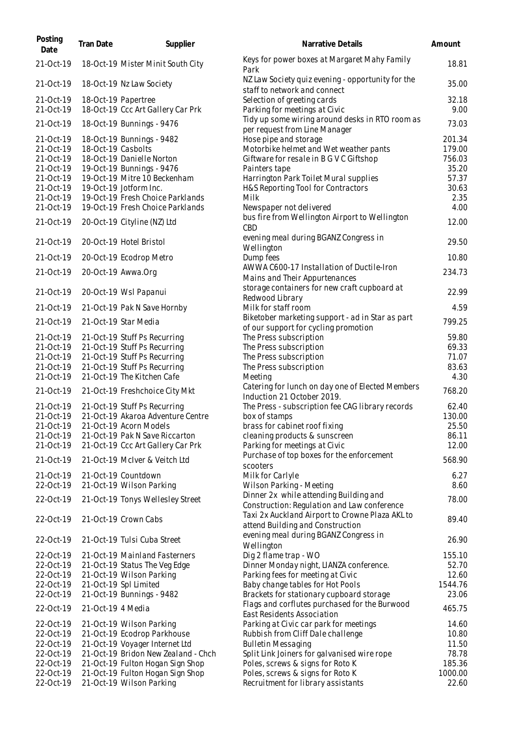| Posting Date | Tran Date | Supplier | Narrative Details | Amount |
|---|---|---|---|---|
| 21-Oct-19 | 18-Oct-19 | Mister Minit South City | Keys for power boxes at Margaret Mahy Family Park | 18.81 |
| 21-Oct-19 | 18-Oct-19 | Nz Law Society | NZ Law Society quiz evening - opportunity for the staff to network and connect | 35.00 |
| 21-Oct-19 | 18-Oct-19 | Papertree | Selection of greeting cards | 32.18 |
| 21-Oct-19 | 18-Oct-19 | Ccc Art Gallery Car Prk | Parking for meetings at Civic | 9.00 |
| 21-Oct-19 | 18-Oct-19 | Bunnings - 9476 | Tidy up some wiring around desks in RTO room as per request from Line Manager | 73.03 |
| 21-Oct-19 | 18-Oct-19 | Bunnings - 9482 | Hose pipe and storage | 201.34 |
| 21-Oct-19 | 18-Oct-19 | Casbolts | Motorbike helmet and Wet weather pants | 179.00 |
| 21-Oct-19 | 18-Oct-19 | Danielle Norton | Giftware for resale in B G V C Giftshop | 756.03 |
| 21-Oct-19 | 19-Oct-19 | Bunnings - 9476 | Painters tape | 35.20 |
| 21-Oct-19 | 19-Oct-19 | Mitre 10 Beckenham | Harrington Park Toilet Mural supplies | 57.37 |
| 21-Oct-19 | 19-Oct-19 | Jotform Inc. | H&S Reporting Tool for Contractors | 30.63 |
| 21-Oct-19 | 19-Oct-19 | Fresh Choice Parklands | Milk | 2.35 |
| 21-Oct-19 | 19-Oct-19 | Fresh Choice Parklands | Newspaper not delivered | 4.00 |
| 21-Oct-19 | 20-Oct-19 | Cityline (NZ) Ltd | bus fire from Wellington Airport to Wellington CBD | 12.00 |
| 21-Oct-19 | 20-Oct-19 | Hotel Bristol | evening meal during BGANZ Congress in Wellington | 29.50 |
| 21-Oct-19 | 20-Oct-19 | Ecodrop Metro | Dump fees | 10.80 |
| 21-Oct-19 | 20-Oct-19 | Awwa.Org | AWWA C600-17 Installation of Ductile-Iron Mains and Their Appurtenances | 234.73 |
| 21-Oct-19 | 20-Oct-19 | Wsl Papanui | storage containers for new craft cupboard at Redwood Library | 22.99 |
| 21-Oct-19 | 21-Oct-19 | Pak N Save Hornby | Milk for staff room | 4.59 |
| 21-Oct-19 | 21-Oct-19 | Star Media | Biketober marketing support - ad in Star as part of our support for cycling promotion | 799.25 |
| 21-Oct-19 | 21-Oct-19 | Stuff Ps Recurring | The Press subscription | 59.80 |
| 21-Oct-19 | 21-Oct-19 | Stuff Ps Recurring | The Press subscription | 69.33 |
| 21-Oct-19 | 21-Oct-19 | Stuff Ps Recurring | The Press subscription | 71.07 |
| 21-Oct-19 | 21-Oct-19 | Stuff Ps Recurring | The Press subscription | 83.63 |
| 21-Oct-19 | 21-Oct-19 | The Kitchen Cafe | Meeting | 4.30 |
| 21-Oct-19 | 21-Oct-19 | Freshchoice City Mkt | Catering for lunch on day one of Elected Members Induction 21 October 2019. | 768.20 |
| 21-Oct-19 | 21-Oct-19 | Stuff Ps Recurring | The Press - subscription fee CAG library records | 62.40 |
| 21-Oct-19 | 21-Oct-19 | Akaroa Adventure Centre | box of stamps | 130.00 |
| 21-Oct-19 | 21-Oct-19 | Acorn Models | brass for cabinet roof fixing | 25.50 |
| 21-Oct-19 | 21-Oct-19 | Pak N Save Riccarton | cleaning products & sunscreen | 86.11 |
| 21-Oct-19 | 21-Oct-19 | Ccc Art Gallery Car Prk | Parking for meetings at Civic | 12.00 |
| 21-Oct-19 | 21-Oct-19 | McIver & Veitch Ltd | Purchase of top boxes for the enforcement scooters | 568.90 |
| 21-Oct-19 | 21-Oct-19 | Countdown | Milk for Carlyle | 6.27 |
| 22-Oct-19 | 21-Oct-19 | Wilson Parking | Wilson Parking - Meeting | 8.60 |
| 22-Oct-19 | 21-Oct-19 | Tonys Wellesley Street | Dinner 2x while attending Building and Construction: Regulation and Law conference | 78.00 |
| 22-Oct-19 | 21-Oct-19 | Crown Cabs | Taxi 2x Auckland Airport to Crowne Plaza AKL to attend Building and Construction | 89.40 |
| 22-Oct-19 | 21-Oct-19 | Tulsi Cuba Street | evening meal during BGANZ Congress in Wellington | 26.90 |
| 22-Oct-19 | 21-Oct-19 | Mainland Fasterners | Dig 2 flame trap - WO | 155.10 |
| 22-Oct-19 | 21-Oct-19 | Status The Veg Edge | Dinner Monday night, LIANZA conference. | 52.70 |
| 22-Oct-19 | 21-Oct-19 | Wilson Parking | Parking fees for meeting at Civic | 12.60 |
| 22-Oct-19 | 21-Oct-19 | Spl Limited | Baby change tables for Hot Pools | 1544.76 |
| 22-Oct-19 | 21-Oct-19 | Bunnings - 9482 | Brackets for stationary cupboard storage | 23.06 |
| 22-Oct-19 | 21-Oct-19 | 4 Media | Flags and corflutes purchased for the Burwood East Residents Association | 465.75 |
| 22-Oct-19 | 21-Oct-19 | Wilson Parking | Parking at Civic car park for meetings | 14.60 |
| 22-Oct-19 | 21-Oct-19 | Ecodrop Parkhouse | Rubbish from Cliff Dale challenge | 10.80 |
| 22-Oct-19 | 21-Oct-19 | Voyager Internet Ltd | Bulletin Messaging | 11.50 |
| 22-Oct-19 | 21-Oct-19 | Bridon New Zealand - Chch | Split Link Joiners for galvanised wire rope | 78.78 |
| 22-Oct-19 | 21-Oct-19 | Fulton Hogan Sign Shop | Poles, screws & signs for Roto K | 185.36 |
| 22-Oct-19 | 21-Oct-19 | Fulton Hogan Sign Shop | Poles, screws & signs for Roto K | 1000.00 |
| 22-Oct-19 | 21-Oct-19 | Wilson Parking | Recruitment for library assistants | 22.60 |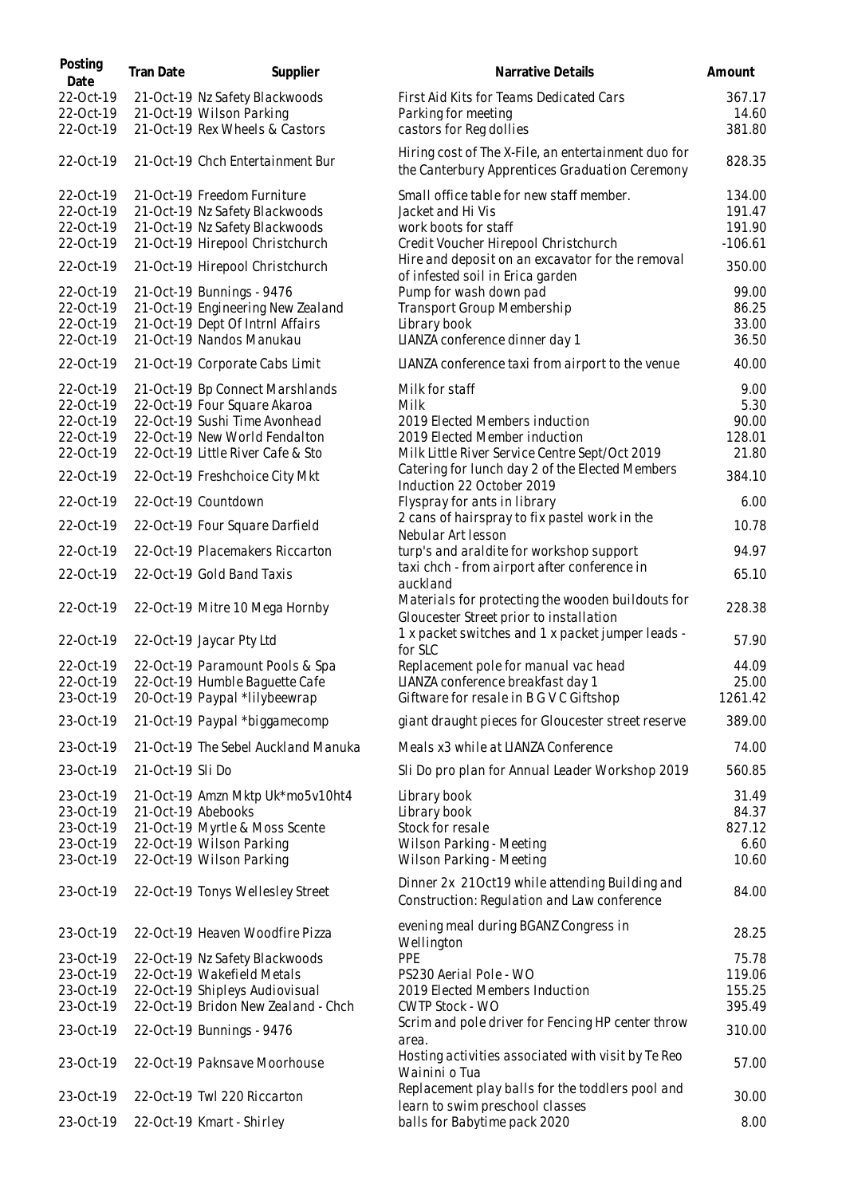| Posting Date | Tran Date | Supplier | Narrative Details | Amount |
|---|---|---|---|---|
| 22-Oct-19 | 21-Oct-19 | Nz Safety Blackwoods | First Aid Kits for Teams Dedicated Cars | 367.17 |
| 22-Oct-19 | 21-Oct-19 | Wilson Parking | Parking for meeting | 14.60 |
| 22-Oct-19 | 21-Oct-19 | Rex Wheels & Castors | castors for Reg dollies | 381.80 |
| 22-Oct-19 | 21-Oct-19 | Chch Entertainment Bur | Hiring cost of The X-File, an entertainment duo for the Canterbury Apprentices Graduation Ceremony | 828.35 |
| 22-Oct-19 | 21-Oct-19 | Freedom Furniture | Small office table for new staff member. | 134.00 |
| 22-Oct-19 | 21-Oct-19 | Nz Safety Blackwoods | Jacket and Hi Vis | 191.47 |
| 22-Oct-19 | 21-Oct-19 | Nz Safety Blackwoods | work boots for staff | 191.90 |
| 22-Oct-19 | 21-Oct-19 | Hirepool Christchurch | Credit Voucher Hirepool Christchurch | -106.61 |
| 22-Oct-19 | 21-Oct-19 | Hirepool Christchurch | Hire and deposit on an excavator for the removal of infested soil in Erica garden | 350.00 |
| 22-Oct-19 | 21-Oct-19 | Bunnings - 9476 | Pump for wash down pad | 99.00 |
| 22-Oct-19 | 21-Oct-19 | Engineering New Zealand | Transport Group Membership | 86.25 |
| 22-Oct-19 | 21-Oct-19 | Dept Of Intrnl Affairs | Library book | 33.00 |
| 22-Oct-19 | 21-Oct-19 | Nandos Manukau | LIANZA conference dinner day 1 | 36.50 |
| 22-Oct-19 | 21-Oct-19 | Corporate Cabs Limit | LIANZA conference taxi from airport to the venue | 40.00 |
| 22-Oct-19 | 21-Oct-19 | Bp Connect Marshlands | Milk for staff | 9.00 |
| 22-Oct-19 | 22-Oct-19 | Four Square Akaroa | Milk | 5.30 |
| 22-Oct-19 | 22-Oct-19 | Sushi Time Avonhead | 2019 Elected Members induction | 90.00 |
| 22-Oct-19 | 22-Oct-19 | New World Fendalton | 2019 Elected Member induction | 128.01 |
| 22-Oct-19 | 22-Oct-19 | Little River Cafe & Sto | Milk Little River Service Centre Sept/Oct 2019 | 21.80 |
| 22-Oct-19 | 22-Oct-19 | Freshchoice City Mkt | Catering for lunch day 2 of the Elected Members Induction 22 October 2019 | 384.10 |
| 22-Oct-19 | 22-Oct-19 | Countdown | Flyspray for ants in library | 6.00 |
| 22-Oct-19 | 22-Oct-19 | Four Square Darfield | 2 cans of hairspray to fix pastel work in the Nebular Art lesson | 10.78 |
| 22-Oct-19 | 22-Oct-19 | Placemakers Riccarton | turp's and araldite for workshop support | 94.97 |
| 22-Oct-19 | 22-Oct-19 | Gold Band Taxis | taxi chch - from airport after conference in auckland | 65.10 |
| 22-Oct-19 | 22-Oct-19 | Mitre 10 Mega Hornby | Materials for protecting the wooden buildouts for Gloucester Street prior to installation | 228.38 |
| 22-Oct-19 | 22-Oct-19 | Jaycar Pty Ltd | 1 x packet switches and 1 x packet jumper leads - for SLC | 57.90 |
| 22-Oct-19 | 22-Oct-19 | Paramount Pools & Spa | Replacement pole for manual vac head | 44.09 |
| 22-Oct-19 | 22-Oct-19 | Humble Baguette Cafe | LIANZA conference breakfast day 1 | 25.00 |
| 23-Oct-19 | 20-Oct-19 | Paypal *lilybeewrap | Giftware for resale in B G V C Giftshop | 1261.42 |
| 23-Oct-19 | 21-Oct-19 | Paypal *biggamecomp | giant draught pieces for Gloucester street reserve | 389.00 |
| 23-Oct-19 | 21-Oct-19 | The Sebel Auckland Manuka | Meals x3 while at LIANZA Conference | 74.00 |
| 23-Oct-19 | 21-Oct-19 | Sli Do | Sli Do pro plan for Annual Leader Workshop 2019 | 560.85 |
| 23-Oct-19 | 21-Oct-19 | Amzn Mktp Uk*mo5v10ht4 | Library book | 31.49 |
| 23-Oct-19 | 21-Oct-19 | Abebooks | Library book | 84.37 |
| 23-Oct-19 | 21-Oct-19 | Myrtle & Moss Scente | Stock for resale | 827.12 |
| 23-Oct-19 | 22-Oct-19 | Wilson Parking | Wilson Parking - Meeting | 6.60 |
| 23-Oct-19 | 22-Oct-19 | Wilson Parking | Wilson Parking - Meeting | 10.60 |
| 23-Oct-19 | 22-Oct-19 | Tonys Wellesley Street | Dinner 2x 21Oct19 while attending Building and Construction: Regulation and Law conference | 84.00 |
| 23-Oct-19 | 22-Oct-19 | Heaven Woodfire Pizza | evening meal during BGANZ Congress in Wellington | 28.25 |
| 23-Oct-19 | 22-Oct-19 | Nz Safety Blackwoods | PPE | 75.78 |
| 23-Oct-19 | 22-Oct-19 | Wakefield Metals | PS230 Aerial Pole - WO | 119.06 |
| 23-Oct-19 | 22-Oct-19 | Shipleys Audiovisual | 2019 Elected Members Induction | 155.25 |
| 23-Oct-19 | 22-Oct-19 | Bridon New Zealand - Chch | CWTP Stock - WO | 395.49 |
| 23-Oct-19 | 22-Oct-19 | Bunnings - 9476 | Scrim and pole driver for Fencing HP center throw area. | 310.00 |
| 23-Oct-19 | 22-Oct-19 | Paknsave Moorhouse | Hosting activities associated with visit by Te Reo Wainini o Tua | 57.00 |
| 23-Oct-19 | 22-Oct-19 | Twl 220 Riccarton | Replacement play balls for the toddlers pool and learn to swim preschool classes | 30.00 |
| 23-Oct-19 | 22-Oct-19 | Kmart - Shirley | balls for Babytime pack 2020 | 8.00 |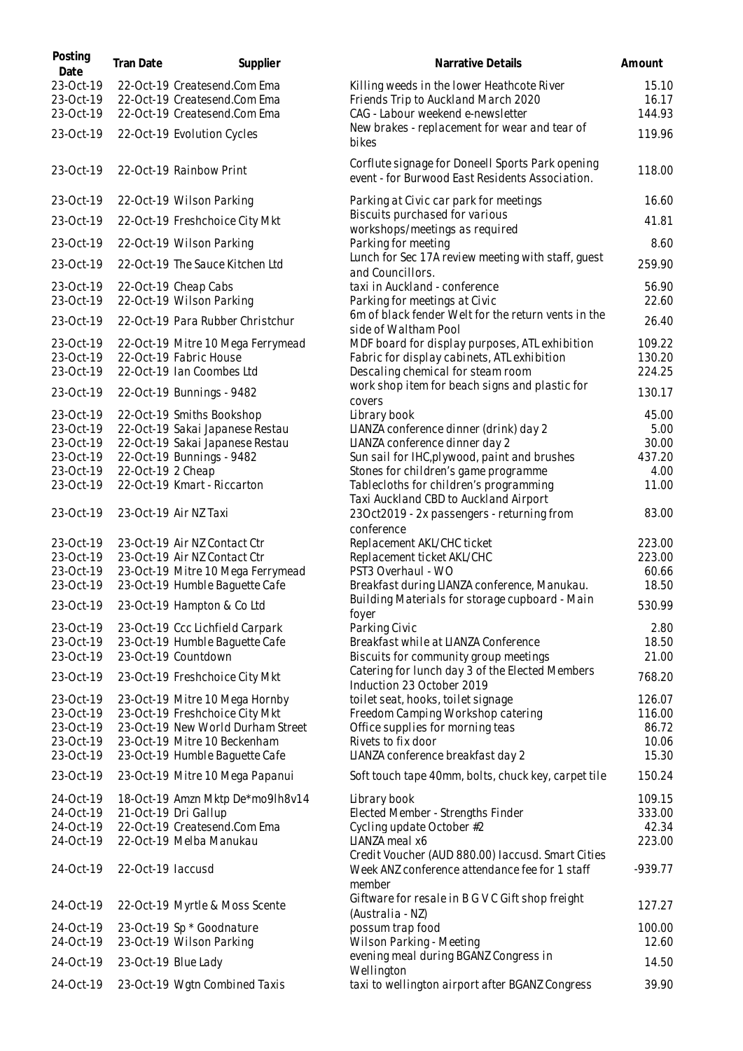| Posting Date | Tran Date | Supplier | Narrative Details | Amount |
|---|---|---|---|---|
| 23-Oct-19 | 22-Oct-19 | Createsend.Com Ema | Killing weeds in the lower Heathcote River | 15.10 |
| 23-Oct-19 | 22-Oct-19 | Createsend.Com Ema | Friends Trip to Auckland March 2020 | 16.17 |
| 23-Oct-19 | 22-Oct-19 | Createsend.Com Ema | CAG - Labour weekend e-newsletter | 144.93 |
| 23-Oct-19 | 22-Oct-19 | Evolution Cycles | New brakes - replacement for wear and tear of bikes | 119.96 |
| 23-Oct-19 | 22-Oct-19 | Rainbow Print | Corflute signage for Doneell Sports Park opening event - for Burwood East Residents Association. | 118.00 |
| 23-Oct-19 | 22-Oct-19 | Wilson Parking | Parking at Civic car park for meetings | 16.60 |
| 23-Oct-19 | 22-Oct-19 | Freshchoice City Mkt | Biscuits purchased for various workshops/meetings as required | 41.81 |
| 23-Oct-19 | 22-Oct-19 | Wilson Parking | Parking for meeting | 8.60 |
| 23-Oct-19 | 22-Oct-19 | The Sauce Kitchen Ltd | Lunch for Sec 17A review meeting with staff, guest and Councillors. | 259.90 |
| 23-Oct-19 | 22-Oct-19 | Cheap Cabs | taxi in Auckland - conference | 56.90 |
| 23-Oct-19 | 22-Oct-19 | Wilson Parking | Parking for meetings at Civic | 22.60 |
| 23-Oct-19 | 22-Oct-19 | Para Rubber Christchur | 6m of black fender Welt for the return vents in the side of Waltham Pool | 26.40 |
| 23-Oct-19 | 22-Oct-19 | Mitre 10 Mega Ferrymead | MDF board for display purposes, ATL exhibition | 109.22 |
| 23-Oct-19 | 22-Oct-19 | Fabric House | Fabric for display cabinets, ATL exhibition | 130.20 |
| 23-Oct-19 | 22-Oct-19 | Ian Coombes Ltd | Descaling chemical for steam room | 224.25 |
| 23-Oct-19 | 22-Oct-19 | Bunnings - 9482 | work shop item for beach signs and plastic for covers | 130.17 |
| 23-Oct-19 | 22-Oct-19 | Smiths Bookshop | Library book | 45.00 |
| 23-Oct-19 | 22-Oct-19 | Sakai Japanese Restau | LIANZA conference dinner (drink) day 2 | 5.00 |
| 23-Oct-19 | 22-Oct-19 | Sakai Japanese Restau | LIANZA conference dinner day 2 | 30.00 |
| 23-Oct-19 | 22-Oct-19 | Bunnings - 9482 | Sun sail for IHC,plywood, paint and brushes | 437.20 |
| 23-Oct-19 | 22-Oct-19 | 2 Cheap | Stones for children's game programme | 4.00 |
| 23-Oct-19 | 22-Oct-19 | Kmart - Riccarton | Tablecloths for children's programming | 11.00 |
| 23-Oct-19 | 23-Oct-19 | Air NZ Taxi | Taxi Auckland CBD to Auckland Airport 23Oct2019 - 2x passengers - returning from conference | 83.00 |
| 23-Oct-19 | 23-Oct-19 | Air NZ Contact Ctr | Replacement AKL/CHC ticket | 223.00 |
| 23-Oct-19 | 23-Oct-19 | Air NZ Contact Ctr | Replacement ticket AKL/CHC | 223.00 |
| 23-Oct-19 | 23-Oct-19 | Mitre 10 Mega Ferrymead | PST3 Overhaul - WO | 60.66 |
| 23-Oct-19 | 23-Oct-19 | Humble Baguette Cafe | Breakfast during LIANZA conference, Manukau. | 18.50 |
| 23-Oct-19 | 23-Oct-19 | Hampton & Co Ltd | Building Materials for storage cupboard - Main foyer | 530.99 |
| 23-Oct-19 | 23-Oct-19 | Ccc Lichfield Carpark | Parking Civic | 2.80 |
| 23-Oct-19 | 23-Oct-19 | Humble Baguette Cafe | Breakfast while at LIANZA Conference | 18.50 |
| 23-Oct-19 | 23-Oct-19 | Countdown | Biscuits for community group meetings | 21.00 |
| 23-Oct-19 | 23-Oct-19 | Freshchoice City Mkt | Catering for lunch day 3 of the Elected Members Induction 23 October 2019 | 768.20 |
| 23-Oct-19 | 23-Oct-19 | Mitre 10 Mega Hornby | toilet seat, hooks, toilet signage | 126.07 |
| 23-Oct-19 | 23-Oct-19 | Freshchoice City Mkt | Freedom Camping Workshop catering | 116.00 |
| 23-Oct-19 | 23-Oct-19 | New World Durham Street | Office supplies for morning teas | 86.72 |
| 23-Oct-19 | 23-Oct-19 | Mitre 10 Beckenham | Rivets to fix door | 10.06 |
| 23-Oct-19 | 23-Oct-19 | Humble Baguette Cafe | LIANZA conference breakfast day 2 | 15.30 |
| 23-Oct-19 | 23-Oct-19 | Mitre 10 Mega Papanui | Soft touch tape 40mm, bolts, chuck key, carpet tile | 150.24 |
| 24-Oct-19 | 18-Oct-19 | Amzn Mktp De*mo9lh8v14 | Library book | 109.15 |
| 24-Oct-19 | 21-Oct-19 | Dri Gallup | Elected Member - Strengths Finder | 333.00 |
| 24-Oct-19 | 22-Oct-19 | Createsend.Com Ema | Cycling update October #2 | 42.34 |
| 24-Oct-19 | 22-Oct-19 | Melba Manukau | LIANZA meal x6 | 223.00 |
| 24-Oct-19 | 22-Oct-19 | Iaccusd | Credit Voucher (AUD 880.00) Iaccusd. Smart Cities Week ANZ conference attendance fee for 1 staff member | -939.77 |
| 24-Oct-19 | 22-Oct-19 | Myrtle & Moss Scente | Giftware for resale in B G V C Gift shop freight (Australia - NZ) | 127.27 |
| 24-Oct-19 | 23-Oct-19 | Sp * Goodnature | possum trap food | 100.00 |
| 24-Oct-19 | 23-Oct-19 | Wilson Parking | Wilson Parking - Meeting | 12.60 |
| 24-Oct-19 | 23-Oct-19 | Blue Lady | evening meal during BGANZ Congress in Wellington | 14.50 |
| 24-Oct-19 | 23-Oct-19 | Wgtn Combined Taxis | taxi to wellington airport after BGANZ Congress | 39.90 |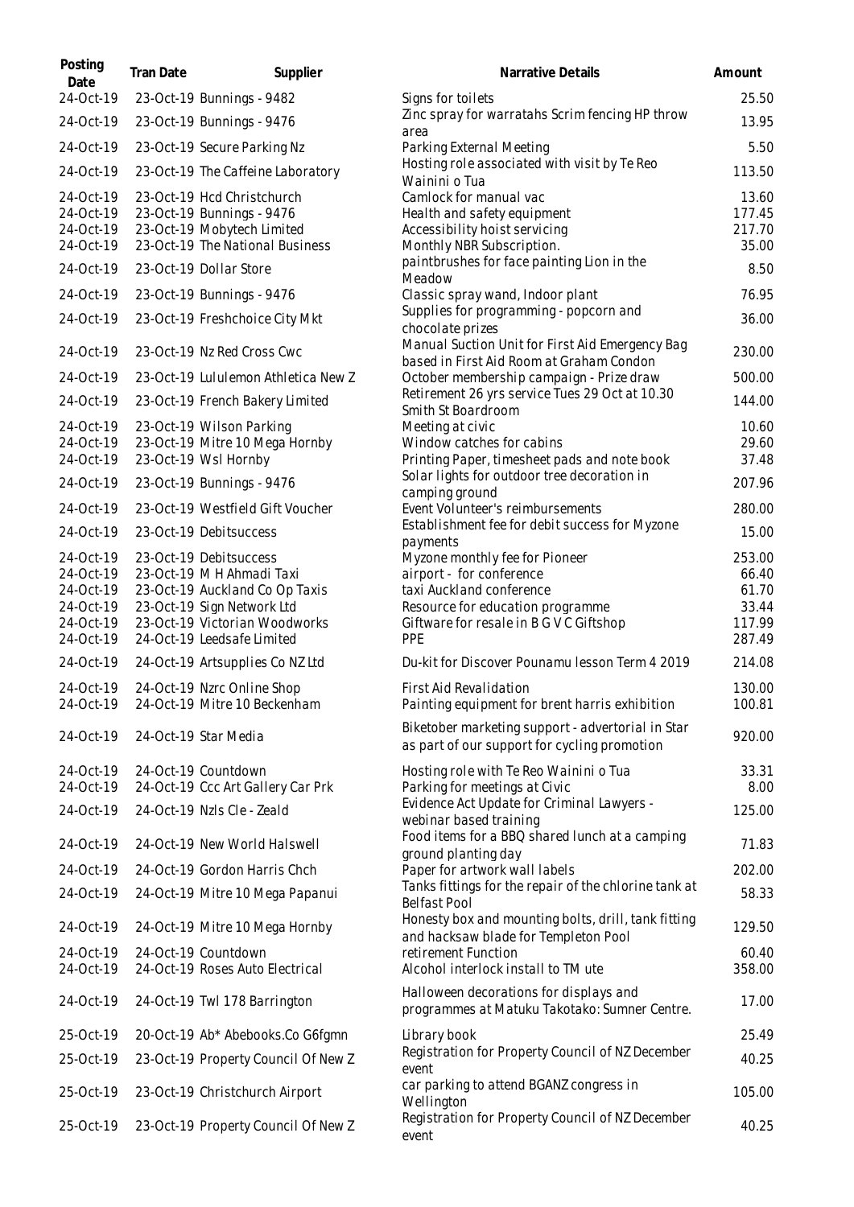| Posting Date | Tran Date | Supplier | Narrative Details | Amount |
|---|---|---|---|---|
| 24-Oct-19 | 23-Oct-19 | Bunnings - 9482 | Signs for toilets | 25.50 |
| 24-Oct-19 | 23-Oct-19 | Bunnings - 9476 | Zinc spray for warratahs Scrim fencing HP throw area | 13.95 |
| 24-Oct-19 | 23-Oct-19 | Secure Parking Nz | Parking External Meeting | 5.50 |
| 24-Oct-19 | 23-Oct-19 | The Caffeine Laboratory | Hosting role associated with visit by Te Reo Wainini o Tua | 113.50 |
| 24-Oct-19 | 23-Oct-19 | Hcd Christchurch | Camlock for manual vac | 13.60 |
| 24-Oct-19 | 23-Oct-19 | Bunnings - 9476 | Health and safety equipment | 177.45 |
| 24-Oct-19 | 23-Oct-19 | Mobytech Limited | Accessibility hoist servicing | 217.70 |
| 24-Oct-19 | 23-Oct-19 | The National Business | Monthly NBR Subscription. | 35.00 |
| 24-Oct-19 | 23-Oct-19 | Dollar Store | paintbrushes for face painting Lion in the Meadow | 8.50 |
| 24-Oct-19 | 23-Oct-19 | Bunnings - 9476 | Classic spray wand, Indoor plant | 76.95 |
| 24-Oct-19 | 23-Oct-19 | Freshchoice City Mkt | Supplies for programming - popcorn and chocolate prizes | 36.00 |
| 24-Oct-19 | 23-Oct-19 | Nz Red Cross Cwc | Manual Suction Unit for First Aid Emergency Bag based in First Aid Room at Graham Condon | 230.00 |
| 24-Oct-19 | 23-Oct-19 | Lululemon Athletica New Z | October membership campaign - Prize draw | 500.00 |
| 24-Oct-19 | 23-Oct-19 | French Bakery Limited | Retirement 26 yrs service Tues 29 Oct at 10.30 Smith St Boardroom | 144.00 |
| 24-Oct-19 | 23-Oct-19 | Wilson Parking | Meeting at civic | 10.60 |
| 24-Oct-19 | 23-Oct-19 | Mitre 10 Mega Hornby | Window catches for cabins | 29.60 |
| 24-Oct-19 | 23-Oct-19 | Wsl Hornby | Printing Paper, timesheet pads and note book | 37.48 |
| 24-Oct-19 | 23-Oct-19 | Bunnings - 9476 | Solar lights for outdoor tree decoration in camping ground | 207.96 |
| 24-Oct-19 | 23-Oct-19 | Westfield Gift Voucher | Event Volunteer's reimbursements | 280.00 |
| 24-Oct-19 | 23-Oct-19 | Debitsuccess | Establishment fee for debit success for Myzone payments | 15.00 |
| 24-Oct-19 | 23-Oct-19 | Debitsuccess | Myzone monthly fee for Pioneer | 253.00 |
| 24-Oct-19 | 23-Oct-19 | M H Ahmadi Taxi | airport - for conference | 66.40 |
| 24-Oct-19 | 23-Oct-19 | Auckland Co Op Taxis | taxi Auckland conference | 61.70 |
| 24-Oct-19 | 23-Oct-19 | Sign Network Ltd | Resource for education programme | 33.44 |
| 24-Oct-19 | 23-Oct-19 | Victorian Woodworks | Giftware for resale in B G V C Giftshop | 117.99 |
| 24-Oct-19 | 24-Oct-19 | Leedsafe Limited | PPE | 287.49 |
| 24-Oct-19 | 24-Oct-19 | Artsupplies Co NZ Ltd | Du-kit for Discover Pounamu lesson Term 4 2019 | 214.08 |
| 24-Oct-19 | 24-Oct-19 | Nzrc Online Shop | First Aid Revalidation | 130.00 |
| 24-Oct-19 | 24-Oct-19 | Mitre 10 Beckenham | Painting equipment for brent harris exhibition | 100.81 |
| 24-Oct-19 | 24-Oct-19 | Star Media | Biketober marketing support - advertorial in Star as part of our support for cycling promotion | 920.00 |
| 24-Oct-19 | 24-Oct-19 | Countdown | Hosting role with Te Reo Wainini o Tua | 33.31 |
| 24-Oct-19 | 24-Oct-19 | Ccc Art Gallery Car Prk | Parking for meetings at Civic | 8.00 |
| 24-Oct-19 | 24-Oct-19 | Nzls Cle - Zeald | Evidence Act Update for Criminal Lawyers - webinar based training | 125.00 |
| 24-Oct-19 | 24-Oct-19 | New World Halswell | Food items for a BBQ shared lunch at a camping ground planting day | 71.83 |
| 24-Oct-19 | 24-Oct-19 | Gordon Harris Chch | Paper for artwork wall labels | 202.00 |
| 24-Oct-19 | 24-Oct-19 | Mitre 10 Mega Papanui | Tanks fittings for the repair of the chlorine tank at Belfast Pool | 58.33 |
| 24-Oct-19 | 24-Oct-19 | Mitre 10 Mega Hornby | Honesty box and mounting bolts, drill, tank fitting and hacksaw blade for Templeton Pool | 129.50 |
| 24-Oct-19 | 24-Oct-19 | Countdown | retirement Function | 60.40 |
| 24-Oct-19 | 24-Oct-19 | Roses Auto Electrical | Alcohol interlock install to TM ute | 358.00 |
| 24-Oct-19 | 24-Oct-19 | Twl 178 Barrington | Halloween decorations for displays and programmes at Matuku Takotako: Sumner Centre. | 17.00 |
| 25-Oct-19 | 20-Oct-19 | Ab* Abebooks.Co G6fgmn | Library book | 25.49 |
| 25-Oct-19 | 23-Oct-19 | Property Council Of New Z | Registration for Property Council of NZ December event | 40.25 |
| 25-Oct-19 | 23-Oct-19 | Christchurch Airport | car parking to attend BGANZ congress in Wellington | 105.00 |
| 25-Oct-19 | 23-Oct-19 | Property Council Of New Z | Registration for Property Council of NZ December event | 40.25 |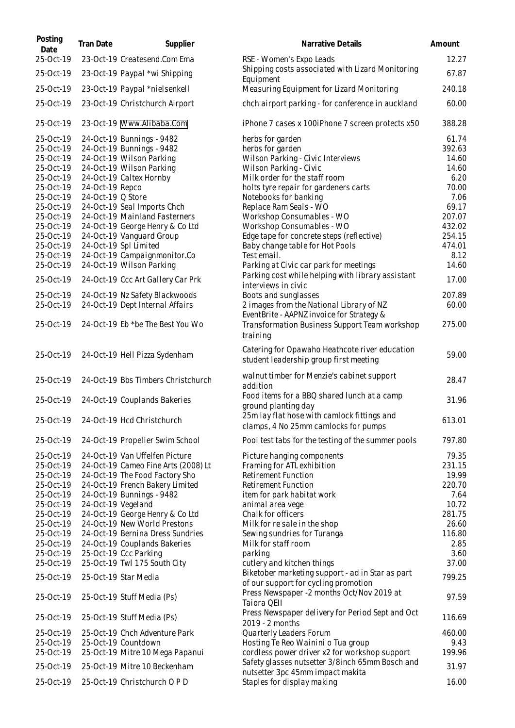| Posting Date | Tran Date | Supplier | Narrative Details | Amount |
|---|---|---|---|---|
| 25-Oct-19 | 23-Oct-19 | Createsend.Com Ema | RSE - Women's Expo Leads | 12.27 |
| 25-Oct-19 | 23-Oct-19 | Paypal *wi Shipping | Shipping costs associated with Lizard Monitoring Equipment | 67.87 |
| 25-Oct-19 | 23-Oct-19 | Paypal *nielsenkell | Measuring Equipment for Lizard Monitoring | 240.18 |
| 25-Oct-19 | 23-Oct-19 | Christchurch Airport | chch airport parking - for conference in auckland | 60.00 |
| 25-Oct-19 | 23-Oct-19 | Www.Alibaba.Com | iPhone 7 cases x 100iPhone 7 screen protects x50 | 388.28 |
| 25-Oct-19 | 24-Oct-19 | Bunnings - 9482 | herbs for garden | 61.74 |
| 25-Oct-19 | 24-Oct-19 | Bunnings - 9482 | herbs for garden | 392.63 |
| 25-Oct-19 | 24-Oct-19 | Wilson Parking | Wilson Parking - Civic Interviews | 14.60 |
| 25-Oct-19 | 24-Oct-19 | Wilson Parking | Wilson Parking - Civic | 14.60 |
| 25-Oct-19 | 24-Oct-19 | Caltex Hornby | Milk order for the staff room | 6.20 |
| 25-Oct-19 | 24-Oct-19 | Repco | holts tyre repair for gardeners carts | 70.00 |
| 25-Oct-19 | 24-Oct-19 | Q Store | Notebooks for banking | 7.06 |
| 25-Oct-19 | 24-Oct-19 | Seal Imports Chch | Replace Ram Seals - WO | 69.17 |
| 25-Oct-19 | 24-Oct-19 | Mainland Fasterners | Workshop Consumables - WO | 207.07 |
| 25-Oct-19 | 24-Oct-19 | George Henry & Co Ltd | Workshop Consumables - WO | 432.02 |
| 25-Oct-19 | 24-Oct-19 | Vanguard Group | Edge tape for concrete steps (reflective) | 254.15 |
| 25-Oct-19 | 24-Oct-19 | Spl Limited | Baby change table for Hot Pools | 474.01 |
| 25-Oct-19 | 24-Oct-19 | Campaignmonitor.Co | Test email. | 8.12 |
| 25-Oct-19 | 24-Oct-19 | Wilson Parking | Parking at Civic car park for meetings | 14.60 |
| 25-Oct-19 | 24-Oct-19 | Ccc Art Gallery Car Prk | Parking cost while helping with library assistant interviews in civic | 17.00 |
| 25-Oct-19 | 24-Oct-19 | Nz Safety Blackwoods | Boots and sunglasses | 207.89 |
| 25-Oct-19 | 24-Oct-19 | Dept Internal Affairs | 2 images from the National Library of NZ | 60.00 |
| 25-Oct-19 | 24-Oct-19 | Eb *be The Best You Wo | EventBrite - AAPNZ invoice for Strategy & Transformation Business Support Team workshop training | 275.00 |
| 25-Oct-19 | 24-Oct-19 | Hell Pizza Sydenham | Catering for Opawaho Heathcote river education student leadership group first meeting | 59.00 |
| 25-Oct-19 | 24-Oct-19 | Bbs Timbers Christchurch | walnut timber for Menzie's cabinet support addition | 28.47 |
| 25-Oct-19 | 24-Oct-19 | Couplands Bakeries | Food items for a BBQ shared lunch at a camp ground planting day | 31.96 |
| 25-Oct-19 | 24-Oct-19 | Hcd Christchurch | 25m lay flat hose with camlock fittings and clamps, 4 No 25mm camlocks for pumps | 613.01 |
| 25-Oct-19 | 24-Oct-19 | Propeller Swim School | Pool test tabs for the testing of the summer pools | 797.80 |
| 25-Oct-19 | 24-Oct-19 | Van Uffelfen Picture | Picture hanging components | 79.35 |
| 25-Oct-19 | 24-Oct-19 | Cameo Fine Arts (2008) Lt | Framing for ATL exhibition | 231.15 |
| 25-Oct-19 | 24-Oct-19 | The Food Factory Sho | Retirement Function | 19.99 |
| 25-Oct-19 | 24-Oct-19 | French Bakery Limited | Retirement Function | 220.70 |
| 25-Oct-19 | 24-Oct-19 | Bunnings - 9482 | item for park habitat work | 7.64 |
| 25-Oct-19 | 24-Oct-19 | Vegeland | animal area vege | 10.72 |
| 25-Oct-19 | 24-Oct-19 | George Henry & Co Ltd | Chalk for officers | 281.75 |
| 25-Oct-19 | 24-Oct-19 | New World Prestons | Milk for re sale in the shop | 26.60 |
| 25-Oct-19 | 24-Oct-19 | Bernina Dress Sundries | Sewing sundries for Turanga | 116.80 |
| 25-Oct-19 | 24-Oct-19 | Couplands Bakeries | Milk for staff room | 2.85 |
| 25-Oct-19 | 25-Oct-19 | Ccc Parking | parking | 3.60 |
| 25-Oct-19 | 25-Oct-19 | Twl 175 South City | cutlery and kitchen things | 37.00 |
| 25-Oct-19 | 25-Oct-19 | Star Media | Biketober marketing support - ad in Star as part of our support for cycling promotion | 799.25 |
| 25-Oct-19 | 25-Oct-19 | Stuff Media (Ps) | Press Newspaper -2 months Oct/Nov 2019 at Taiora QEII | 97.59 |
| 25-Oct-19 | 25-Oct-19 | Stuff Media (Ps) | Press Newspaper delivery for Period Sept and Oct 2019 - 2 months | 116.69 |
| 25-Oct-19 | 25-Oct-19 | Chch Adventure Park | Quarterly Leaders Forum | 460.00 |
| 25-Oct-19 | 25-Oct-19 | Countdown | Hosting Te Reo Wainini o Tua group | 9.43 |
| 25-Oct-19 | 25-Oct-19 | Mitre 10 Mega Papanui | cordless power driver x2 for workshop support | 199.96 |
| 25-Oct-19 | 25-Oct-19 | Mitre 10 Beckenham | Safety glasses nutsetter 3/8inch 65mm Bosch and nutsetter 3pc 45mm impact makita | 31.97 |
| 25-Oct-19 | 25-Oct-19 | Christchurch O P D | Staples for display making | 16.00 |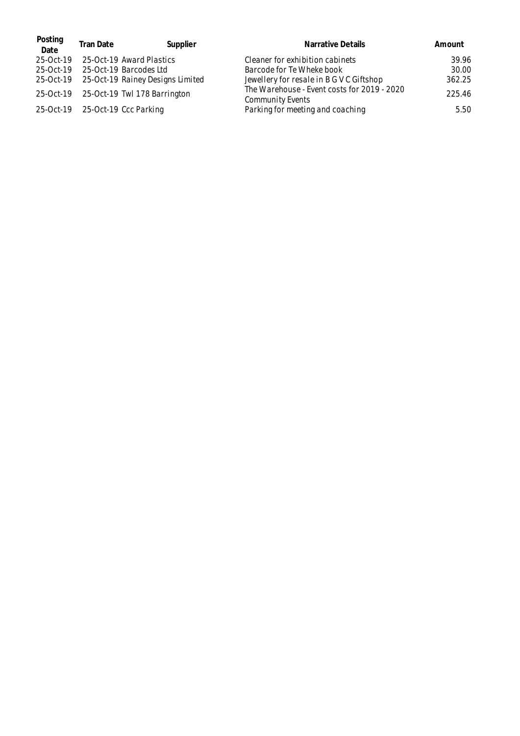| Posting Date | Tran Date | Supplier | Narrative Details | Amount |
| --- | --- | --- | --- | --- |
| 25-Oct-19 | 25-Oct-19 | Award Plastics | Cleaner for exhibition cabinets | 39.96 |
| 25-Oct-19 | 25-Oct-19 | Barcodes Ltd | Barcode for Te Wheke book | 30.00 |
| 25-Oct-19 | 25-Oct-19 | Rainey Designs Limited | Jewellery for resale in B G V C Giftshop | 362.25 |
| 25-Oct-19 | 25-Oct-19 | Twl 178 Barrington | The Warehouse - Event costs for 2019 - 2020 Community Events | 225.46 |
| 25-Oct-19 | 25-Oct-19 | Ccc Parking | Parking for meeting and coaching | 5.50 |